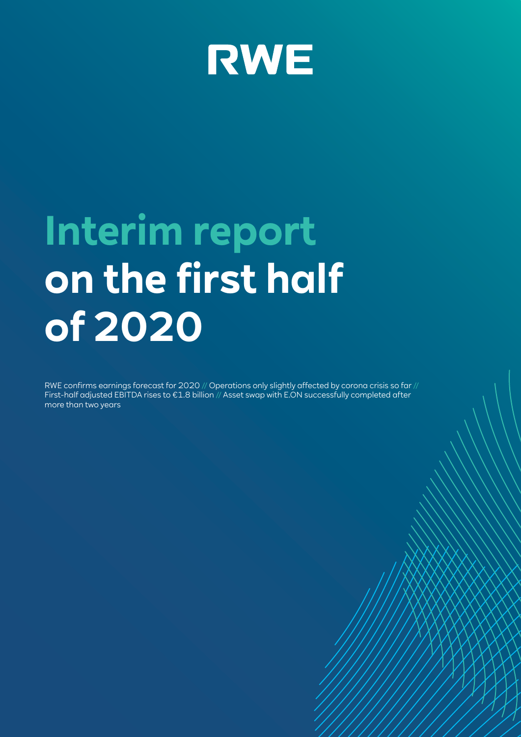RWE

# Interim report on the first half of 2020

RWE confirms earnings forecast for 2020 // Operations only slightly affected by corona crisis so far // First-half adjusted EBITDA rises to €1.8 billion // Asset swap with E.ON successfully completed after more than two years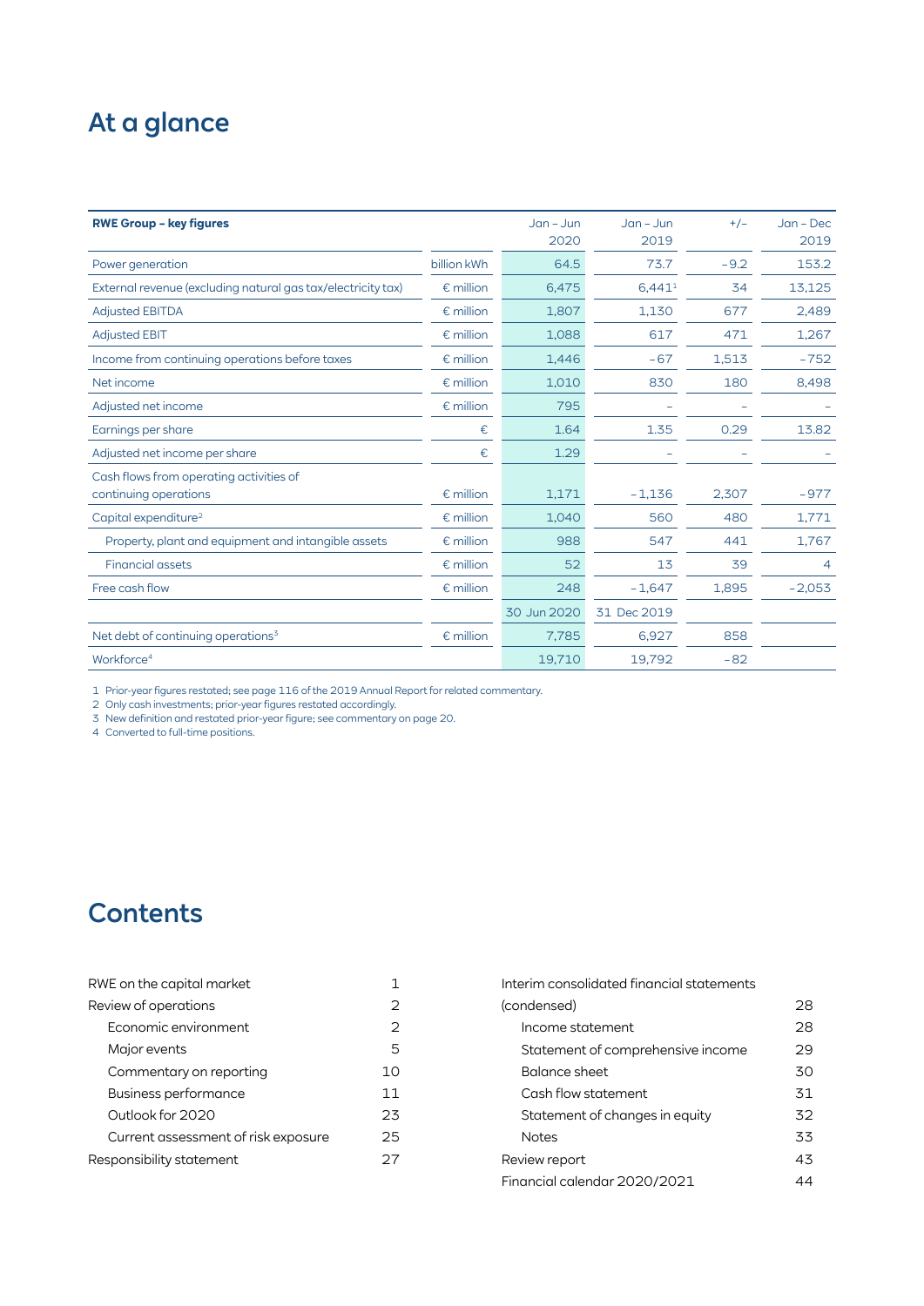# At a glance

| RWE Group – key figures | | Jan – Jun 2020 | Jan – Jun 2019 | +/– | Jan – Dec 2019 |
|---|---|---|---|---|---|
| Power generation | billion kWh | 64.5 | 73.7 | -9.2 | 153.2 |
| External revenue (excluding natural gas tax/electricity tax) | € million | 6,475 | 6,441[1] | 34 | 13,125 |
| Adjusted EBITDA | € million | 1,807 | 1,130 | 677 | 2,489 |
| Adjusted EBIT | € million | 1,088 | 617 | 471 | 1,267 |
| Income from continuing operations before taxes | € million | 1,446 | -67 | 1,513 | -752 |
| Net income | € million | 1,010 | 830 | 180 | 8,498 |
| Adjusted net income | € million | 795 | – | – | – |
| Earnings per share | € | 1.64 | 1.35 | 0.29 | 13.82 |
| Adjusted net income per share | € | 1.29 | – | – | – |
| Cash flows from operating activities of continuing operations | € million | 1,171 | -1,136 | 2,307 | -977 |
| Capital expenditure[2] | € million | 1,040 | 560 | 480 | 1,771 |
| Property, plant and equipment and intangible assets | € million | 988 | 547 | 441 | 1,767 |
| Financial assets | € million | 52 | 13 | 39 | 4 |
| Free cash flow | € million | 248 | -1,647 | 1,895 | -2,053 |
| | | 30 Jun 2020 | 31 Dec 2019 | | |
| Net debt of continuing operations[3] | € million | 7,785 | 6,927 | 858 | |
| Workforce[4] | | 19,710 | 19,792 | -82 | |

1 Prior-year figures restated; see page 116 of the 2019 Annual Report for related commentary.
2 Only cash investments; prior-year figures restated accordingly.
3 New definition and restated prior-year figure; see commentary on page 20.
4 Converted to full-time positions.

# Contents

| | |
|---|---|
| RWE on the capital market | 1 |
| Review of operations | 2 |
| Economic environment | 2 |
| Major events | 5 |
| Commentary on reporting | 10 |
| Business performance | 11 |
| Outlook for 2020 | 23 |
| Current assessment of risk exposure | 25 |
| Responsibility statement | 27 |
| Interim consolidated financial statements (condensed) | 28 |
| Income statement | 28 |
| Statement of comprehensive income | 29 |
| Balance sheet | 30 |
| Cash flow statement | 31 |
| Statement of changes in equity | 32 |
| Notes | 33 |
| Review report | 43 |
| Financial calendar 2020/2021 | 44 |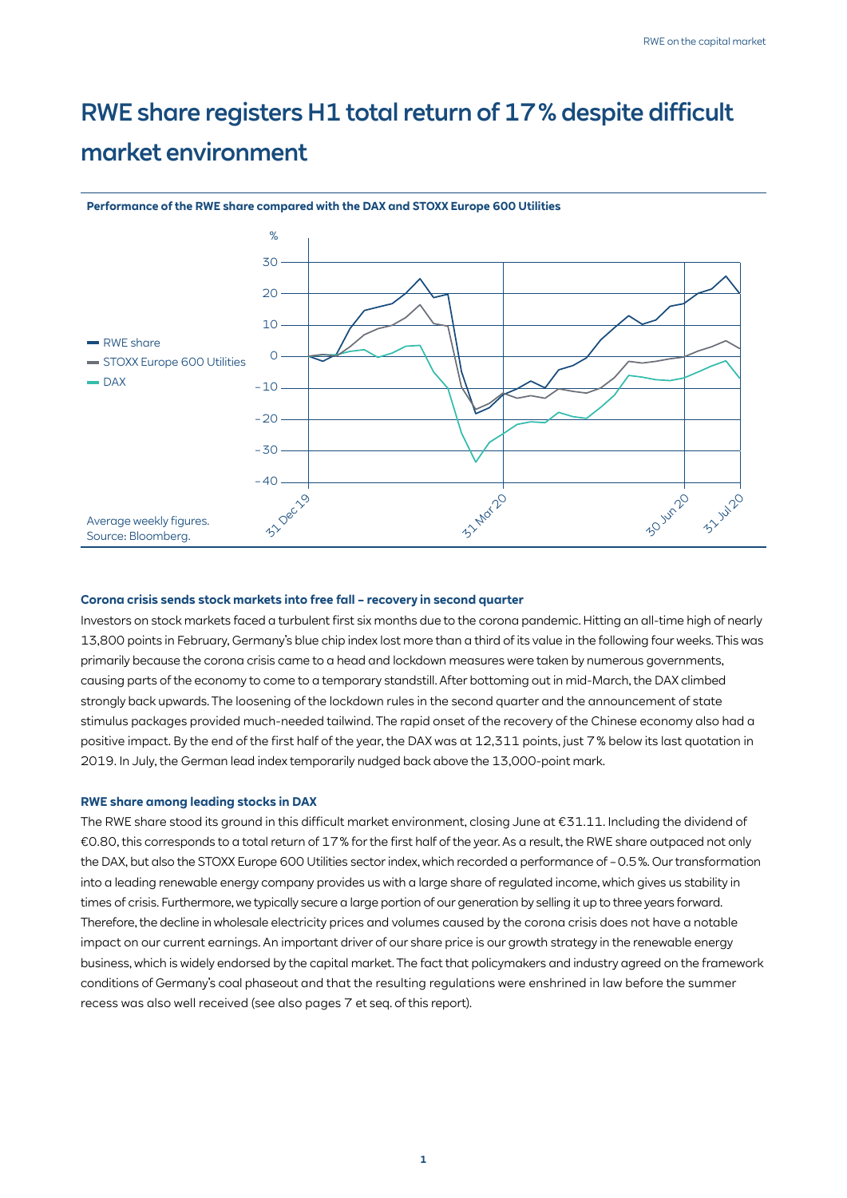# RWE share registers H1 total return of 17 % despite difficult market environment

**Performance of the RWE share compared with the DAX and STOXX Europe 600 Utilities**

Average weekly figures.
Source: Bloomberg.

### Corona crisis sends stock markets into free fall – recovery in second quarter

Investors on stock markets faced a turbulent first six months due to the corona pandemic. Hitting an all-time high of nearly 13,800 points in February, Germany's blue chip index lost more than a third of its value in the following four weeks. This was primarily because the corona crisis came to a head and lockdown measures were taken by numerous governments, causing parts of the economy to come to a temporary standstill. After bottoming out in mid-March, the DAX climbed strongly back upwards. The loosening of the lockdown rules in the second quarter and the announcement of state stimulus packages provided much-needed tailwind. The rapid onset of the recovery of the Chinese economy also had a positive impact. By the end of the first half of the year, the DAX was at 12,311 points, just 7 % below its last quotation in 2019. In July, the German lead index temporarily nudged back above the 13,000-point mark.

### RWE share among leading stocks in DAX

The RWE share stood its ground in this difficult market environment, closing June at €31.11. Including the dividend of €0.80, this corresponds to a total return of 17 % for the first half of the year. As a result, the RWE share outpaced not only the DAX, but also the STOXX Europe 600 Utilities sector index, which recorded a performance of – 0.5 %. Our transformation into a leading renewable energy company provides us with a large share of regulated income, which gives us stability in times of crisis. Furthermore, we typically secure a large portion of our generation by selling it up to three years forward. Therefore, the decline in wholesale electricity prices and volumes caused by the corona crisis does not have a notable impact on our current earnings. An important driver of our share price is our growth strategy in the renewable energy business, which is widely endorsed by the capital market. The fact that policymakers and industry agreed on the framework conditions of Germany's coal phaseout and that the resulting regulations were enshrined in law before the summer recess was also well received (see also pages 7 et seq. of this report).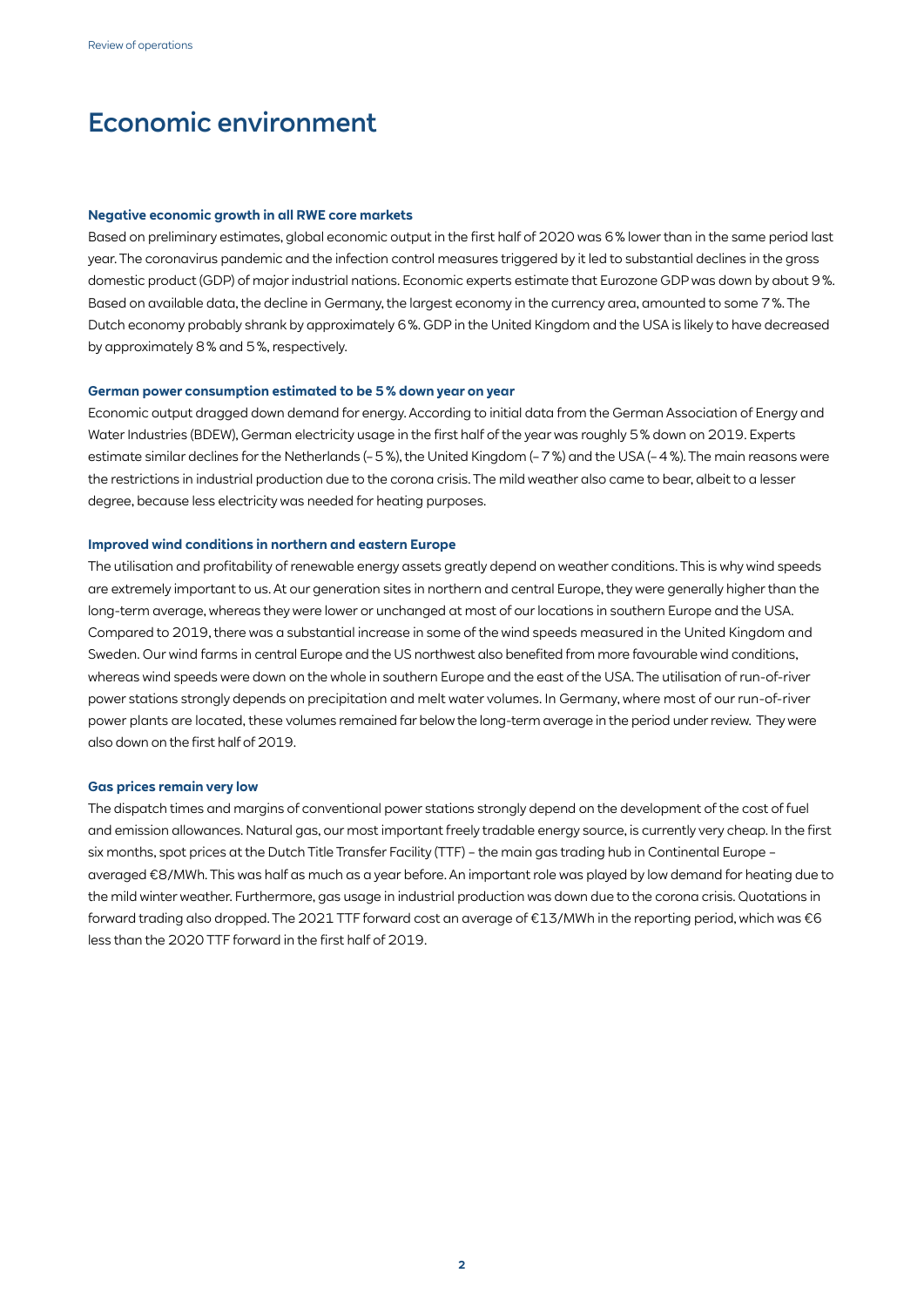# Economic environment

### Negative economic growth in all RWE core markets

Based on preliminary estimates, global economic output in the first half of 2020 was 6 % lower than in the same period last year. The coronavirus pandemic and the infection control measures triggered by it led to substantial declines in the gross domestic product (GDP) of major industrial nations. Economic experts estimate that Eurozone GDP was down by about 9 %. Based on available data, the decline in Germany, the largest economy in the currency area, amounted to some 7 %. The Dutch economy probably shrank by approximately 6 %. GDP in the United Kingdom and the USA is likely to have decreased by approximately 8 % and 5 %, respectively.

### German power consumption estimated to be 5 % down year on year

Economic output dragged down demand for energy. According to initial data from the German Association of Energy and Water Industries (BDEW), German electricity usage in the first half of the year was roughly 5 % down on 2019. Experts estimate similar declines for the Netherlands (– 5 %), the United Kingdom (– 7 %) and the USA (– 4 %). The main reasons were the restrictions in industrial production due to the corona crisis. The mild weather also came to bear, albeit to a lesser degree, because less electricity was needed for heating purposes.

### Improved wind conditions in northern and eastern Europe

The utilisation and profitability of renewable energy assets greatly depend on weather conditions. This is why wind speeds are extremely important to us. At our generation sites in northern and central Europe, they were generally higher than the long-term average, whereas they were lower or unchanged at most of our locations in southern Europe and the USA. Compared to 2019, there was a substantial increase in some of the wind speeds measured in the United Kingdom and Sweden. Our wind farms in central Europe and the US northwest also benefited from more favourable wind conditions, whereas wind speeds were down on the whole in southern Europe and the east of the USA. The utilisation of run-of-river power stations strongly depends on precipitation and melt water volumes. In Germany, where most of our run-of-river power plants are located, these volumes remained far below the long-term average in the period under review. They were also down on the first half of 2019.

### Gas prices remain very low

The dispatch times and margins of conventional power stations strongly depend on the development of the cost of fuel and emission allowances. Natural gas, our most important freely tradable energy source, is currently very cheap. In the first six months, spot prices at the Dutch Title Transfer Facility (TTF) – the main gas trading hub in Continental Europe – averaged €8/MWh. This was half as much as a year before. An important role was played by low demand for heating due to the mild winter weather. Furthermore, gas usage in industrial production was down due to the corona crisis. Quotations in forward trading also dropped. The 2021 TTF forward cost an average of €13/MWh in the reporting period, which was €6 less than the 2020 TTF forward in the first half of 2019.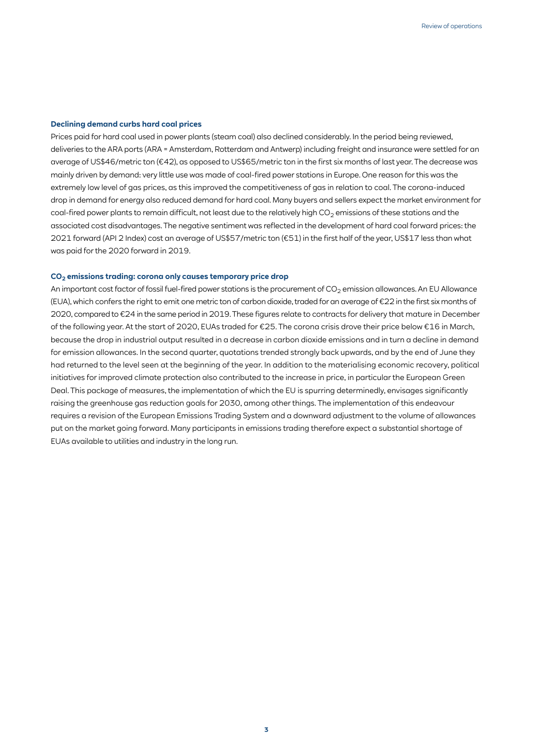### Declining demand curbs hard coal prices

Prices paid for hard coal used in power plants (steam coal) also declined considerably. In the period being reviewed, deliveries to the ARA ports (ARA = Amsterdam, Rotterdam and Antwerp) including freight and insurance were settled for an average of US$46/metric ton (€42), as opposed to US$65/metric ton in the first six months of last year. The decrease was mainly driven by demand: very little use was made of coal-fired power stations in Europe. One reason for this was the extremely low level of gas prices, as this improved the competitiveness of gas in relation to coal. The corona-induced drop in demand for energy also reduced demand for hard coal. Many buyers and sellers expect the market environment for coal-fired power plants to remain difficult, not least due to the relatively high $CO_2$ emissions of these stations and the associated cost disadvantages. The negative sentiment was reflected in the development of hard coal forward prices: the 2021 forward (API 2 Index) cost an average of US$57/metric ton (€51) in the first half of the year, US$17 less than what was paid for the 2020 forward in 2019.

### $CO_2$ emissions trading: corona only causes temporary price drop

An important cost factor of fossil fuel-fired power stations is the procurement of $CO_2$ emission allowances. An EU Allowance (EUA), which confers the right to emit one metric ton of carbon dioxide, traded for an average of €22 in the first six months of 2020, compared to €24 in the same period in 2019. These figures relate to contracts for delivery that mature in December of the following year. At the start of 2020, EUAs traded for €25. The corona crisis drove their price below €16 in March, because the drop in industrial output resulted in a decrease in carbon dioxide emissions and in turn a decline in demand for emission allowances. In the second quarter, quotations trended strongly back upwards, and by the end of June they had returned to the level seen at the beginning of the year. In addition to the materialising economic recovery, political initiatives for improved climate protection also contributed to the increase in price, in particular the European Green Deal. This package of measures, the implementation of which the EU is spurring determinedly, envisages significantly raising the greenhouse gas reduction goals for 2030, among other things. The implementation of this endeavour requires a revision of the European Emissions Trading System and a downward adjustment to the volume of allowances put on the market going forward. Many participants in emissions trading therefore expect a substantial shortage of EUAs available to utilities and industry in the long run.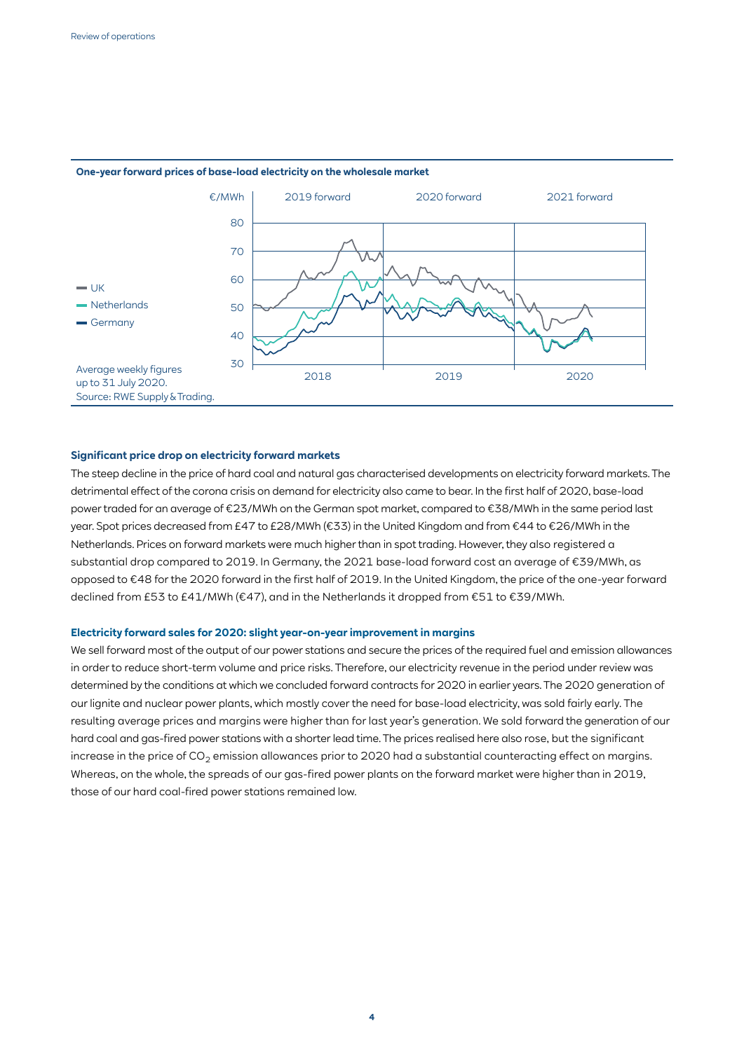**One-year forward prices of base-load electricity on the wholesale market**

€/MWh | 2019 forward | 2020 forward | 2021 forward

80, 70, 60, 50, 40, 30

2018 | 2019 | 2020

- UK
- Netherlands
- Germany

Average weekly figures up to 31 July 2020.
Source: RWE Supply & Trading.

**Significant price drop on electricity forward markets**

The steep decline in the price of hard coal and natural gas characterised developments on electricity forward markets. The detrimental effect of the corona crisis on demand for electricity also came to bear. In the first half of 2020, base-load power traded for an average of €23/MWh on the German spot market, compared to €38/MWh in the same period last year. Spot prices decreased from £47 to £28/MWh (€33) in the United Kingdom and from €44 to €26/MWh in the Netherlands. Prices on forward markets were much higher than in spot trading. However, they also registered a substantial drop compared to 2019. In Germany, the 2021 base-load forward cost an average of €39/MWh, as opposed to €48 for the 2020 forward in the first half of 2019. In the United Kingdom, the price of the one-year forward declined from £53 to £41/MWh (€47), and in the Netherlands it dropped from €51 to €39/MWh.

**Electricity forward sales for 2020: slight year-on-year improvement in margins**

We sell forward most of the output of our power stations and secure the prices of the required fuel and emission allowances in order to reduce short-term volume and price risks. Therefore, our electricity revenue in the period under review was determined by the conditions at which we concluded forward contracts for 2020 in earlier years. The 2020 generation of our lignite and nuclear power plants, which mostly cover the need for base-load electricity, was sold fairly early. The resulting average prices and margins were higher than for last year's generation. We sold forward the generation of our hard coal and gas-fired power stations with a shorter lead time. The prices realised here also rose, but the significant increase in the price of $CO_2$ emission allowances prior to 2020 had a substantial counteracting effect on margins. Whereas, on the whole, the spreads of our gas-fired power plants on the forward market were higher than in 2019, those of our hard coal-fired power stations remained low.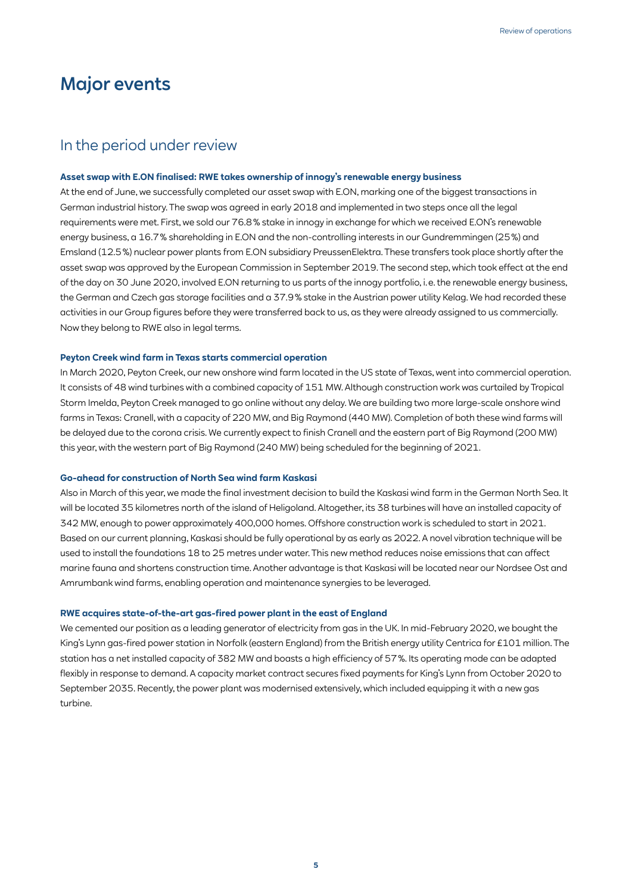# Major events

## In the period under review

### Asset swap with E.ON finalised: RWE takes ownership of innogy's renewable energy business

At the end of June, we successfully completed our asset swap with E.ON, marking one of the biggest transactions in German industrial history. The swap was agreed in early 2018 and implemented in two steps once all the legal requirements were met. First, we sold our 76.8 % stake in innogy in exchange for which we received E.ON's renewable energy business, a 16.7 % shareholding in E.ON and the non-controlling interests in our Gundremmingen (25 %) and Emsland (12.5 %) nuclear power plants from E.ON subsidiary PreussenElektra. These transfers took place shortly after the asset swap was approved by the European Commission in September 2019. The second step, which took effect at the end of the day on 30 June 2020, involved E.ON returning to us parts of the innogy portfolio, i. e. the renewable energy business, the German and Czech gas storage facilities and a 37.9 % stake in the Austrian power utility Kelag. We had recorded these activities in our Group figures before they were transferred back to us, as they were already assigned to us commercially. Now they belong to RWE also in legal terms.

### Peyton Creek wind farm in Texas starts commercial operation

In March 2020, Peyton Creek, our new onshore wind farm located in the US state of Texas, went into commercial operation. It consists of 48 wind turbines with a combined capacity of 151 MW. Although construction work was curtailed by Tropical Storm Imelda, Peyton Creek managed to go online without any delay. We are building two more large-scale onshore wind farms in Texas: Cranell, with a capacity of 220 MW, and Big Raymond (440 MW). Completion of both these wind farms will be delayed due to the corona crisis. We currently expect to finish Cranell and the eastern part of Big Raymond (200 MW) this year, with the western part of Big Raymond (240 MW) being scheduled for the beginning of 2021.

### Go-ahead for construction of North Sea wind farm Kaskasi

Also in March of this year, we made the final investment decision to build the Kaskasi wind farm in the German North Sea. It will be located 35 kilometres north of the island of Heligoland. Altogether, its 38 turbines will have an installed capacity of 342 MW, enough to power approximately 400,000 homes. Offshore construction work is scheduled to start in 2021. Based on our current planning, Kaskasi should be fully operational by as early as 2022. A novel vibration technique will be used to install the foundations 18 to 25 metres under water. This new method reduces noise emissions that can affect marine fauna and shortens construction time. Another advantage is that Kaskasi will be located near our Nordsee Ost and Amrumbank wind farms, enabling operation and maintenance synergies to be leveraged.

### RWE acquires state-of-the-art gas-fired power plant in the east of England

We cemented our position as a leading generator of electricity from gas in the UK. In mid-February 2020, we bought the King's Lynn gas-fired power station in Norfolk (eastern England) from the British energy utility Centrica for £101 million. The station has a net installed capacity of 382 MW and boasts a high efficiency of 57 %. Its operating mode can be adapted flexibly in response to demand. A capacity market contract secures fixed payments for King's Lynn from October 2020 to September 2035. Recently, the power plant was modernised extensively, which included equipping it with a new gas turbine.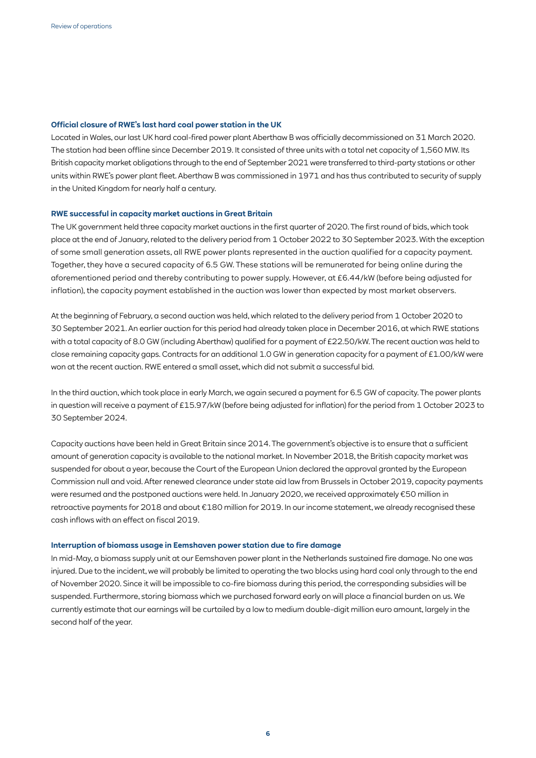### Official closure of RWE's last hard coal power station in the UK

Located in Wales, our last UK hard coal-fired power plant Aberthaw B was officially decommissioned on 31 March 2020. The station had been offline since December 2019. It consisted of three units with a total net capacity of 1,560 MW. Its British capacity market obligations through to the end of September 2021 were transferred to third-party stations or other units within RWE's power plant fleet. Aberthaw B was commissioned in 1971 and has thus contributed to security of supply in the United Kingdom for nearly half a century.

### RWE successful in capacity market auctions in Great Britain

The UK government held three capacity market auctions in the first quarter of 2020. The first round of bids, which took place at the end of January, related to the delivery period from 1 October 2022 to 30 September 2023. With the exception of some small generation assets, all RWE power plants represented in the auction qualified for a capacity payment. Together, they have a secured capacity of 6.5 GW. These stations will be remunerated for being online during the aforementioned period and thereby contributing to power supply. However, at £6.44/kW (before being adjusted for inflation), the capacity payment established in the auction was lower than expected by most market observers.

At the beginning of February, a second auction was held, which related to the delivery period from 1 October 2020 to 30 September 2021. An earlier auction for this period had already taken place in December 2016, at which RWE stations with a total capacity of 8.0 GW (including Aberthaw) qualified for a payment of £22.50/kW. The recent auction was held to close remaining capacity gaps. Contracts for an additional 1.0 GW in generation capacity for a payment of £1.00/kW were won at the recent auction. RWE entered a small asset, which did not submit a successful bid.

In the third auction, which took place in early March, we again secured a payment for 6.5 GW of capacity. The power plants in question will receive a payment of £15.97/kW (before being adjusted for inflation) for the period from 1 October 2023 to 30 September 2024.

Capacity auctions have been held in Great Britain since 2014. The government's objective is to ensure that a sufficient amount of generation capacity is available to the national market. In November 2018, the British capacity market was suspended for about a year, because the Court of the European Union declared the approval granted by the European Commission null and void. After renewed clearance under state aid law from Brussels in October 2019, capacity payments were resumed and the postponed auctions were held. In January 2020, we received approximately €50 million in retroactive payments for 2018 and about €180 million for 2019. In our income statement, we already recognised these cash inflows with an effect on fiscal 2019.

### Interruption of biomass usage in Eemshaven power station due to fire damage

In mid-May, a biomass supply unit at our Eemshaven power plant in the Netherlands sustained fire damage. No one was injured. Due to the incident, we will probably be limited to operating the two blocks using hard coal only through to the end of November 2020. Since it will be impossible to co-fire biomass during this period, the corresponding subsidies will be suspended. Furthermore, storing biomass which we purchased forward early on will place a financial burden on us. We currently estimate that our earnings will be curtailed by a low to medium double-digit million euro amount, largely in the second half of the year.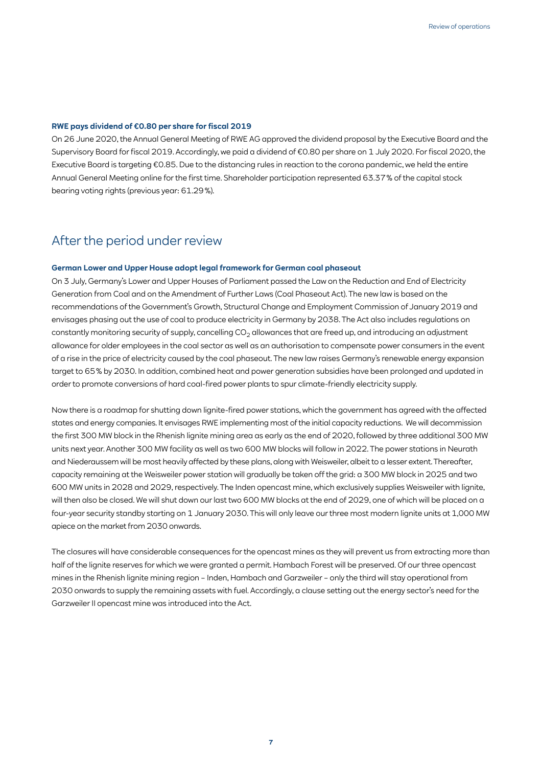#### RWE pays dividend of €0.80 per share for fiscal 2019

On 26 June 2020, the Annual General Meeting of RWE AG approved the dividend proposal by the Executive Board and the Supervisory Board for fiscal 2019. Accordingly, we paid a dividend of €0.80 per share on 1 July 2020. For fiscal 2020, the Executive Board is targeting €0.85. Due to the distancing rules in reaction to the corona pandemic, we held the entire Annual General Meeting online for the first time. Shareholder participation represented 63.37 % of the capital stock bearing voting rights (previous year: 61.29 %).

## After the period under review

#### German Lower and Upper House adopt legal framework for German coal phaseout

On 3 July, Germany's Lower and Upper Houses of Parliament passed the Law on the Reduction and End of Electricity Generation from Coal and on the Amendment of Further Laws (Coal Phaseout Act). The new law is based on the recommendations of the Government's Growth, Structural Change and Employment Commission of January 2019 and envisages phasing out the use of coal to produce electricity in Germany by 2038. The Act also includes regulations on constantly monitoring security of supply, cancelling $CO_2$ allowances that are freed up, and introducing an adjustment allowance for older employees in the coal sector as well as an authorisation to compensate power consumers in the event of a rise in the price of electricity caused by the coal phaseout. The new law raises Germany's renewable energy expansion target to 65 % by 2030. In addition, combined heat and power generation subsidies have been prolonged and updated in order to promote conversions of hard coal-fired power plants to spur climate-friendly electricity supply.

Now there is a roadmap for shutting down lignite-fired power stations, which the government has agreed with the affected states and energy companies. It envisages RWE implementing most of the initial capacity reductions. We will decommission the first 300 MW block in the Rhenish lignite mining area as early as the end of 2020, followed by three additional 300 MW units next year. Another 300 MW facility as well as two 600 MW blocks will follow in 2022. The power stations in Neurath and Niederaussem will be most heavily affected by these plans, along with Weisweiler, albeit to a lesser extent. Thereafter, capacity remaining at the Weisweiler power station will gradually be taken off the grid: a 300 MW block in 2025 and two 600 MW units in 2028 and 2029, respectively. The Inden opencast mine, which exclusively supplies Weisweiler with lignite, will then also be closed. We will shut down our last two 600 MW blocks at the end of 2029, one of which will be placed on a four-year security standby starting on 1 January 2030. This will only leave our three most modern lignite units at 1,000 MW apiece on the market from 2030 onwards.

The closures will have considerable consequences for the opencast mines as they will prevent us from extracting more than half of the lignite reserves for which we were granted a permit. Hambach Forest will be preserved. Of our three opencast mines in the Rhenish lignite mining region – Inden, Hambach and Garzweiler – only the third will stay operational from 2030 onwards to supply the remaining assets with fuel. Accordingly, a clause setting out the energy sector's need for the Garzweiler II opencast mine was introduced into the Act.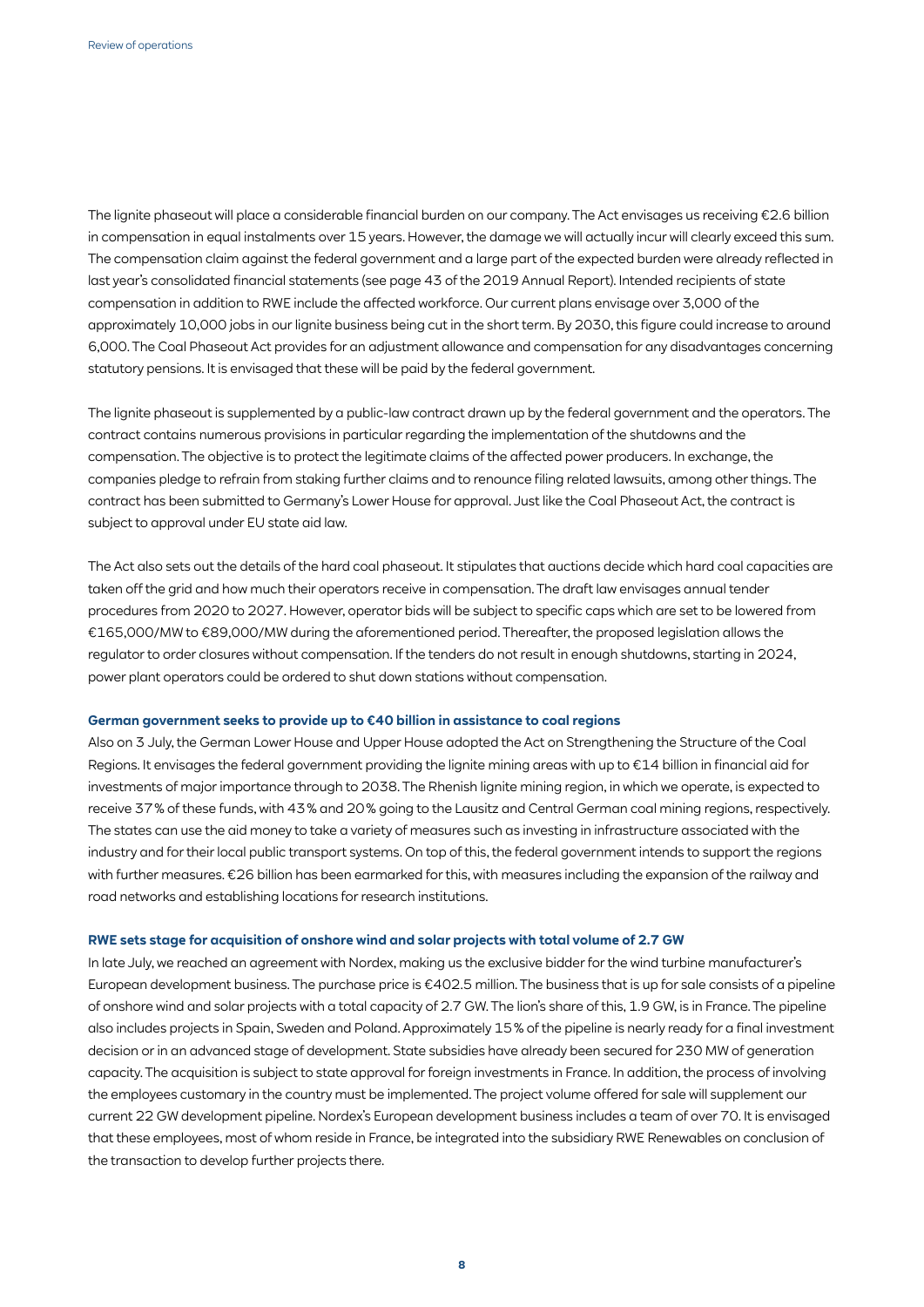The lignite phaseout will place a considerable financial burden on our company. The Act envisages us receiving €2.6 billion in compensation in equal instalments over 15 years. However, the damage we will actually incur will clearly exceed this sum. The compensation claim against the federal government and a large part of the expected burden were already reflected in last year's consolidated financial statements (see page 43 of the 2019 Annual Report). Intended recipients of state compensation in addition to RWE include the affected workforce. Our current plans envisage over 3,000 of the approximately 10,000 jobs in our lignite business being cut in the short term. By 2030, this figure could increase to around 6,000. The Coal Phaseout Act provides for an adjustment allowance and compensation for any disadvantages concerning statutory pensions. It is envisaged that these will be paid by the federal government.

The lignite phaseout is supplemented by a public-law contract drawn up by the federal government and the operators. The contract contains numerous provisions in particular regarding the implementation of the shutdowns and the compensation. The objective is to protect the legitimate claims of the affected power producers. In exchange, the companies pledge to refrain from staking further claims and to renounce filing related lawsuits, among other things. The contract has been submitted to Germany's Lower House for approval. Just like the Coal Phaseout Act, the contract is subject to approval under EU state aid law.

The Act also sets out the details of the hard coal phaseout. It stipulates that auctions decide which hard coal capacities are taken off the grid and how much their operators receive in compensation. The draft law envisages annual tender procedures from 2020 to 2027. However, operator bids will be subject to specific caps which are set to be lowered from €165,000/MW to €89,000/MW during the aforementioned period. Thereafter, the proposed legislation allows the regulator to order closures without compensation. If the tenders do not result in enough shutdowns, starting in 2024, power plant operators could be ordered to shut down stations without compensation.

**German government seeks to provide up to €40 billion in assistance to coal regions**

Also on 3 July, the German Lower House and Upper House adopted the Act on Strengthening the Structure of the Coal Regions. It envisages the federal government providing the lignite mining areas with up to €14 billion in financial aid for investments of major importance through to 2038. The Rhenish lignite mining region, in which we operate, is expected to receive 37% of these funds, with 43% and 20% going to the Lausitz and Central German coal mining regions, respectively. The states can use the aid money to take a variety of measures such as investing in infrastructure associated with the industry and for their local public transport systems. On top of this, the federal government intends to support the regions with further measures. €26 billion has been earmarked for this, with measures including the expansion of the railway and road networks and establishing locations for research institutions.

**RWE sets stage for acquisition of onshore wind and solar projects with total volume of 2.7 GW**

In late July, we reached an agreement with Nordex, making us the exclusive bidder for the wind turbine manufacturer's European development business. The purchase price is €402.5 million. The business that is up for sale consists of a pipeline of onshore wind and solar projects with a total capacity of 2.7 GW. The lion's share of this, 1.9 GW, is in France. The pipeline also includes projects in Spain, Sweden and Poland. Approximately 15% of the pipeline is nearly ready for a final investment decision or in an advanced stage of development. State subsidies have already been secured for 230 MW of generation capacity. The acquisition is subject to state approval for foreign investments in France. In addition, the process of involving the employees customary in the country must be implemented. The project volume offered for sale will supplement our current 22 GW development pipeline. Nordex's European development business includes a team of over 70. It is envisaged that these employees, most of whom reside in France, be integrated into the subsidiary RWE Renewables on conclusion of the transaction to develop further projects there.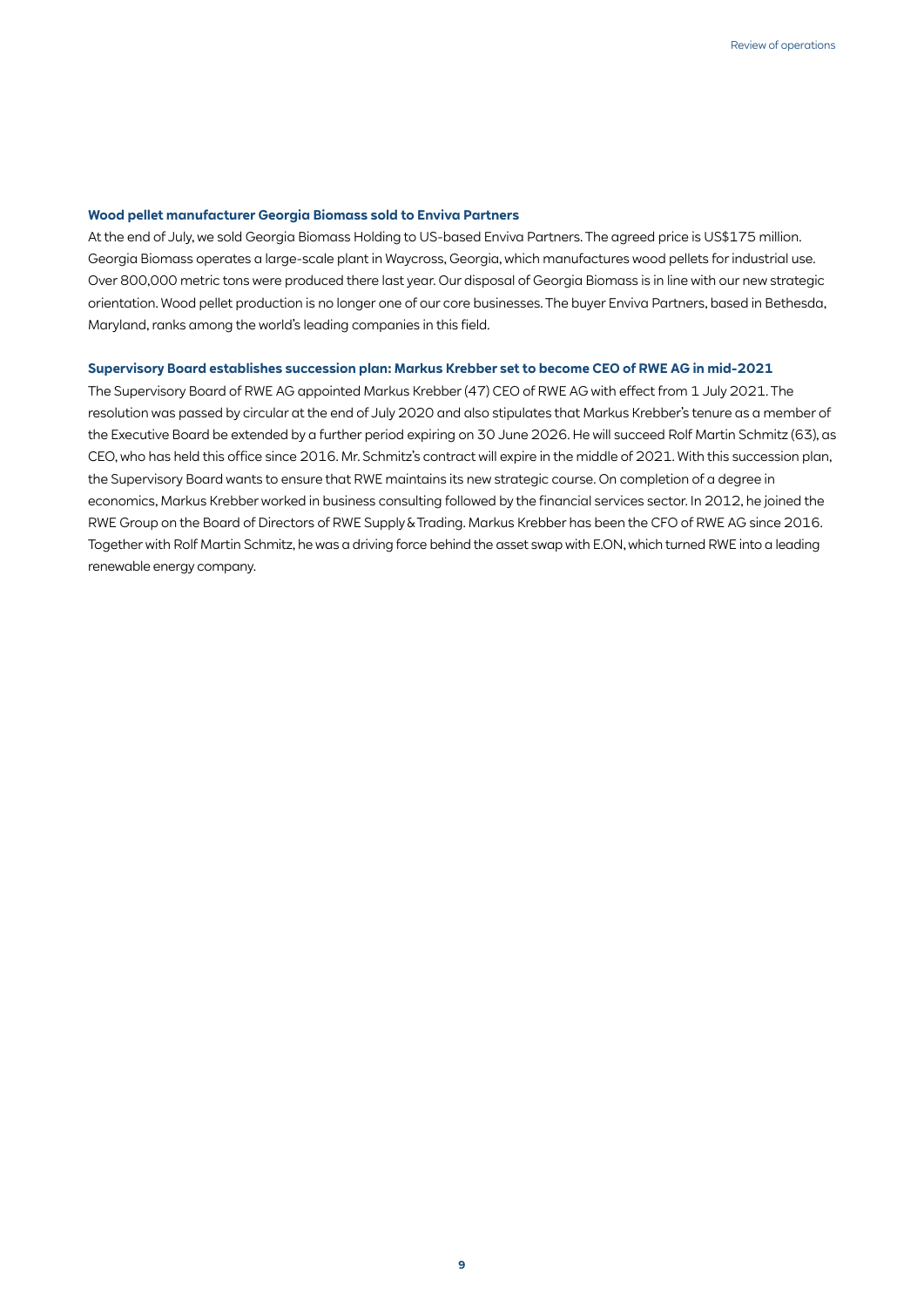### Wood pellet manufacturer Georgia Biomass sold to Enviva Partners

At the end of July, we sold Georgia Biomass Holding to US-based Enviva Partners. The agreed price is US$175 million. Georgia Biomass operates a large-scale plant in Waycross, Georgia, which manufactures wood pellets for industrial use. Over 800,000 metric tons were produced there last year. Our disposal of Georgia Biomass is in line with our new strategic orientation. Wood pellet production is no longer one of our core businesses. The buyer Enviva Partners, based in Bethesda, Maryland, ranks among the world's leading companies in this field.

### Supervisory Board establishes succession plan: Markus Krebber set to become CEO of RWE AG in mid-2021

The Supervisory Board of RWE AG appointed Markus Krebber (47) CEO of RWE AG with effect from 1 July 2021. The resolution was passed by circular at the end of July 2020 and also stipulates that Markus Krebber's tenure as a member of the Executive Board be extended by a further period expiring on 30 June 2026. He will succeed Rolf Martin Schmitz (63), as CEO, who has held this office since 2016. Mr. Schmitz's contract will expire in the middle of 2021. With this succession plan, the Supervisory Board wants to ensure that RWE maintains its new strategic course. On completion of a degree in economics, Markus Krebber worked in business consulting followed by the financial services sector. In 2012, he joined the RWE Group on the Board of Directors of RWE Supply & Trading. Markus Krebber has been the CFO of RWE AG since 2016. Together with Rolf Martin Schmitz, he was a driving force behind the asset swap with E.ON, which turned RWE into a leading renewable energy company.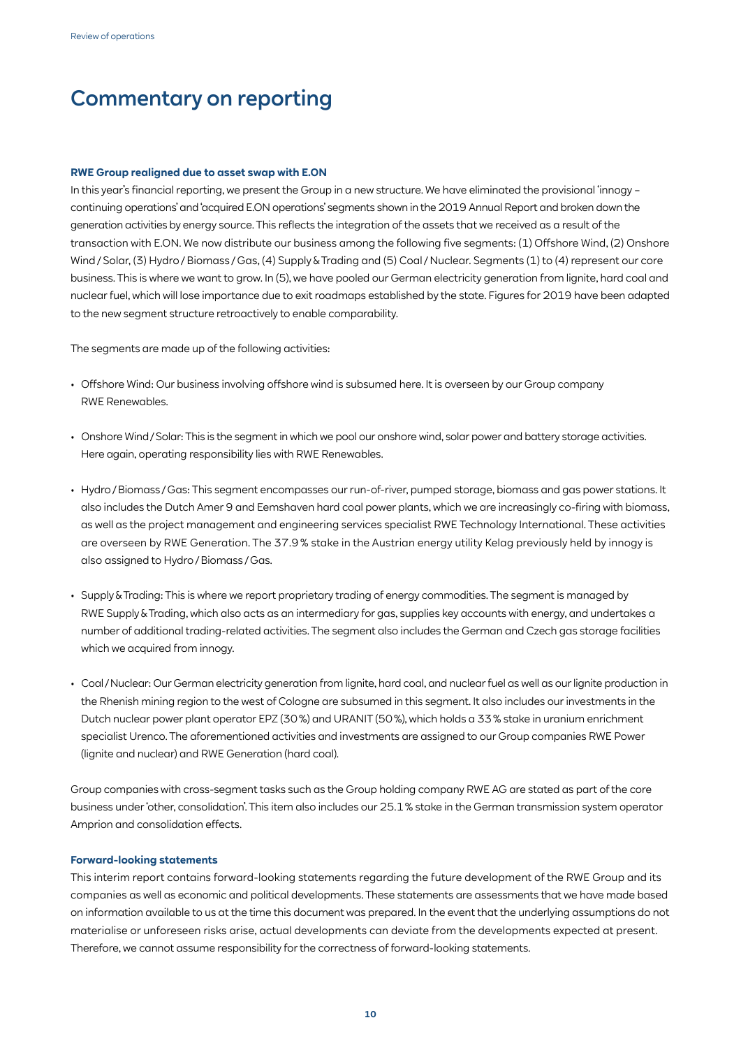# Commentary on reporting

### RWE Group realigned due to asset swap with E.ON

In this year's financial reporting, we present the Group in a new structure. We have eliminated the provisional 'innogy – continuing operations' and 'acquired E.ON operations' segments shown in the 2019 Annual Report and broken down the generation activities by energy source. This reflects the integration of the assets that we received as a result of the transaction with E.ON. We now distribute our business among the following five segments: (1) Offshore Wind, (2) Onshore Wind / Solar, (3) Hydro / Biomass / Gas, (4) Supply & Trading and (5) Coal / Nuclear. Segments (1) to (4) represent our core business. This is where we want to grow. In (5), we have pooled our German electricity generation from lignite, hard coal and nuclear fuel, which will lose importance due to exit roadmaps established by the state. Figures for 2019 have been adapted to the new segment structure retroactively to enable comparability.

The segments are made up of the following activities:

- Offshore Wind: Our business involving offshore wind is subsumed here. It is overseen by our Group company RWE Renewables.
- Onshore Wind / Solar: This is the segment in which we pool our onshore wind, solar power and battery storage activities. Here again, operating responsibility lies with RWE Renewables.
- Hydro / Biomass / Gas: This segment encompasses our run-of-river, pumped storage, biomass and gas power stations. It also includes the Dutch Amer 9 and Eemshaven hard coal power plants, which we are increasingly co-firing with biomass, as well as the project management and engineering services specialist RWE Technology International. These activities are overseen by RWE Generation. The 37.9 % stake in the Austrian energy utility Kelag previously held by innogy is also assigned to Hydro / Biomass / Gas.
- Supply & Trading: This is where we report proprietary trading of energy commodities. The segment is managed by RWE Supply & Trading, which also acts as an intermediary for gas, supplies key accounts with energy, and undertakes a number of additional trading-related activities. The segment also includes the German and Czech gas storage facilities which we acquired from innogy.
- Coal / Nuclear: Our German electricity generation from lignite, hard coal, and nuclear fuel as well as our lignite production in the Rhenish mining region to the west of Cologne are subsumed in this segment. It also includes our investments in the Dutch nuclear power plant operator EPZ (30 %) and URANIT (50 %), which holds a 33 % stake in uranium enrichment specialist Urenco. The aforementioned activities and investments are assigned to our Group companies RWE Power (lignite and nuclear) and RWE Generation (hard coal).

Group companies with cross-segment tasks such as the Group holding company RWE AG are stated as part of the core business under 'other, consolidation'. This item also includes our 25.1 % stake in the German transmission system operator Amprion and consolidation effects.

### Forward-looking statements

This interim report contains forward-looking statements regarding the future development of the RWE Group and its companies as well as economic and political developments. These statements are assessments that we have made based on information available to us at the time this document was prepared. In the event that the underlying assumptions do not materialise or unforeseen risks arise, actual developments can deviate from the developments expected at present. Therefore, we cannot assume responsibility for the correctness of forward-looking statements.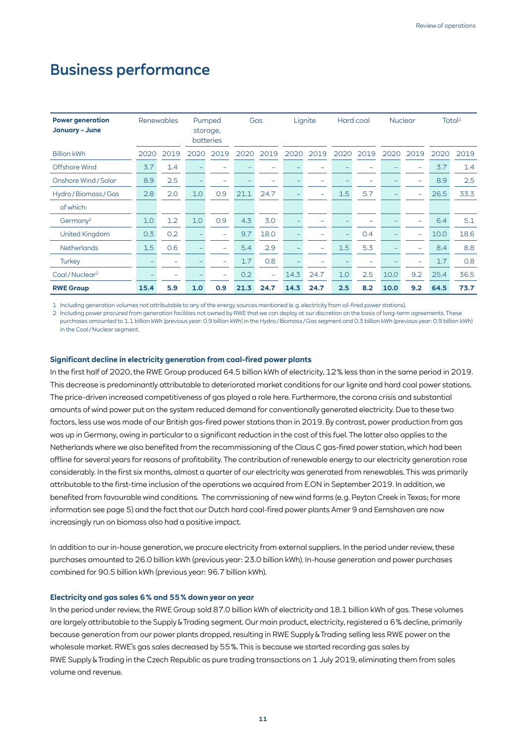# Business performance

| Power generation January – June | Renewables | | Pumped storage, batteries | | Gas | | Lignite | | Hard coal | | Nuclear | | Total[1] | |
|---|---|---|---|---|---|---|---|---|---|---|---|---|---|---|
| Billion kWh | 2020 | 2019 | 2020 | 2019 | 2020 | 2019 | 2020 | 2019 | 2020 | 2019 | 2020 | 2019 | 2020 | 2019 |
| Offshore Wind | 3.7 | 1.4 | – | – | – | – | – | – | – | – | – | – | 3.7 | 1.4 |
| Onshore Wind / Solar | 8.9 | 2.5 | – | – | – | – | – | – | – | – | – | – | 8.9 | 2.5 |
| Hydro / Biomass / Gas | 2.8 | 2.0 | 1.0 | 0.9 | 21.1 | 24.7 | – | – | 1.5 | 5.7 | – | – | 26.5 | 33.3 |
| of which: | | | | | | | | | | | | | | |
| Germany[2] | 1.0 | 1.2 | 1.0 | 0.9 | 4.3 | 3.0 | – | – | – | – | – | – | 6.4 | 5.1 |
| United Kingdom | 0.3 | 0.2 | – | – | 9.7 | 18.0 | – | – | – | 0.4 | – | – | 10.0 | 18.6 |
| Netherlands | 1.5 | 0.6 | – | – | 5.4 | 2.9 | – | – | 1.5 | 5.3 | – | – | 8.4 | 8.8 |
| Turkey | – | – | – | – | 1.7 | 0.8 | – | – | – | – | – | – | 1.7 | 0.8 |
| Coal / Nuclear[2] | – | – | – | – | 0.2 | – | 14.3 | 24.7 | 1.0 | 2.5 | 10.0 | 9.2 | 25.4 | 36.5 |
| **RWE Group** | **15.4** | **5.9** | **1.0** | **0.9** | **21.3** | **24.7** | **14.3** | **24.7** | **2.5** | **8.2** | **10.0** | **9.2** | **64.5** | **73.7** |

1 Including generation volumes not attributable to any of the energy sources mentioned (e.g. electricity from oil-fired power stations).

2 Including power procured from generation facilities not owned by RWE that we can deploy at our discretion on the basis of long-term agreements. These purchases amounted to 1.1 billion kWh (previous year: 0.9 billion kWh) in the Hydro / Biomass / Gas segment and 0.3 billion kWh (previous year: 0.9 billion kWh) in the Coal / Nuclear segment.

**Significant decline in electricity generation from coal-fired power plants**

In the first half of 2020, the RWE Group produced 64.5 billion kWh of electricity, 12 % less than in the same period in 2019. This decrease is predominantly attributable to deteriorated market conditions for our lignite and hard coal power stations. The price-driven increased competitiveness of gas played a role here. Furthermore, the corona crisis and substantial amounts of wind power put on the system reduced demand for conventionally generated electricity. Due to these two factors, less use was made of our British gas-fired power stations than in 2019. By contrast, power production from gas was up in Germany, owing in particular to a significant reduction in the cost of this fuel. The latter also applies to the Netherlands where we also benefited from the recommissioning of the Claus C gas-fired power station, which had been offline for several years for reasons of profitability. The contribution of renewable energy to our electricity generation rose considerably. In the first six months, almost a quarter of our electricity was generated from renewables. This was primarily attributable to the first-time inclusion of the operations we acquired from E.ON in September 2019. In addition, we benefited from favourable wind conditions. The commissioning of new wind farms (e.g. Peyton Creek in Texas; for more information see page 5) and the fact that our Dutch hard coal-fired power plants Amer 9 and Eemshaven are now increasingly run on biomass also had a positive impact.

In addition to our in-house generation, we procure electricity from external suppliers. In the period under review, these purchases amounted to 26.0 billion kWh (previous year: 23.0 billion kWh). In-house generation and power purchases combined for 90.5 billion kWh (previous year: 96.7 billion kWh).

**Electricity and gas sales 6 % and 55 % down year on year**

In the period under review, the RWE Group sold 87.0 billion kWh of electricity and 18.1 billion kWh of gas. These volumes are largely attributable to the Supply & Trading segment. Our main product, electricity, registered a 6 % decline, primarily because generation from our power plants dropped, resulting in RWE Supply & Trading selling less RWE power on the wholesale market. RWE's gas sales decreased by 55 %. This is because we started recording gas sales by RWE Supply & Trading in the Czech Republic as pure trading transactions on 1 July 2019, eliminating them from sales volume and revenue.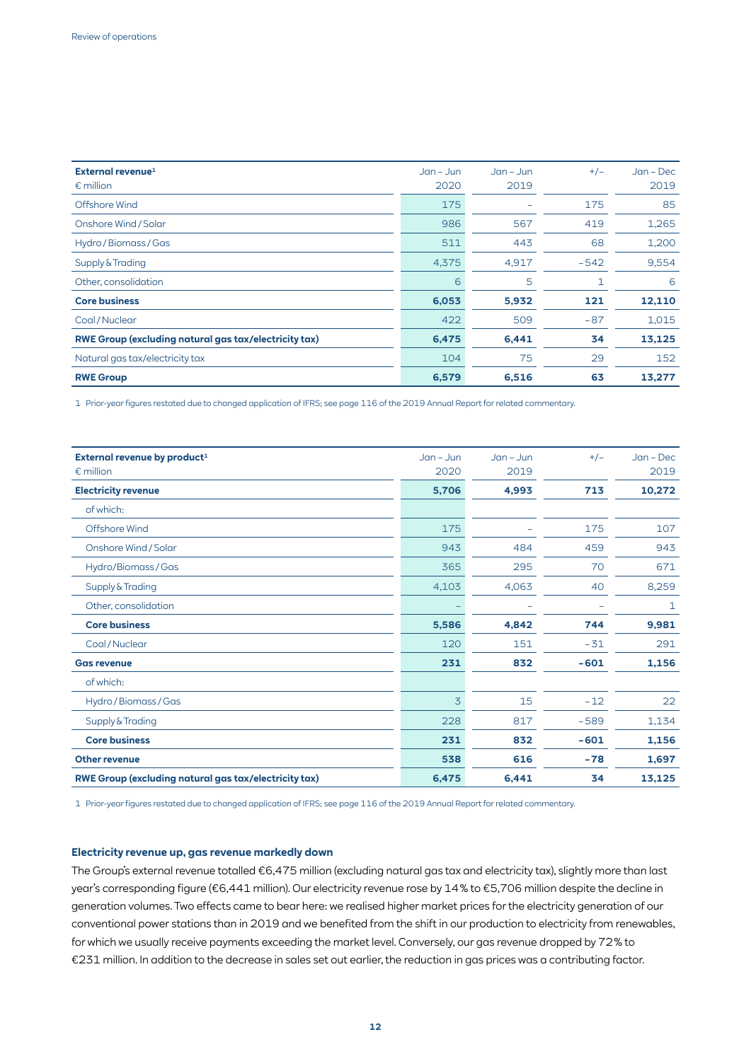| **External revenue**[1] € million | Jan – Jun 2020 | Jan – Jun 2019 | +/– | Jan – Dec 2019 |
|---|---|---|---|---|
| Offshore Wind | 175 | – | 175 | 85 |
| Onshore Wind / Solar | 986 | 567 | 419 | 1,265 |
| Hydro / Biomass / Gas | 511 | 443 | 68 | 1,200 |
| Supply & Trading | 4,375 | 4,917 | -542 | 9,554 |
| Other, consolidation | 6 | 5 | 1 | 6 |
| **Core business** | **6,053** | **5,932** | **121** | **12,110** |
| Coal / Nuclear | 422 | 509 | -87 | 1,015 |
| **RWE Group (excluding natural gas tax/electricity tax)** | **6,475** | **6,441** | **34** | **13,125** |
| Natural gas tax/electricity tax | 104 | 75 | 29 | 152 |
| **RWE Group** | **6,579** | **6,516** | **63** | **13,277** |

1 Prior-year figures restated due to changed application of IFRS; see page 116 of the 2019 Annual Report for related commentary.

| **External revenue by product**[1] € million | Jan – Jun 2020 | Jan – Jun 2019 | +/– | Jan – Dec 2019 |
|---|---|---|---|---|
| **Electricity revenue** | **5,706** | **4,993** | **713** | **10,272** |
| of which: | | | | |
| Offshore Wind | 175 | – | 175 | 107 |
| Onshore Wind / Solar | 943 | 484 | 459 | 943 |
| Hydro/Biomass / Gas | 365 | 295 | 70 | 671 |
| Supply & Trading | 4,103 | 4,063 | 40 | 8,259 |
| Other, consolidation | – | – | – | 1 |
| **Core business** | **5,586** | **4,842** | **744** | **9,981** |
| Coal / Nuclear | 120 | 151 | -31 | 291 |
| **Gas revenue** | **231** | **832** | **-601** | **1,156** |
| of which: | | | | |
| Hydro / Biomass / Gas | 3 | 15 | -12 | 22 |
| Supply & Trading | 228 | 817 | -589 | 1,134 |
| **Core business** | **231** | **832** | **-601** | **1,156** |
| **Other revenue** | **538** | **616** | **-78** | **1,697** |
| **RWE Group (excluding natural gas tax/electricity tax)** | **6,475** | **6,441** | **34** | **13,125** |

1 Prior-year figures restated due to changed application of IFRS; see page 116 of the 2019 Annual Report for related commentary.

### Electricity revenue up, gas revenue markedly down

The Group's external revenue totalled €6,475 million (excluding natural gas tax and electricity tax), slightly more than last year's corresponding figure (€6,441 million). Our electricity revenue rose by 14% to €5,706 million despite the decline in generation volumes. Two effects came to bear here: we realised higher market prices for the electricity generation of our conventional power stations than in 2019 and we benefited from the shift in our production to electricity from renewables, for which we usually receive payments exceeding the market level. Conversely, our gas revenue dropped by 72% to €231 million. In addition to the decrease in sales set out earlier, the reduction in gas prices was a contributing factor.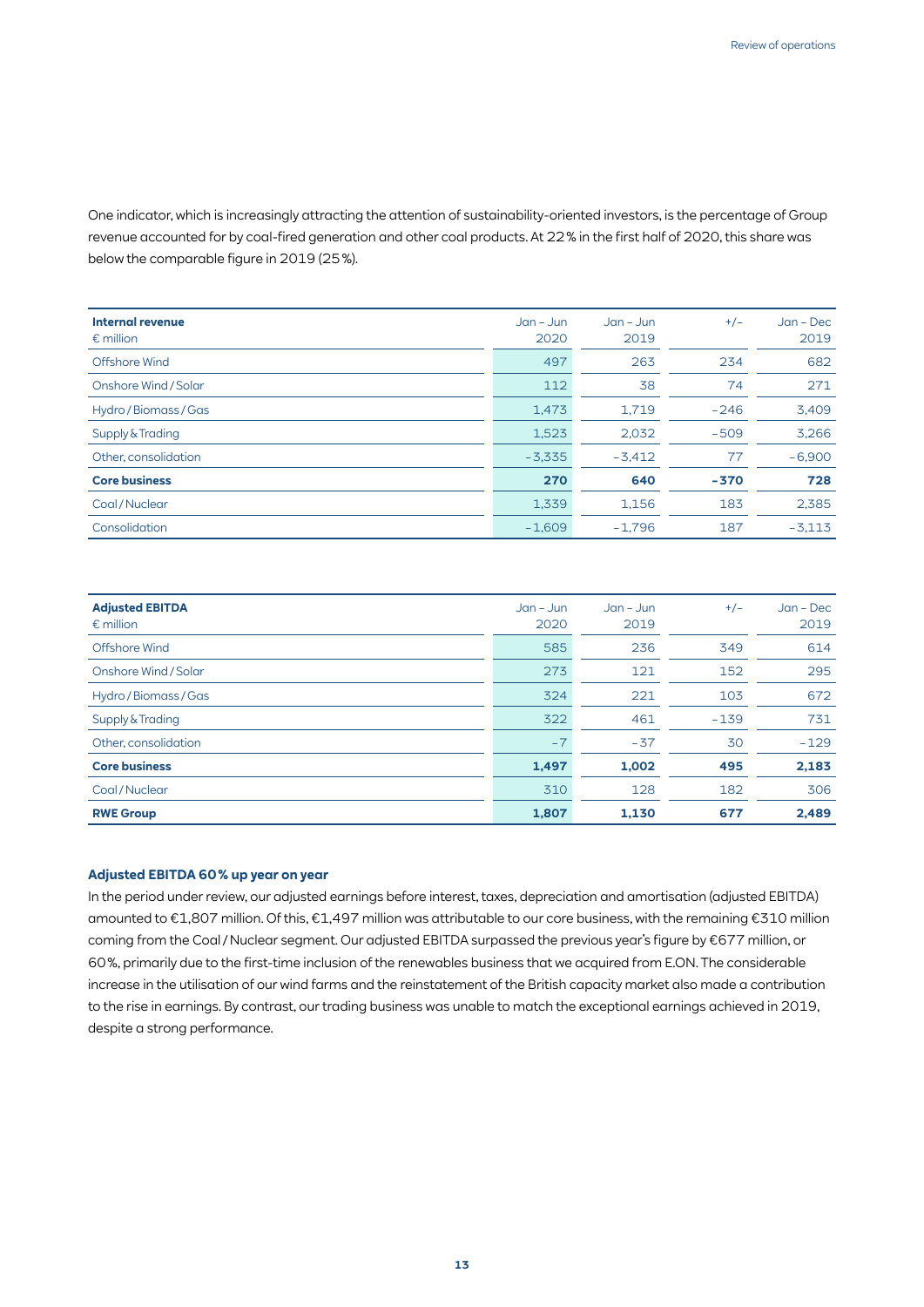One indicator, which is increasingly attracting the attention of sustainability-oriented investors, is the percentage of Group revenue accounted for by coal-fired generation and other coal products. At 22 % in the first half of 2020, this share was below the comparable figure in 2019 (25 %).

| **Internal revenue**<br>€ million | Jan – Jun 2020 | Jan – Jun 2019 | +/– | Jan – Dec 2019 |
|---|---|---|---|---|
| Offshore Wind | 497 | 263 | 234 | 682 |
| Onshore Wind / Solar | 112 | 38 | 74 | 271 |
| Hydro / Biomass / Gas | 1,473 | 1,719 | –246 | 3,409 |
| Supply & Trading | 1,523 | 2,032 | –509 | 3,266 |
| Other, consolidation | –3,335 | –3,412 | 77 | –6,900 |
| **Core business** | **270** | **640** | **–370** | **728** |
| Coal / Nuclear | 1,339 | 1,156 | 183 | 2,385 |
| Consolidation | –1,609 | –1,796 | 187 | –3,113 |

| **Adjusted EBITDA**<br>€ million | Jan – Jun 2020 | Jan – Jun 2019 | +/– | Jan – Dec 2019 |
|---|---|---|---|---|
| Offshore Wind | 585 | 236 | 349 | 614 |
| Onshore Wind / Solar | 273 | 121 | 152 | 295 |
| Hydro / Biomass / Gas | 324 | 221 | 103 | 672 |
| Supply & Trading | 322 | 461 | –139 | 731 |
| Other, consolidation | –7 | –37 | 30 | –129 |
| **Core business** | **1,497** | **1,002** | **495** | **2,183** |
| Coal / Nuclear | 310 | 128 | 182 | 306 |
| **RWE Group** | **1,807** | **1,130** | **677** | **2,489** |

### Adjusted EBITDA 60 % up year on year

In the period under review, our adjusted earnings before interest, taxes, depreciation and amortisation (adjusted EBITDA) amounted to €1,807 million. Of this, €1,497 million was attributable to our core business, with the remaining €310 million coming from the Coal / Nuclear segment. Our adjusted EBITDA surpassed the previous year's figure by €677 million, or 60 %, primarily due to the first-time inclusion of the renewables business that we acquired from E.ON. The considerable increase in the utilisation of our wind farms and the reinstatement of the British capacity market also made a contribution to the rise in earnings. By contrast, our trading business was unable to match the exceptional earnings achieved in 2019, despite a strong performance.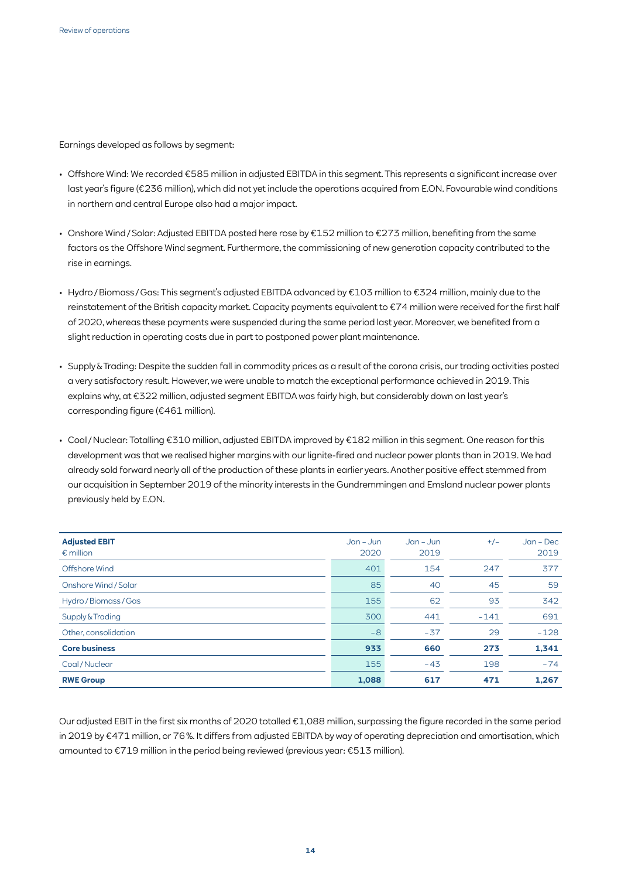Earnings developed as follows by segment:

- Offshore Wind: We recorded €585 million in adjusted EBITDA in this segment. This represents a significant increase over last year's figure (€236 million), which did not yet include the operations acquired from E.ON. Favourable wind conditions in northern and central Europe also had a major impact.
- Onshore Wind / Solar: Adjusted EBITDA posted here rose by €152 million to €273 million, benefiting from the same factors as the Offshore Wind segment. Furthermore, the commissioning of new generation capacity contributed to the rise in earnings.
- Hydro / Biomass / Gas: This segment's adjusted EBITDA advanced by €103 million to €324 million, mainly due to the reinstatement of the British capacity market. Capacity payments equivalent to €74 million were received for the first half of 2020, whereas these payments were suspended during the same period last year. Moreover, we benefited from a slight reduction in operating costs due in part to postponed power plant maintenance.
- Supply & Trading: Despite the sudden fall in commodity prices as a result of the corona crisis, our trading activities posted a very satisfactory result. However, we were unable to match the exceptional performance achieved in 2019. This explains why, at €322 million, adjusted segment EBITDA was fairly high, but considerably down on last year's corresponding figure (€461 million).
- Coal / Nuclear: Totalling €310 million, adjusted EBITDA improved by €182 million in this segment. One reason for this development was that we realised higher margins with our lignite-fired and nuclear power plants than in 2019. We had already sold forward nearly all of the production of these plants in earlier years. Another positive effect stemmed from our acquisition in September 2019 of the minority interests in the Gundremmingen and Emsland nuclear power plants previously held by E.ON.

| **Adjusted EBIT** € million | Jan – Jun 2020 | Jan – Jun 2019 | +/– | Jan – Dec 2019 |
|---|---|---|---|---|
| Offshore Wind | 401 | 154 | 247 | 377 |
| Onshore Wind / Solar | 85 | 40 | 45 | 59 |
| Hydro / Biomass / Gas | 155 | 62 | 93 | 342 |
| Supply & Trading | 300 | 441 | –141 | 691 |
| Other, consolidation | –8 | –37 | 29 | –128 |
| **Core business** | **933** | **660** | **273** | **1,341** |
| Coal / Nuclear | 155 | –43 | 198 | –74 |
| **RWE Group** | **1,088** | **617** | **471** | **1,267** |

Our adjusted EBIT in the first six months of 2020 totalled €1,088 million, surpassing the figure recorded in the same period in 2019 by €471 million, or 76 %. It differs from adjusted EBITDA by way of operating depreciation and amortisation, which amounted to €719 million in the period being reviewed (previous year: €513 million).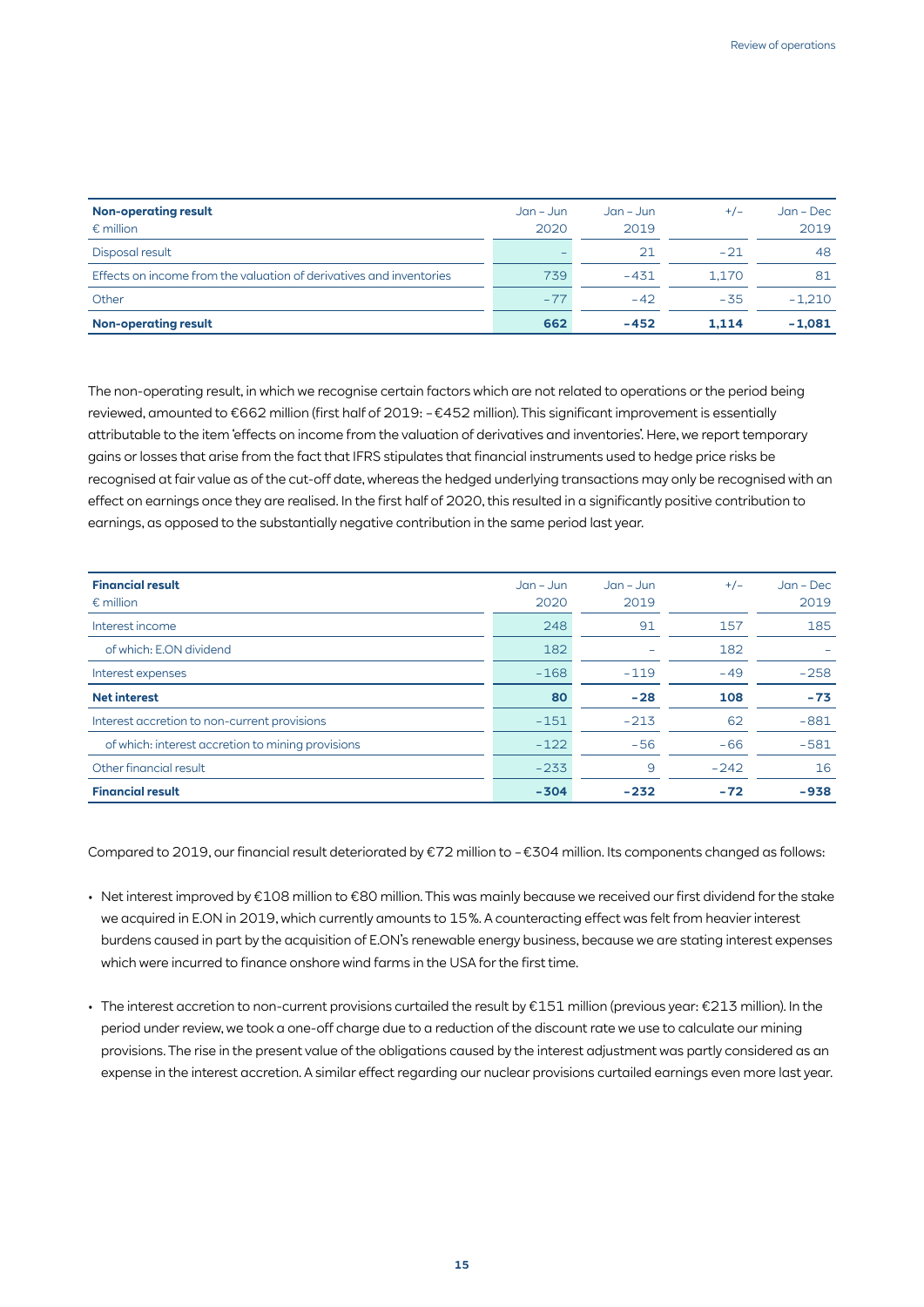| **Non-operating result**<br>€ million | Jan – Jun<br>2020 | Jan – Jun<br>2019 | +/– | Jan – Dec<br>2019 |
|---|---|---|---|---|
| Disposal result | – | 21 | –21 | 48 |
| Effects on income from the valuation of derivatives and inventories | 739 | –431 | 1,170 | 81 |
| Other | –77 | –42 | –35 | –1,210 |
| **Non-operating result** | **662** | **–452** | **1,114** | **–1,081** |

The non-operating result, in which we recognise certain factors which are not related to operations or the period being reviewed, amounted to €662 million (first half of 2019: –€452 million). This significant improvement is essentially attributable to the item 'effects on income from the valuation of derivatives and inventories'. Here, we report temporary gains or losses that arise from the fact that IFRS stipulates that financial instruments used to hedge price risks be recognised at fair value as of the cut-off date, whereas the hedged underlying transactions may only be recognised with an effect on earnings once they are realised. In the first half of 2020, this resulted in a significantly positive contribution to earnings, as opposed to the substantially negative contribution in the same period last year.

| **Financial result**<br>€ million | Jan – Jun<br>2020 | Jan – Jun<br>2019 | +/– | Jan – Dec<br>2019 |
|---|---|---|---|---|
| Interest income | 248 | 91 | 157 | 185 |
| of which: E.ON dividend | 182 | – | 182 | – |
| Interest expenses | –168 | –119 | –49 | –258 |
| **Net interest** | **80** | **–28** | **108** | **–73** |
| Interest accretion to non-current provisions | –151 | –213 | 62 | –881 |
| of which: interest accretion to mining provisions | –122 | –56 | –66 | –581 |
| Other financial result | –233 | 9 | –242 | 16 |
| **Financial result** | **–304** | **–232** | **–72** | **–938** |

Compared to 2019, our financial result deteriorated by €72 million to –€304 million. Its components changed as follows:

- Net interest improved by €108 million to €80 million. This was mainly because we received our first dividend for the stake we acquired in E.ON in 2019, which currently amounts to 15%. A counteracting effect was felt from heavier interest burdens caused in part by the acquisition of E.ON's renewable energy business, because we are stating interest expenses which were incurred to finance onshore wind farms in the USA for the first time.

- The interest accretion to non-current provisions curtailed the result by €151 million (previous year: €213 million). In the period under review, we took a one-off charge due to a reduction of the discount rate we use to calculate our mining provisions. The rise in the present value of the obligations caused by the interest adjustment was partly considered as an expense in the interest accretion. A similar effect regarding our nuclear provisions curtailed earnings even more last year.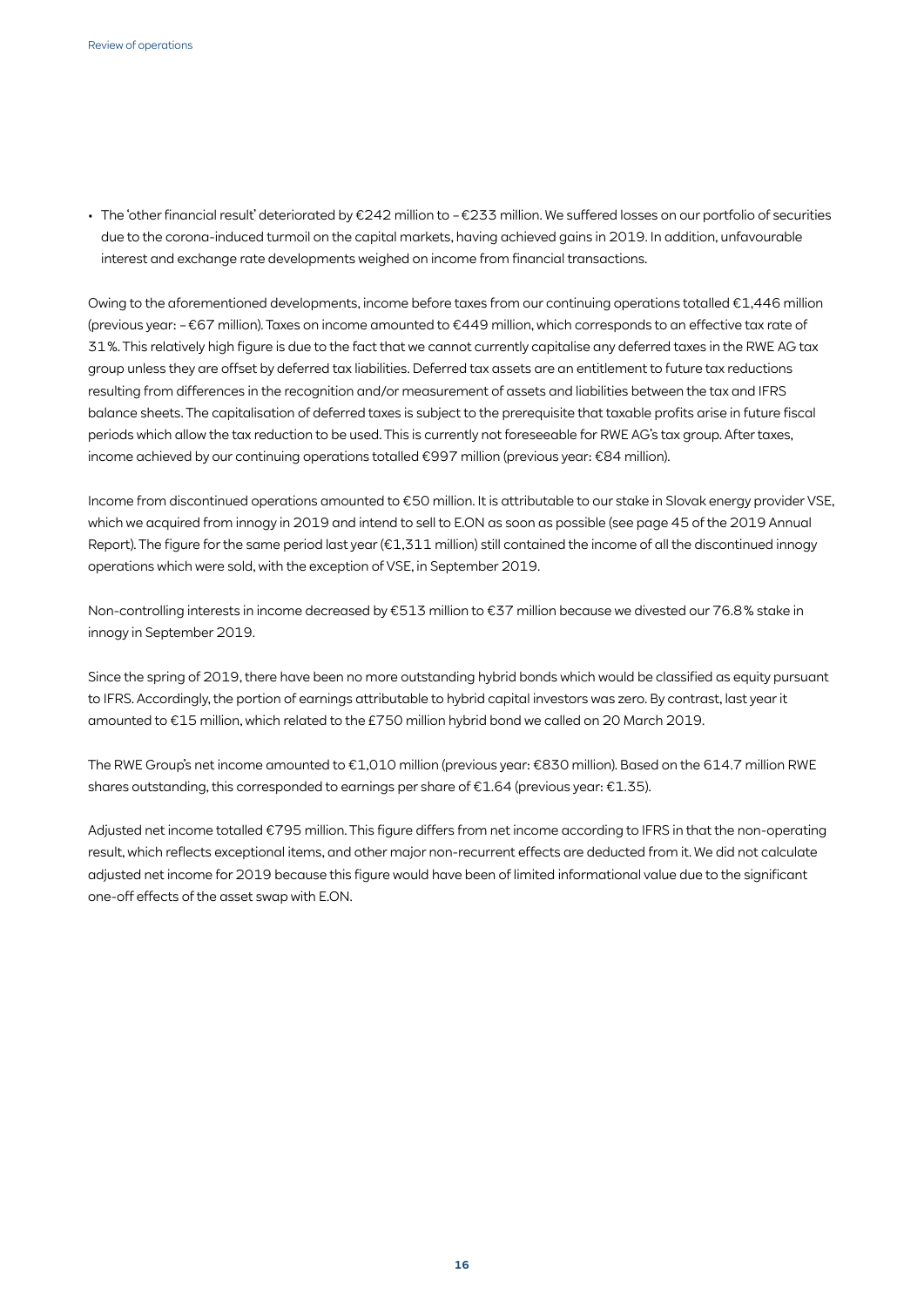- The 'other financial result' deteriorated by €242 million to – €233 million. We suffered losses on our portfolio of securities due to the corona-induced turmoil on the capital markets, having achieved gains in 2019. In addition, unfavourable interest and exchange rate developments weighed on income from financial transactions.

Owing to the aforementioned developments, income before taxes from our continuing operations totalled €1,446 million (previous year: – €67 million). Taxes on income amounted to €449 million, which corresponds to an effective tax rate of 31%. This relatively high figure is due to the fact that we cannot currently capitalise any deferred taxes in the RWE AG tax group unless they are offset by deferred tax liabilities. Deferred tax assets are an entitlement to future tax reductions resulting from differences in the recognition and/or measurement of assets and liabilities between the tax and IFRS balance sheets. The capitalisation of deferred taxes is subject to the prerequisite that taxable profits arise in future fiscal periods which allow the tax reduction to be used. This is currently not foreseeable for RWE AG's tax group. After taxes, income achieved by our continuing operations totalled €997 million (previous year: €84 million).

Income from discontinued operations amounted to €50 million. It is attributable to our stake in Slovak energy provider VSE, which we acquired from innogy in 2019 and intend to sell to E.ON as soon as possible (see page 45 of the 2019 Annual Report). The figure for the same period last year (€1,311 million) still contained the income of all the discontinued innogy operations which were sold, with the exception of VSE, in September 2019.

Non-controlling interests in income decreased by €513 million to €37 million because we divested our 76.8% stake in innogy in September 2019.

Since the spring of 2019, there have been no more outstanding hybrid bonds which would be classified as equity pursuant to IFRS. Accordingly, the portion of earnings attributable to hybrid capital investors was zero. By contrast, last year it amounted to €15 million, which related to the £750 million hybrid bond we called on 20 March 2019.

The RWE Group's net income amounted to €1,010 million (previous year: €830 million). Based on the 614.7 million RWE shares outstanding, this corresponded to earnings per share of €1.64 (previous year: €1.35).

Adjusted net income totalled €795 million. This figure differs from net income according to IFRS in that the non-operating result, which reflects exceptional items, and other major non-recurrent effects are deducted from it. We did not calculate adjusted net income for 2019 because this figure would have been of limited informational value due to the significant one-off effects of the asset swap with E.ON.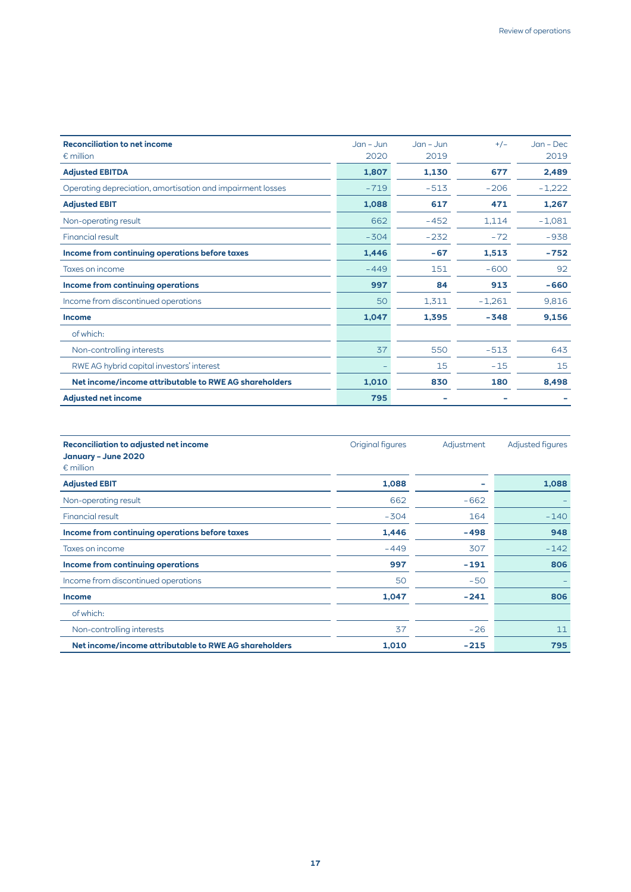| Reconciliation to net income<br>€ million | Jan – Jun 2020 | Jan – Jun 2019 | +/– | Jan – Dec 2019 |
|---|---|---|---|---|
| **Adjusted EBITDA** | **1,807** | **1,130** | **677** | **2,489** |
| Operating depreciation, amortisation and impairment losses | -719 | -513 | -206 | -1,222 |
| **Adjusted EBIT** | **1,088** | **617** | **471** | **1,267** |
| Non-operating result | 662 | -452 | 1,114 | -1,081 |
| Financial result | -304 | -232 | -72 | -938 |
| **Income from continuing operations before taxes** | **1,446** | **-67** | **1,513** | **-752** |
| Taxes on income | -449 | 151 | -600 | 92 |
| **Income from continuing operations** | **997** | **84** | **913** | **-660** |
| Income from discontinued operations | 50 | 1,311 | -1,261 | 9,816 |
| **Income** | **1,047** | **1,395** | **-348** | **9,156** |
| of which: | | | | |
| Non-controlling interests | 37 | 550 | -513 | 643 |
| RWE AG hybrid capital investors' interest | – | 15 | -15 | 15 |
| **Net income/income attributable to RWE AG shareholders** | **1,010** | **830** | **180** | **8,498** |
| **Adjusted net income** | **795** | **–** | **–** | **–** |

| Reconciliation to adjusted net income<br>January – June 2020<br>€ million | Original figures | Adjustment | Adjusted figures |
|---|---|---|---|
| **Adjusted EBIT** | **1,088** | **–** | **1,088** |
| Non-operating result | 662 | -662 | – |
| Financial result | -304 | 164 | -140 |
| **Income from continuing operations before taxes** | **1,446** | **-498** | **948** |
| Taxes on income | -449 | 307 | -142 |
| **Income from continuing operations** | **997** | **-191** | **806** |
| Income from discontinued operations | 50 | -50 | – |
| **Income** | **1,047** | **-241** | **806** |
| of which: | | | |
| Non-controlling interests | 37 | -26 | 11 |
| **Net income/income attributable to RWE AG shareholders** | **1,010** | **-215** | **795** |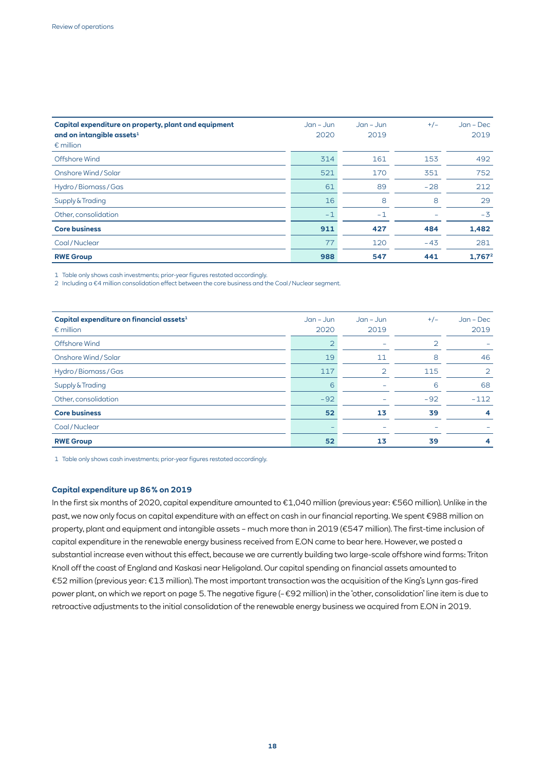| Capital expenditure on property, plant and equipment and on intangible assets[1] € million | Jan – Jun 2020 | Jan – Jun 2019 | +/– | Jan – Dec 2019 |
|---|---|---|---|---|
| Offshore Wind | 314 | 161 | 153 | 492 |
| Onshore Wind / Solar | 521 | 170 | 351 | 752 |
| Hydro / Biomass / Gas | 61 | 89 | –28 | 212 |
| Supply & Trading | 16 | 8 | 8 | 29 |
| Other, consolidation | –1 | –1 | – | –3 |
| **Core business** | **911** | **427** | **484** | **1,482** |
| Coal / Nuclear | 77 | 120 | –43 | 281 |
| **RWE Group** | **988** | **547** | **441** | **1,767[2]** |

1 Table only shows cash investments; prior-year figures restated accordingly.
2 Including a €4 million consolidation effect between the core business and the Coal / Nuclear segment.

| Capital expenditure on financial assets[1] € million | Jan – Jun 2020 | Jan – Jun 2019 | +/– | Jan – Dec 2019 |
|---|---|---|---|---|
| Offshore Wind | 2 | – | 2 | – |
| Onshore Wind / Solar | 19 | 11 | 8 | 46 |
| Hydro / Biomass / Gas | 117 | 2 | 115 | 2 |
| Supply & Trading | 6 | – | 6 | 68 |
| Other, consolidation | –92 | – | –92 | –112 |
| **Core business** | **52** | **13** | **39** | **4** |
| Coal / Nuclear | – | – | – | – |
| **RWE Group** | **52** | **13** | **39** | **4** |

1 Table only shows cash investments; prior-year figures restated accordingly.

### Capital expenditure up 86 % on 2019

In the first six months of 2020, capital expenditure amounted to €1,040 million (previous year: €560 million). Unlike in the past, we now only focus on capital expenditure with an effect on cash in our financial reporting. We spent €988 million on property, plant and equipment and intangible assets – much more than in 2019 (€547 million). The first-time inclusion of capital expenditure in the renewable energy business received from E.ON came to bear here. However, we posted a substantial increase even without this effect, because we are currently building two large-scale offshore wind farms: Triton Knoll off the coast of England and Kaskasi near Heligoland. Our capital spending on financial assets amounted to €52 million (previous year: €13 million). The most important transaction was the acquisition of the King's Lynn gas-fired power plant, on which we report on page 5. The negative figure (–€92 million) in the 'other, consolidation' line item is due to retroactive adjustments to the initial consolidation of the renewable energy business we acquired from E.ON in 2019.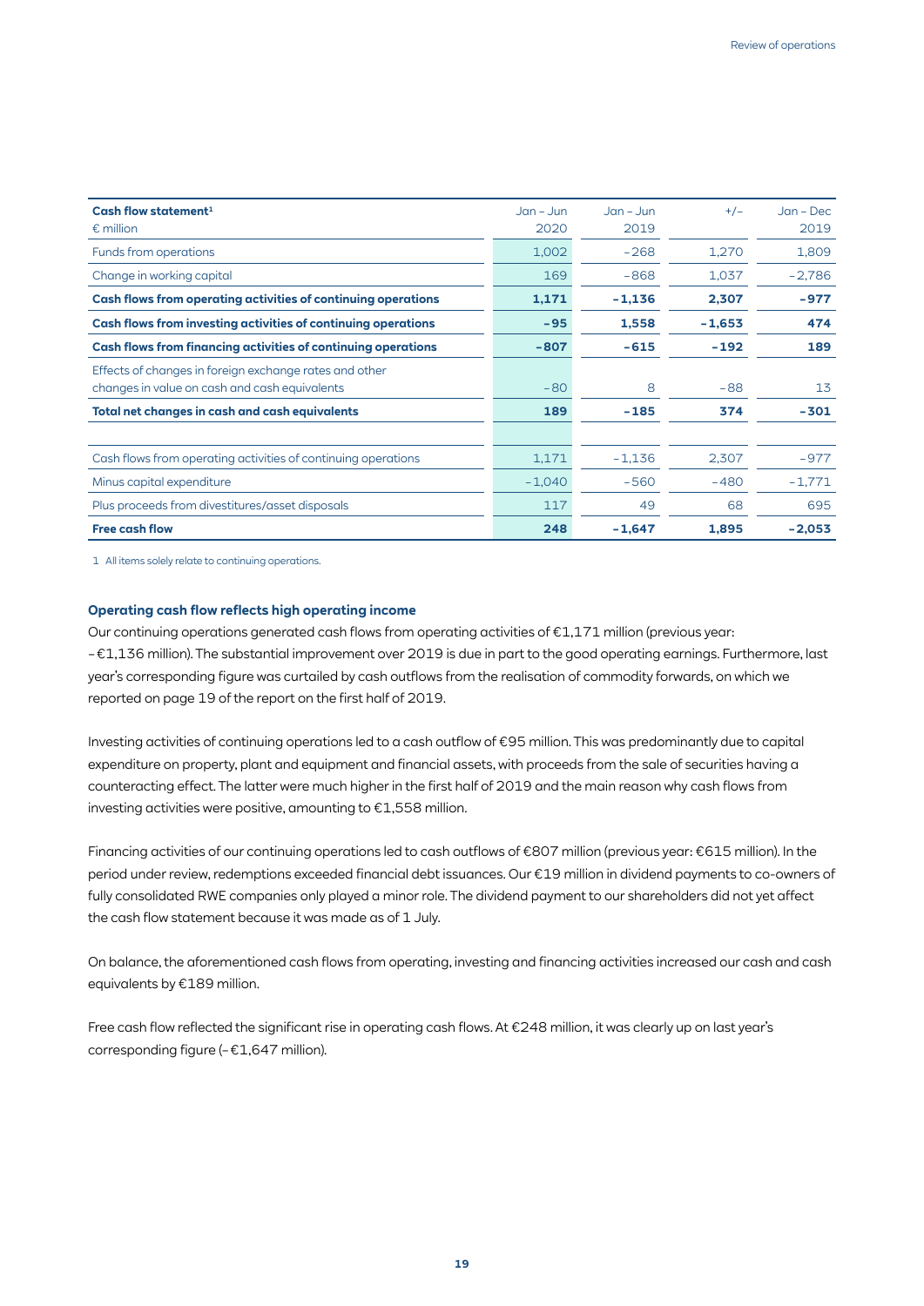| Cash flow statement[1]<br>€ million | Jan – Jun<br>2020 | Jan – Jun<br>2019 | +/– | Jan – Dec<br>2019 |
|---|---|---|---|---|
| Funds from operations | 1,002 | –268 | 1,270 | 1,809 |
| Change in working capital | 169 | –868 | 1,037 | –2,786 |
| **Cash flows from operating activities of continuing operations** | **1,171** | **–1,136** | **2,307** | **–977** |
| **Cash flows from investing activities of continuing operations** | **–95** | **1,558** | **–1,653** | **474** |
| **Cash flows from financing activities of continuing operations** | **–807** | **–615** | **–192** | **189** |
| Effects of changes in foreign exchange rates and other changes in value on cash and cash equivalents | –80 | 8 | –88 | 13 |
| **Total net changes in cash and cash equivalents** | **189** | **–185** | **374** | **–301** |
| | | | | |
| Cash flows from operating activities of continuing operations | 1,171 | –1,136 | 2,307 | –977 |
| Minus capital expenditure | –1,040 | –560 | –480 | –1,771 |
| Plus proceeds from divestitures/asset disposals | 117 | 49 | 68 | 695 |
| **Free cash flow** | **248** | **–1,647** | **1,895** | **–2,053** |

1 All items solely relate to continuing operations.

### Operating cash flow reflects high operating income

Our continuing operations generated cash flows from operating activities of €1,171 million (previous year: –€1,136 million). The substantial improvement over 2019 is due in part to the good operating earnings. Furthermore, last year's corresponding figure was curtailed by cash outflows from the realisation of commodity forwards, on which we reported on page 19 of the report on the first half of 2019.

Investing activities of continuing operations led to a cash outflow of €95 million. This was predominantly due to capital expenditure on property, plant and equipment and financial assets, with proceeds from the sale of securities having a counteracting effect. The latter were much higher in the first half of 2019 and the main reason why cash flows from investing activities were positive, amounting to €1,558 million.

Financing activities of our continuing operations led to cash outflows of €807 million (previous year: €615 million). In the period under review, redemptions exceeded financial debt issuances. Our €19 million in dividend payments to co-owners of fully consolidated RWE companies only played a minor role. The dividend payment to our shareholders did not yet affect the cash flow statement because it was made as of 1 July.

On balance, the aforementioned cash flows from operating, investing and financing activities increased our cash and cash equivalents by €189 million.

Free cash flow reflected the significant rise in operating cash flows. At €248 million, it was clearly up on last year's corresponding figure (–€1,647 million).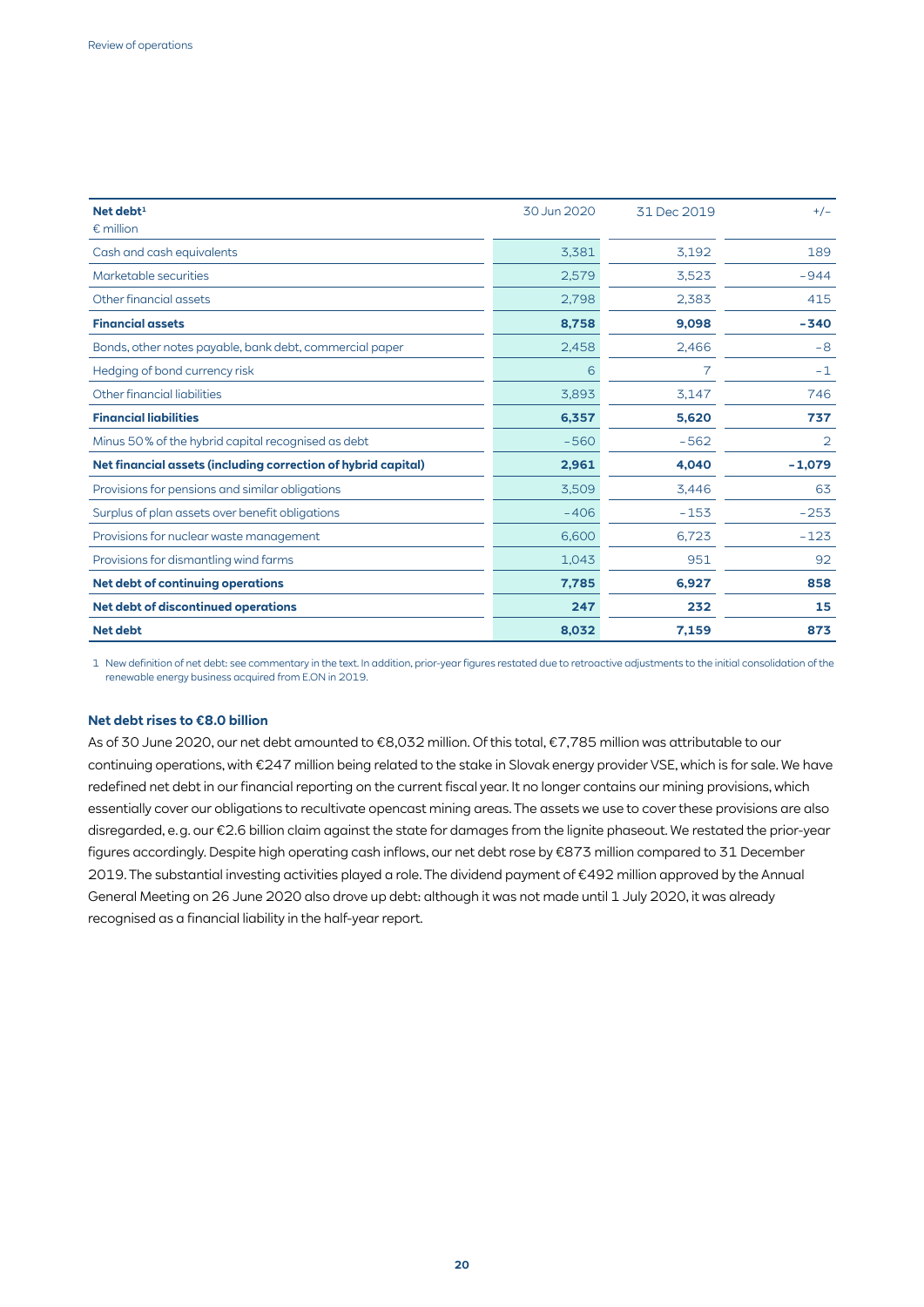| Net debt[1] <br> € million | 30 Jun 2020 | 31 Dec 2019 | +/– |
|---|---|---|---|
| Cash and cash equivalents | 3,381 | 3,192 | 189 |
| Marketable securities | 2,579 | 3,523 | –944 |
| Other financial assets | 2,798 | 2,383 | 415 |
| **Financial assets** | **8,758** | **9,098** | **–340** |
| Bonds, other notes payable, bank debt, commercial paper | 2,458 | 2,466 | –8 |
| Hedging of bond currency risk | 6 | 7 | –1 |
| Other financial liabilities | 3,893 | 3,147 | 746 |
| **Financial liabilities** | **6,357** | **5,620** | **737** |
| Minus 50% of the hybrid capital recognised as debt | –560 | –562 | 2 |
| **Net financial assets (including correction of hybrid capital)** | **2,961** | **4,040** | **–1,079** |
| Provisions for pensions and similar obligations | 3,509 | 3,446 | 63 |
| Surplus of plan assets over benefit obligations | –406 | –153 | –253 |
| Provisions for nuclear waste management | 6,600 | 6,723 | –123 |
| Provisions for dismantling wind farms | 1,043 | 951 | 92 |
| **Net debt of continuing operations** | **7,785** | **6,927** | **858** |
| **Net debt of discontinued operations** | **247** | **232** | **15** |
| **Net debt** | **8,032** | **7,159** | **873** |

1 New definition of net debt: see commentary in the text. In addition, prior-year figures restated due to retroactive adjustments to the initial consolidation of the renewable energy business acquired from E.ON in 2019.

### Net debt rises to €8.0 billion

As of 30 June 2020, our net debt amounted to €8,032 million. Of this total, €7,785 million was attributable to our continuing operations, with €247 million being related to the stake in Slovak energy provider VSE, which is for sale. We have redefined net debt in our financial reporting on the current fiscal year. It no longer contains our mining provisions, which essentially cover our obligations to recultivate opencast mining areas. The assets we use to cover these provisions are also disregarded, e.g. our €2.6 billion claim against the state for damages from the lignite phaseout. We restated the prior-year figures accordingly. Despite high operating cash inflows, our net debt rose by €873 million compared to 31 December 2019. The substantial investing activities played a role. The dividend payment of €492 million approved by the Annual General Meeting on 26 June 2020 also drove up debt: although it was not made until 1 July 2020, it was already recognised as a financial liability in the half-year report.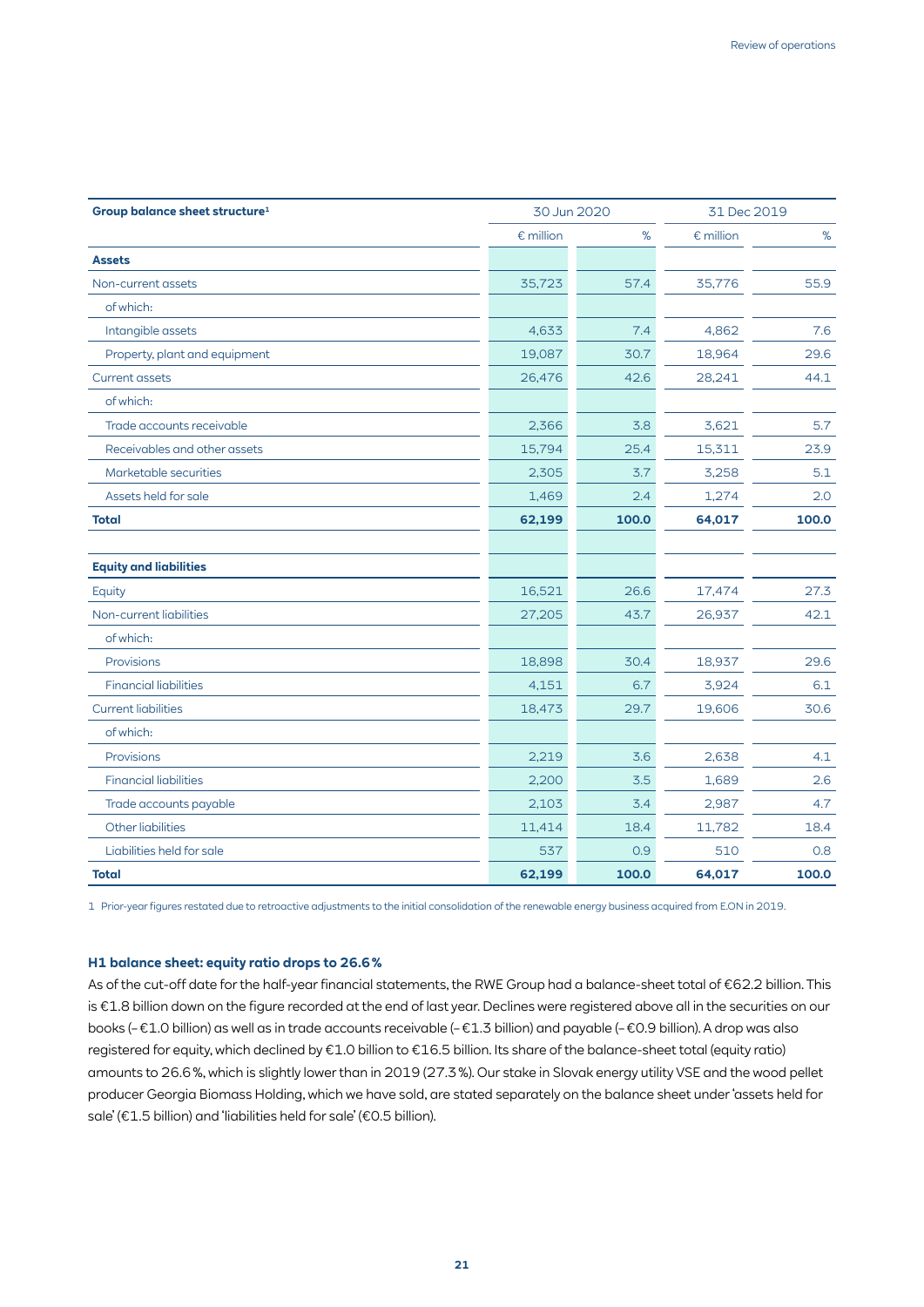| Group balance sheet structure[1] | 30 Jun 2020 | | 31 Dec 2019 | |
|---|---|---|---|---|
| | € million | % | € million | % |
| **Assets** | | | | |
| Non-current assets | 35,723 | 57.4 | 35,776 | 55.9 |
| of which: | | | | |
| Intangible assets | 4,633 | 7.4 | 4,862 | 7.6 |
| Property, plant and equipment | 19,087 | 30.7 | 18,964 | 29.6 |
| Current assets | 26,476 | 42.6 | 28,241 | 44.1 |
| of which: | | | | |
| Trade accounts receivable | 2,366 | 3.8 | 3,621 | 5.7 |
| Receivables and other assets | 15,794 | 25.4 | 15,311 | 23.9 |
| Marketable securities | 2,305 | 3.7 | 3,258 | 5.1 |
| Assets held for sale | 1,469 | 2.4 | 1,274 | 2.0 |
| **Total** | **62,199** | **100.0** | **64,017** | **100.0** |
| | | | | |
| **Equity and liabilities** | | | | |
| Equity | 16,521 | 26.6 | 17,474 | 27.3 |
| Non-current liabilities | 27,205 | 43.7 | 26,937 | 42.1 |
| of which: | | | | |
| Provisions | 18,898 | 30.4 | 18,937 | 29.6 |
| Financial liabilities | 4,151 | 6.7 | 3,924 | 6.1 |
| Current liabilities | 18,473 | 29.7 | 19,606 | 30.6 |
| of which: | | | | |
| Provisions | 2,219 | 3.6 | 2,638 | 4.1 |
| Financial liabilities | 2,200 | 3.5 | 1,689 | 2.6 |
| Trade accounts payable | 2,103 | 3.4 | 2,987 | 4.7 |
| Other liabilities | 11,414 | 18.4 | 11,782 | 18.4 |
| Liabilities held for sale | 537 | 0.9 | 510 | 0.8 |
| **Total** | **62,199** | **100.0** | **64,017** | **100.0** |

1 Prior-year figures restated due to retroactive adjustments to the initial consolidation of the renewable energy business acquired from E.ON in 2019.

### H1 balance sheet: equity ratio drops to 26.6 %

As of the cut-off date for the half-year financial statements, the RWE Group had a balance-sheet total of €62.2 billion. This is €1.8 billion down on the figure recorded at the end of last year. Declines were registered above all in the securities on our books (– €1.0 billion) as well as in trade accounts receivable (– €1.3 billion) and payable (– €0.9 billion). A drop was also registered for equity, which declined by €1.0 billion to €16.5 billion. Its share of the balance-sheet total (equity ratio) amounts to 26.6 %, which is slightly lower than in 2019 (27.3 %). Our stake in Slovak energy utility VSE and the wood pellet producer Georgia Biomass Holding, which we have sold, are stated separately on the balance sheet under 'assets held for sale' (€1.5 billion) and 'liabilities held for sale' (€0.5 billion).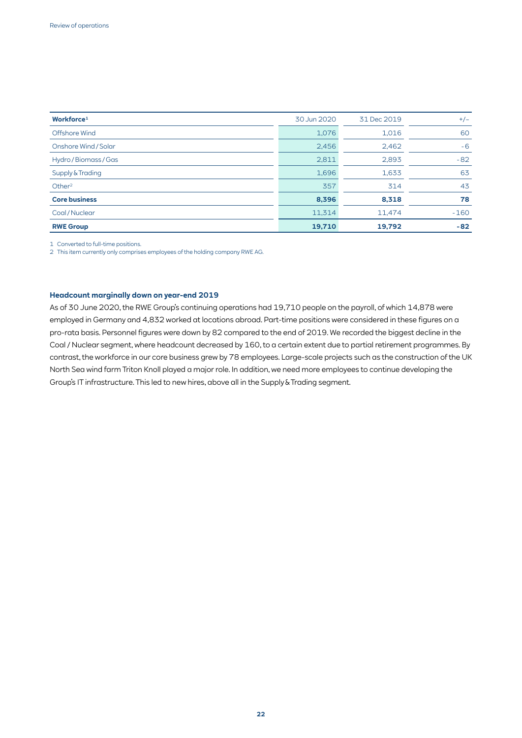| Workforce[1] | 30 Jun 2020 | 31 Dec 2019 | +/– |
|---|---|---|---|
| Offshore Wind | 1,076 | 1,016 | 60 |
| Onshore Wind / Solar | 2,456 | 2,462 | -6 |
| Hydro / Biomass / Gas | 2,811 | 2,893 | -82 |
| Supply & Trading | 1,696 | 1,633 | 63 |
| Other[2] | 357 | 314 | 43 |
| **Core business** | **8,396** | **8,318** | **78** |
| Coal / Nuclear | 11,314 | 11,474 | -160 |
| **RWE Group** | **19,710** | **19,792** | **-82** |

1 Converted to full-time positions.
2 This item currently only comprises employees of the holding company RWE AG.

### Headcount marginally down on year-end 2019

As of 30 June 2020, the RWE Group's continuing operations had 19,710 people on the payroll, of which 14,878 were employed in Germany and 4,832 worked at locations abroad. Part-time positions were considered in these figures on a pro-rata basis. Personnel figures were down by 82 compared to the end of 2019. We recorded the biggest decline in the Coal / Nuclear segment, where headcount decreased by 160, to a certain extent due to partial retirement programmes. By contrast, the workforce in our core business grew by 78 employees. Large-scale projects such as the construction of the UK North Sea wind farm Triton Knoll played a major role. In addition, we need more employees to continue developing the Group's IT infrastructure. This led to new hires, above all in the Supply & Trading segment.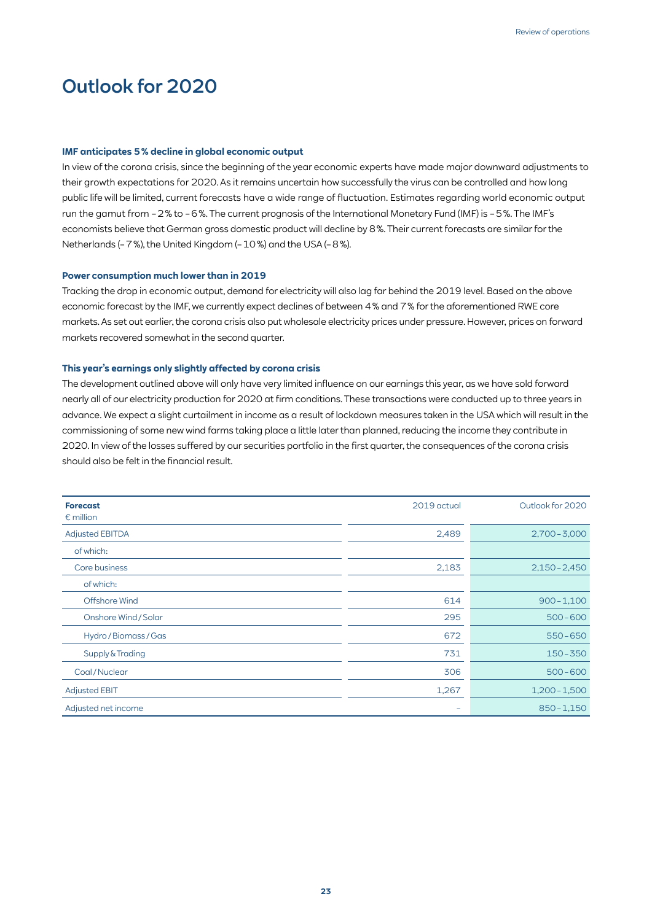# Outlook for 2020

**IMF anticipates 5 % decline in global economic output**

In view of the corona crisis, since the beginning of the year economic experts have made major downward adjustments to their growth expectations for 2020. As it remains uncertain how successfully the virus can be controlled and how long public life will be limited, current forecasts have a wide range of fluctuation. Estimates regarding world economic output run the gamut from – 2 % to – 6 %. The current prognosis of the International Monetary Fund (IMF) is – 5 %. The IMF's economists believe that German gross domestic product will decline by 8 %. Their current forecasts are similar for the Netherlands (– 7 %), the United Kingdom (– 10 %) and the USA (– 8 %).

**Power consumption much lower than in 2019**

Tracking the drop in economic output, demand for electricity will also lag far behind the 2019 level. Based on the above economic forecast by the IMF, we currently expect declines of between 4 % and 7 % for the aforementioned RWE core markets. As set out earlier, the corona crisis also put wholesale electricity prices under pressure. However, prices on forward markets recovered somewhat in the second quarter.

**This year's earnings only slightly affected by corona crisis**

The development outlined above will only have very limited influence on our earnings this year, as we have sold forward nearly all of our electricity production for 2020 at firm conditions. These transactions were conducted up to three years in advance. We expect a slight curtailment in income as a result of lockdown measures taken in the USA which will result in the commissioning of some new wind farms taking place a little later than planned, reducing the income they contribute in 2020. In view of the losses suffered by our securities portfolio in the first quarter, the consequences of the corona crisis should also be felt in the financial result.

| **Forecast**<br>€ million | 2019 actual | Outlook for 2020 |
|---|---|---|
| Adjusted EBITDA | 2,489 | 2,700 – 3,000 |
| of which: | | |
| Core business | 2,183 | 2,150 – 2,450 |
| of which: | | |
| Offshore Wind | 614 | 900 – 1,100 |
| Onshore Wind / Solar | 295 | 500 – 600 |
| Hydro / Biomass / Gas | 672 | 550 – 650 |
| Supply & Trading | 731 | 150 – 350 |
| Coal / Nuclear | 306 | 500 – 600 |
| Adjusted EBIT | 1,267 | 1,200 – 1,500 |
| Adjusted net income | – | 850 – 1,150 |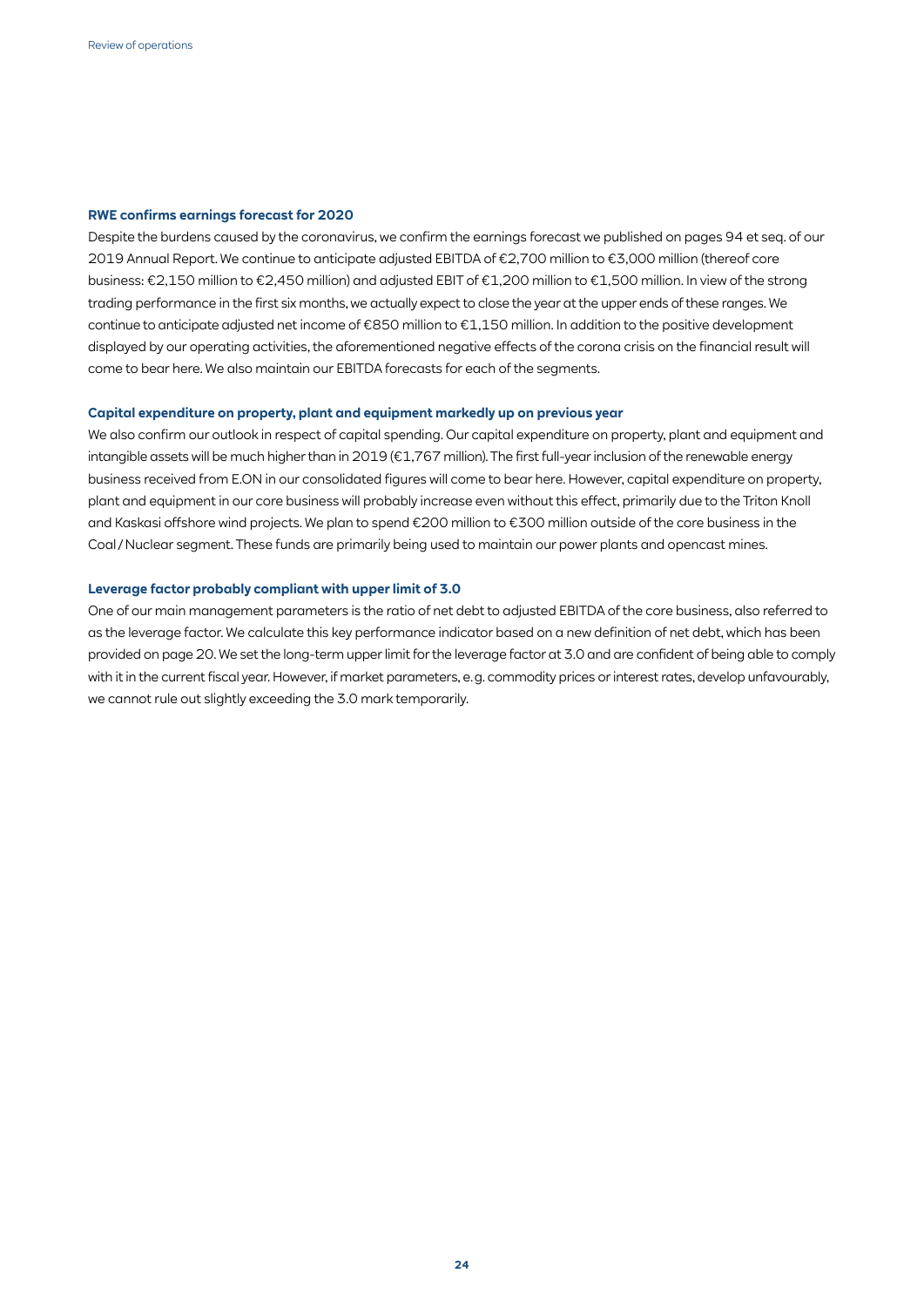### RWE confirms earnings forecast for 2020

Despite the burdens caused by the coronavirus, we confirm the earnings forecast we published on pages 94 et seq. of our 2019 Annual Report. We continue to anticipate adjusted EBITDA of €2,700 million to €3,000 million (thereof core business: €2,150 million to €2,450 million) and adjusted EBIT of €1,200 million to €1,500 million. In view of the strong trading performance in the first six months, we actually expect to close the year at the upper ends of these ranges. We continue to anticipate adjusted net income of €850 million to €1,150 million. In addition to the positive development displayed by our operating activities, the aforementioned negative effects of the corona crisis on the financial result will come to bear here. We also maintain our EBITDA forecasts for each of the segments.

### Capital expenditure on property, plant and equipment markedly up on previous year

We also confirm our outlook in respect of capital spending. Our capital expenditure on property, plant and equipment and intangible assets will be much higher than in 2019 (€1,767 million). The first full-year inclusion of the renewable energy business received from E.ON in our consolidated figures will come to bear here. However, capital expenditure on property, plant and equipment in our core business will probably increase even without this effect, primarily due to the Triton Knoll and Kaskasi offshore wind projects. We plan to spend €200 million to €300 million outside of the core business in the Coal / Nuclear segment. These funds are primarily being used to maintain our power plants and opencast mines.

### Leverage factor probably compliant with upper limit of 3.0

One of our main management parameters is the ratio of net debt to adjusted EBITDA of the core business, also referred to as the leverage factor. We calculate this key performance indicator based on a new definition of net debt, which has been provided on page 20. We set the long-term upper limit for the leverage factor at 3.0 and are confident of being able to comply with it in the current fiscal year. However, if market parameters, e.g. commodity prices or interest rates, develop unfavourably, we cannot rule out slightly exceeding the 3.0 mark temporarily.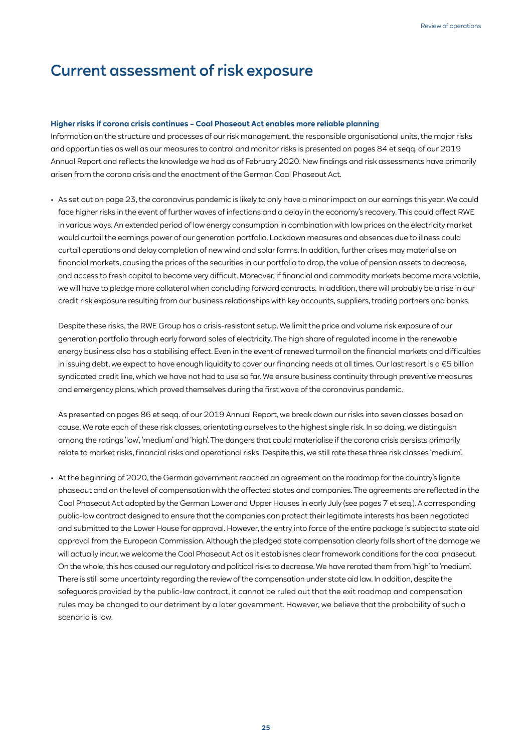# Current assessment of risk exposure

**Higher risks if corona crisis continues – Coal Phaseout Act enables more reliable planning**

Information on the structure and processes of our risk management, the responsible organisational units, the major risks and opportunities as well as our measures to control and monitor risks is presented on pages 84 et seqq. of our 2019 Annual Report and reflects the knowledge we had as of February 2020. New findings and risk assessments have primarily arisen from the corona crisis and the enactment of the German Coal Phaseout Act.

- As set out on page 23, the coronavirus pandemic is likely to only have a minor impact on our earnings this year. We could face higher risks in the event of further waves of infections and a delay in the economy's recovery. This could affect RWE in various ways. An extended period of low energy consumption in combination with low prices on the electricity market would curtail the earnings power of our generation portfolio. Lockdown measures and absences due to illness could curtail operations and delay completion of new wind and solar farms. In addition, further crises may materialise on financial markets, causing the prices of the securities in our portfolio to drop, the value of pension assets to decrease, and access to fresh capital to become very difficult. Moreover, if financial and commodity markets become more volatile, we will have to pledge more collateral when concluding forward contracts. In addition, there will probably be a rise in our credit risk exposure resulting from our business relationships with key accounts, suppliers, trading partners and banks.

  Despite these risks, the RWE Group has a crisis-resistant setup. We limit the price and volume risk exposure of our generation portfolio through early forward sales of electricity. The high share of regulated income in the renewable energy business also has a stabilising effect. Even in the event of renewed turmoil on the financial markets and difficulties in issuing debt, we expect to have enough liquidity to cover our financing needs at all times. Our last resort is a €5 billion syndicated credit line, which we have not had to use so far. We ensure business continuity through preventive measures and emergency plans, which proved themselves during the first wave of the coronavirus pandemic.

  As presented on pages 86 et seqq. of our 2019 Annual Report, we break down our risks into seven classes based on cause. We rate each of these risk classes, orientating ourselves to the highest single risk. In so doing, we distinguish among the ratings 'low', 'medium' and 'high'. The dangers that could materialise if the corona crisis persists primarily relate to market risks, financial risks and operational risks. Despite this, we still rate these three risk classes 'medium'.

- At the beginning of 2020, the German government reached an agreement on the roadmap for the country's lignite phaseout and on the level of compensation with the affected states and companies. The agreements are reflected in the Coal Phaseout Act adopted by the German Lower and Upper Houses in early July (see pages 7 et seq.). A corresponding public-law contract designed to ensure that the companies can protect their legitimate interests has been negotiated and submitted to the Lower House for approval. However, the entry into force of the entire package is subject to state aid approval from the European Commission. Although the pledged state compensation clearly falls short of the damage we will actually incur, we welcome the Coal Phaseout Act as it establishes clear framework conditions for the coal phaseout. On the whole, this has caused our regulatory and political risks to decrease. We have rerated them from 'high' to 'medium'. There is still some uncertainty regarding the review of the compensation under state aid law. In addition, despite the safeguards provided by the public-law contract, it cannot be ruled out that the exit roadmap and compensation rules may be changed to our detriment by a later government. However, we believe that the probability of such a scenario is low.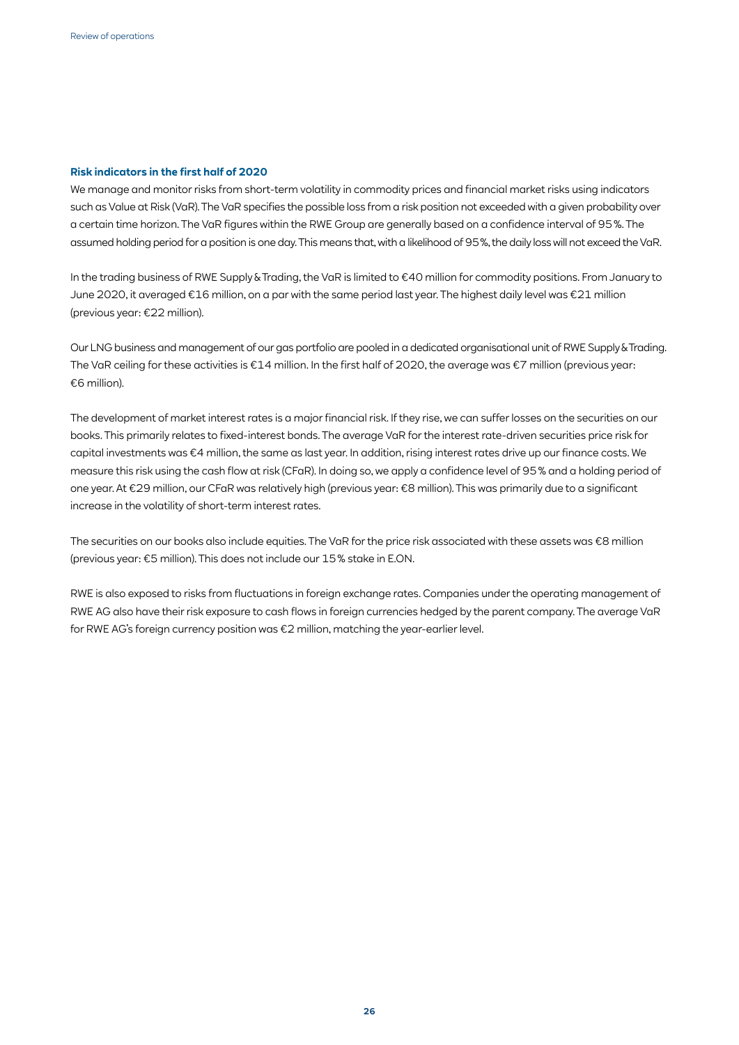### Risk indicators in the first half of 2020

We manage and monitor risks from short-term volatility in commodity prices and financial market risks using indicators such as Value at Risk (VaR). The VaR specifies the possible loss from a risk position not exceeded with a given probability over a certain time horizon. The VaR figures within the RWE Group are generally based on a confidence interval of 95 %. The assumed holding period for a position is one day. This means that, with a likelihood of 95 %, the daily loss will not exceed the VaR.

In the trading business of RWE Supply & Trading, the VaR is limited to €40 million for commodity positions. From January to June 2020, it averaged €16 million, on a par with the same period last year. The highest daily level was €21 million (previous year: €22 million).

Our LNG business and management of our gas portfolio are pooled in a dedicated organisational unit of RWE Supply & Trading. The VaR ceiling for these activities is €14 million. In the first half of 2020, the average was €7 million (previous year: €6 million).

The development of market interest rates is a major financial risk. If they rise, we can suffer losses on the securities on our books. This primarily relates to fixed-interest bonds. The average VaR for the interest rate-driven securities price risk for capital investments was €4 million, the same as last year. In addition, rising interest rates drive up our finance costs. We measure this risk using the cash flow at risk (CFaR). In doing so, we apply a confidence level of 95 % and a holding period of one year. At €29 million, our CFaR was relatively high (previous year: €8 million). This was primarily due to a significant increase in the volatility of short-term interest rates.

The securities on our books also include equities. The VaR for the price risk associated with these assets was €8 million (previous year: €5 million). This does not include our 15 % stake in E.ON.

RWE is also exposed to risks from fluctuations in foreign exchange rates. Companies under the operating management of RWE AG also have their risk exposure to cash flows in foreign currencies hedged by the parent company. The average VaR for RWE AG's foreign currency position was €2 million, matching the year-earlier level.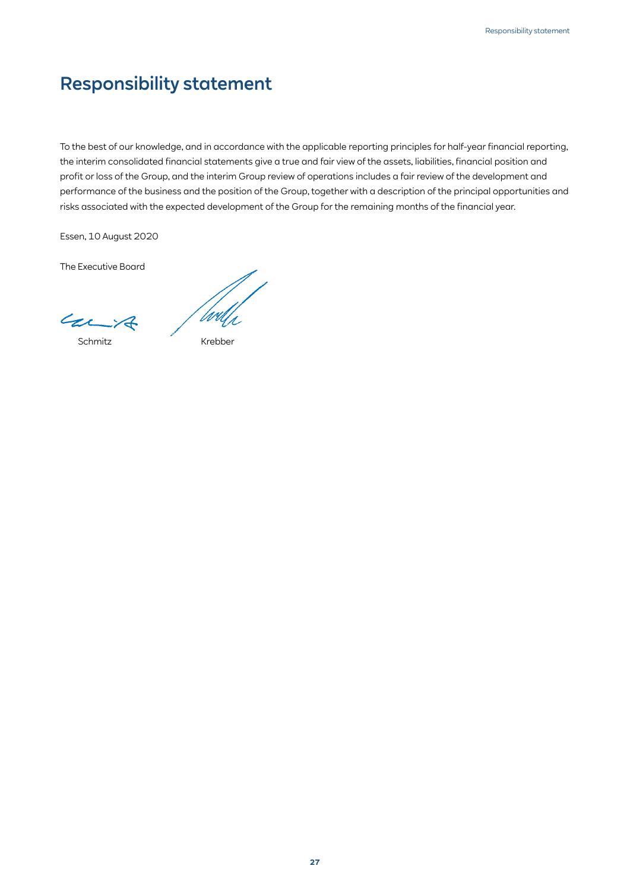# Responsibility statement

To the best of our knowledge, and in accordance with the applicable reporting principles for half-year financial reporting, the interim consolidated financial statements give a true and fair view of the assets, liabilities, financial position and profit or loss of the Group, and the interim Group review of operations includes a fair review of the development and performance of the business and the position of the Group, together with a description of the principal opportunities and risks associated with the expected development of the Group for the remaining months of the financial year.

Essen, 10 August 2020

The Executive Board

Schmitz Krebber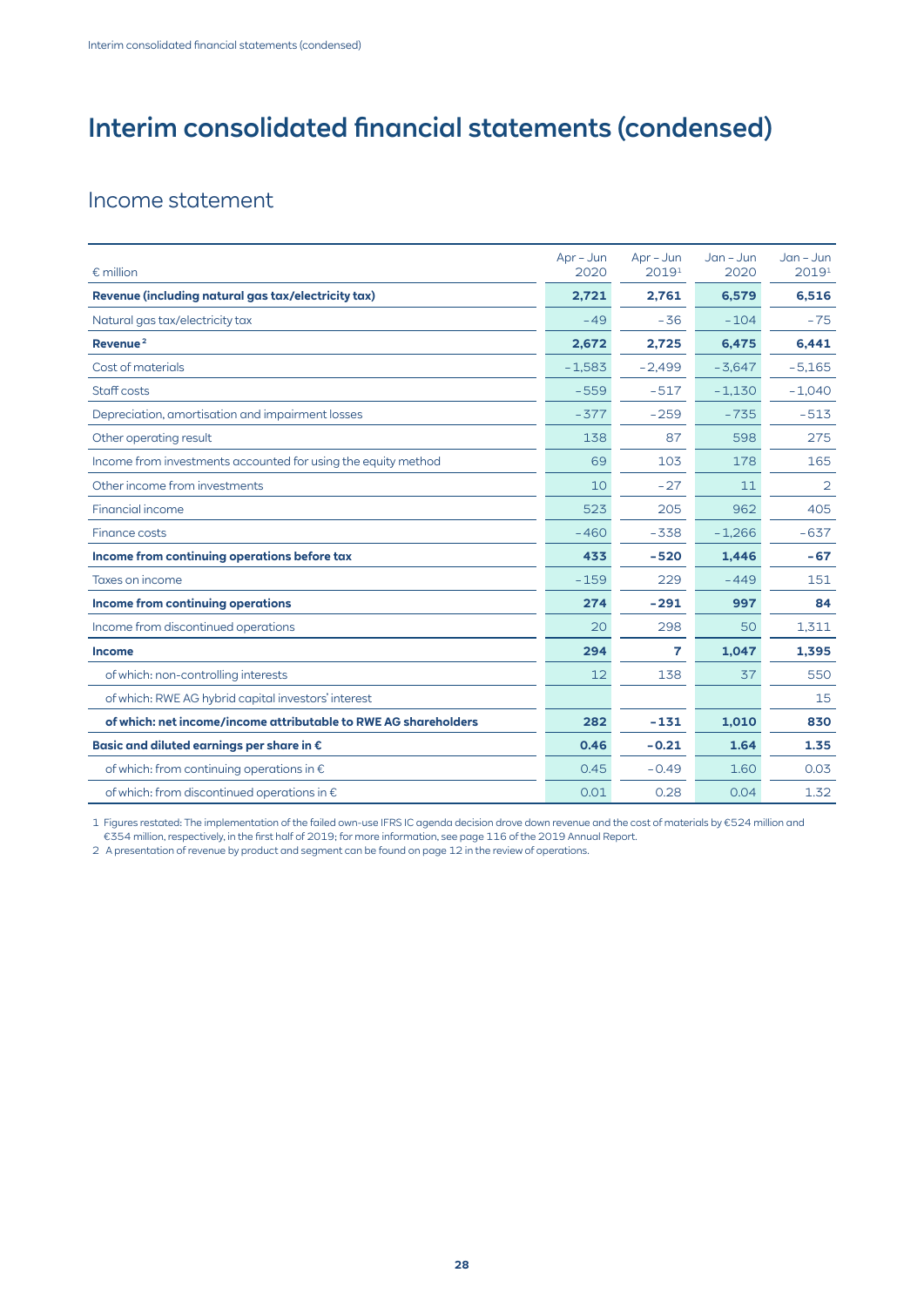# Interim consolidated financial statements (condensed)

## Income statement

| € million | Apr – Jun 2020 | Apr – Jun 2019[1] | Jan – Jun 2020 | Jan – Jun 2019[1] |
|---|---|---|---|---|
| **Revenue (including natural gas tax/electricity tax)** | **2,721** | **2,761** | **6,579** | **6,516** |
| Natural gas tax/electricity tax | -49 | -36 | -104 | -75 |
| **Revenue[2]** | **2,672** | **2,725** | **6,475** | **6,441** |
| Cost of materials | -1,583 | -2,499 | -3,647 | -5,165 |
| Staff costs | -559 | -517 | -1,130 | -1,040 |
| Depreciation, amortisation and impairment losses | -377 | -259 | -735 | -513 |
| Other operating result | 138 | 87 | 598 | 275 |
| Income from investments accounted for using the equity method | 69 | 103 | 178 | 165 |
| Other income from investments | 10 | -27 | 11 | 2 |
| Financial income | 523 | 205 | 962 | 405 |
| Finance costs | -460 | -338 | -1,266 | -637 |
| **Income from continuing operations before tax** | **433** | **-520** | **1,446** | **-67** |
| Taxes on income | -159 | 229 | -449 | 151 |
| **Income from continuing operations** | **274** | **-291** | **997** | **84** |
| Income from discontinued operations | 20 | 298 | 50 | 1,311 |
| **Income** | **294** | **7** | **1,047** | **1,395** |
| of which: non-controlling interests | 12 | 138 | 37 | 550 |
| of which: RWE AG hybrid capital investors' interest | | | | 15 |
| **of which: net income/income attributable to RWE AG shareholders** | **282** | **-131** | **1,010** | **830** |
| **Basic and diluted earnings per share in €** | **0.46** | **-0.21** | **1.64** | **1.35** |
| of which: from continuing operations in € | 0.45 | -0.49 | 1.60 | 0.03 |
| of which: from discontinued operations in € | 0.01 | 0.28 | 0.04 | 1.32 |

1 Figures restated: The implementation of the failed own-use IFRS IC agenda decision drove down revenue and the cost of materials by €524 million and €354 million, respectively, in the first half of 2019; for more information, see page 116 of the 2019 Annual Report.

2 A presentation of revenue by product and segment can be found on page 12 in the review of operations.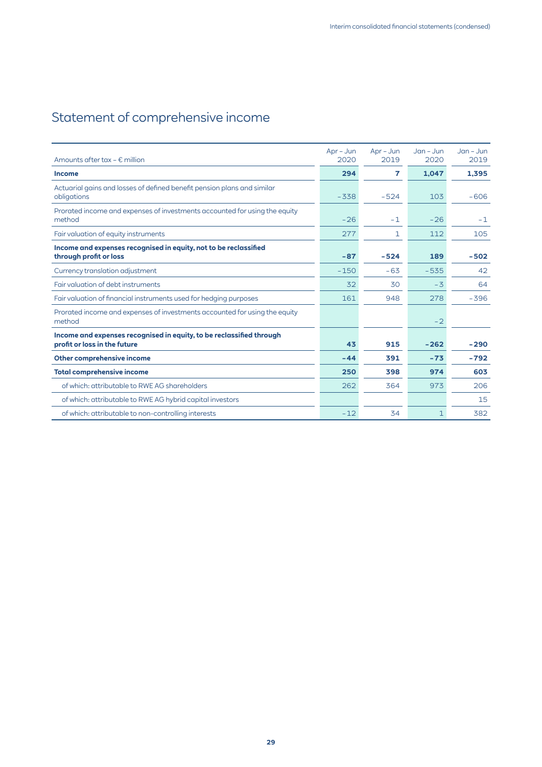# Statement of comprehensive income

| Amounts after tax – € million | Apr – Jun 2020 | Apr – Jun 2019 | Jan – Jun 2020 | Jan – Jun 2019 |
|---|---|---|---|---|
| **Income** | **294** | **7** | **1,047** | **1,395** |
| Actuarial gains and losses of defined benefit pension plans and similar obligations | -338 | -524 | 103 | -606 |
| Prorated income and expenses of investments accounted for using the equity method | -26 | -1 | -26 | -1 |
| Fair valuation of equity instruments | 277 | 1 | 112 | 105 |
| **Income and expenses recognised in equity, not to be reclassified through profit or loss** | **-87** | **-524** | **189** | **-502** |
| Currency translation adjustment | -150 | -63 | -535 | 42 |
| Fair valuation of debt instruments | 32 | 30 | -3 | 64 |
| Fair valuation of financial instruments used for hedging purposes | 161 | 948 | 278 | -396 |
| Prorated income and expenses of investments accounted for using the equity method | | | -2 | |
| **Income and expenses recognised in equity, to be reclassified through profit or loss in the future** | **43** | **915** | **-262** | **-290** |
| **Other comprehensive income** | **-44** | **391** | **-73** | **-792** |
| **Total comprehensive income** | **250** | **398** | **974** | **603** |
| of which: attributable to RWE AG shareholders | 262 | 364 | 973 | 206 |
| of which: attributable to RWE AG hybrid capital investors | | | | 15 |
| of which: attributable to non-controlling interests | -12 | 34 | 1 | 382 |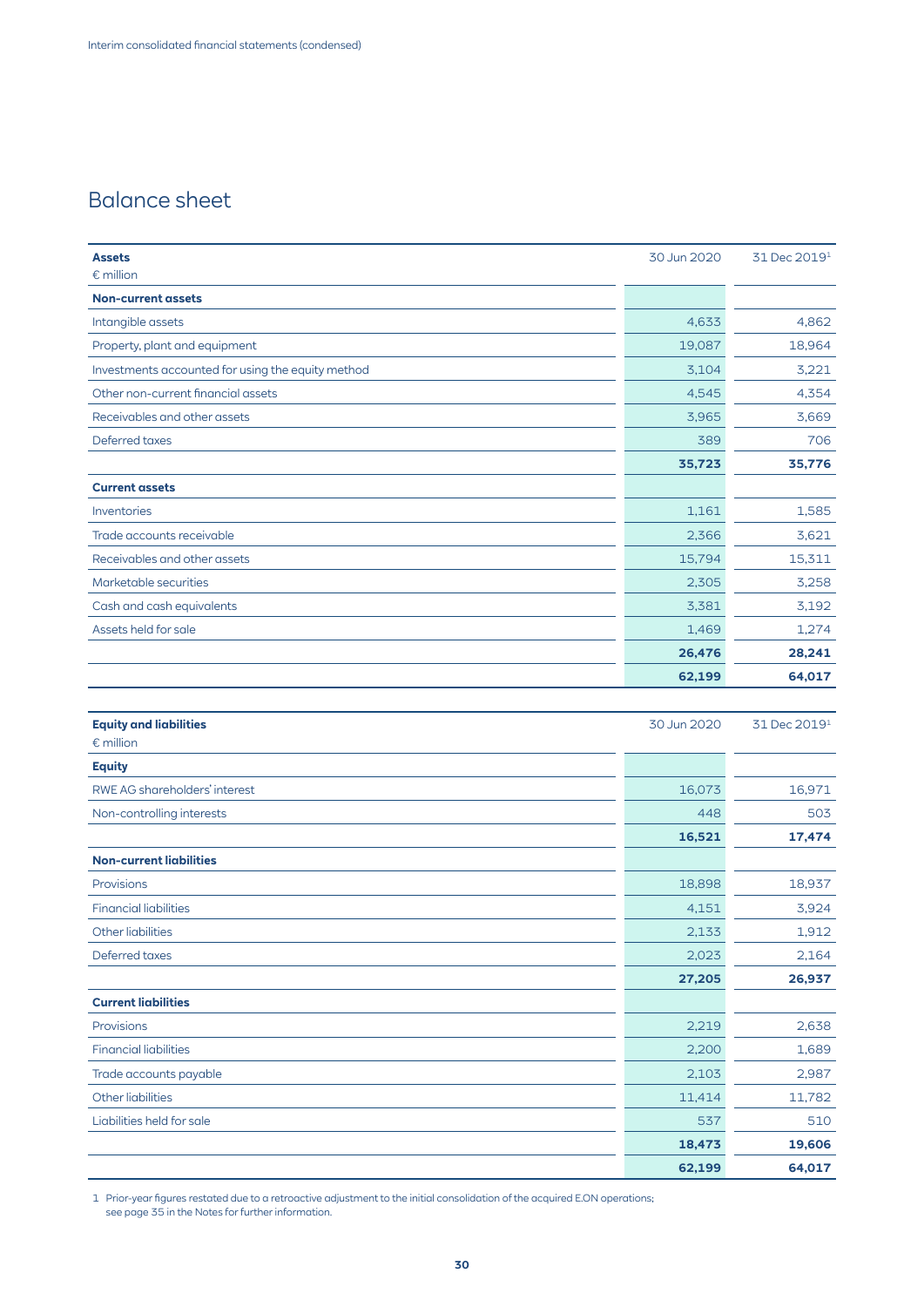## Balance sheet

| Assets<br>€ million | 30 Jun 2020 | 31 Dec 2019[1] |
|---|---|---|
| **Non-current assets** | | |
| Intangible assets | 4,633 | 4,862 |
| Property, plant and equipment | 19,087 | 18,964 |
| Investments accounted for using the equity method | 3,104 | 3,221 |
| Other non-current financial assets | 4,545 | 4,354 |
| Receivables and other assets | 3,965 | 3,669 |
| Deferred taxes | 389 | 706 |
| | **35,723** | **35,776** |
| **Current assets** | | |
| Inventories | 1,161 | 1,585 |
| Trade accounts receivable | 2,366 | 3,621 |
| Receivables and other assets | 15,794 | 15,311 |
| Marketable securities | 2,305 | 3,258 |
| Cash and cash equivalents | 3,381 | 3,192 |
| Assets held for sale | 1,469 | 1,274 |
| | **26,476** | **28,241** |
| | **62,199** | **64,017** |

| Equity and liabilities<br>€ million | 30 Jun 2020 | 31 Dec 2019[1] |
|---|---|---|
| **Equity** | | |
| RWE AG shareholders' interest | 16,073 | 16,971 |
| Non-controlling interests | 448 | 503 |
| | **16,521** | **17,474** |
| **Non-current liabilities** | | |
| Provisions | 18,898 | 18,937 |
| Financial liabilities | 4,151 | 3,924 |
| Other liabilities | 2,133 | 1,912 |
| Deferred taxes | 2,023 | 2,164 |
| | **27,205** | **26,937** |
| **Current liabilities** | | |
| Provisions | 2,219 | 2,638 |
| Financial liabilities | 2,200 | 1,689 |
| Trade accounts payable | 2,103 | 2,987 |
| Other liabilities | 11,414 | 11,782 |
| Liabilities held for sale | 537 | 510 |
| | **18,473** | **19,606** |
| | **62,199** | **64,017** |

1 Prior-year figures restated due to a retroactive adjustment to the initial consolidation of the acquired E.ON operations; see page 35 in the Notes for further information.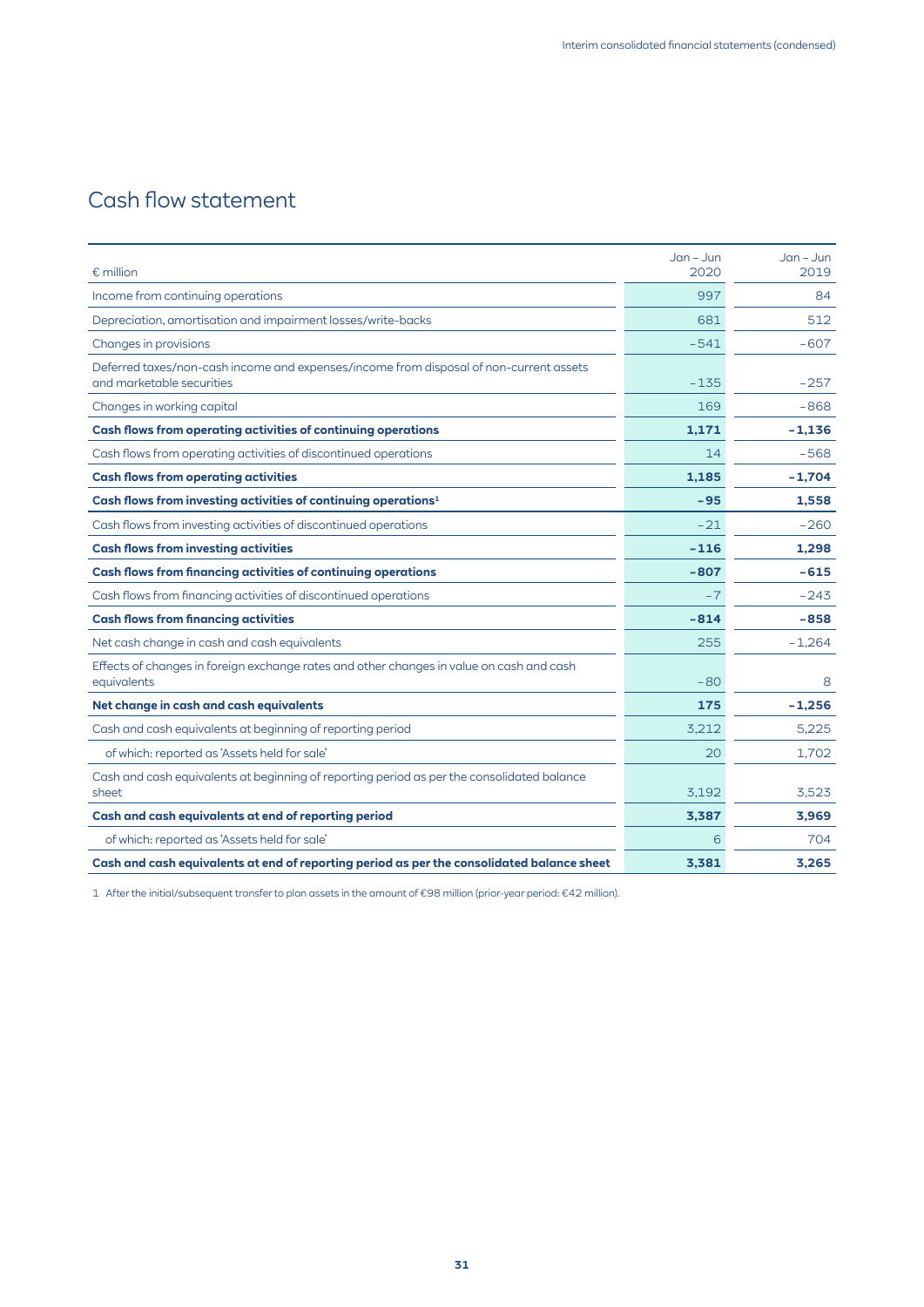# Cash flow statement

| € million | Jan – Jun 2020 | Jan – Jun 2019 |
|---|---|---|
| Income from continuing operations | 997 | 84 |
| Depreciation, amortisation and impairment losses/write-backs | 681 | 512 |
| Changes in provisions | –541 | –607 |
| Deferred taxes/non-cash income and expenses/income from disposal of non-current assets and marketable securities | –135 | –257 |
| Changes in working capital | 169 | –868 |
| **Cash flows from operating activities of continuing operations** | **1,171** | **–1,136** |
| Cash flows from operating activities of discontinued operations | 14 | –568 |
| **Cash flows from operating activities** | **1,185** | **–1,704** |
| **Cash flows from investing activities of continuing operations[1]** | **–95** | **1,558** |
| Cash flows from investing activities of discontinued operations | –21 | –260 |
| **Cash flows from investing activities** | **–116** | **1,298** |
| **Cash flows from financing activities of continuing operations** | **–807** | **–615** |
| Cash flows from financing activities of discontinued operations | –7 | –243 |
| **Cash flows from financing activities** | **–814** | **–858** |
| Net cash change in cash and cash equivalents | 255 | –1,264 |
| Effects of changes in foreign exchange rates and other changes in value on cash and cash equivalents | –80 | 8 |
| **Net change in cash and cash equivalents** | **175** | **–1,256** |
| Cash and cash equivalents at beginning of reporting period | 3,212 | 5,225 |
| of which: reported as 'Assets held for sale' | 20 | 1,702 |
| Cash and cash equivalents at beginning of reporting period as per the consolidated balance sheet | 3,192 | 3,523 |
| **Cash and cash equivalents at end of reporting period** | **3,387** | **3,969** |
| of which: reported as 'Assets held for sale' | 6 | 704 |
| **Cash and cash equivalents at end of reporting period as per the consolidated balance sheet** | **3,381** | **3,265** |

1 After the initial/subsequent transfer to plan assets in the amount of €98 million (prior-year period: €42 million).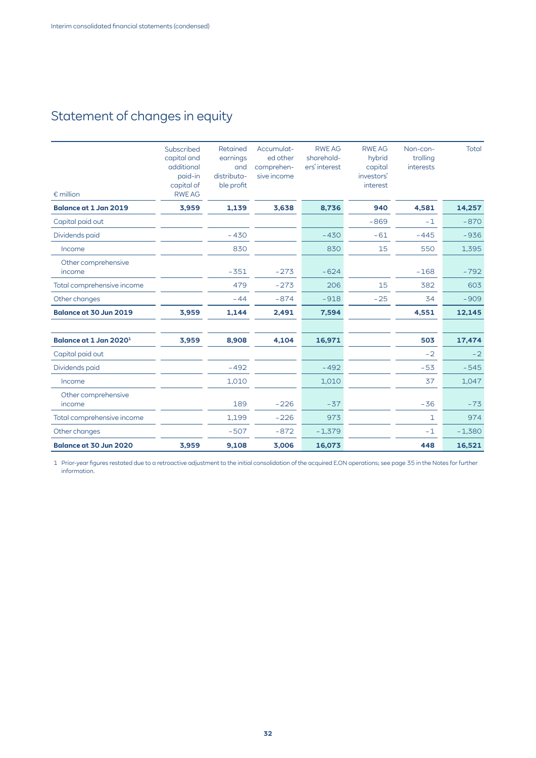# Statement of changes in equity

| € million | Subscribed capital and additional paid-in capital of RWE AG | Retained earnings and distributable profit | Accumulated other comprehensive income | RWE AG shareholders' interest | RWE AG hybrid capital investors' interest | Non-controlling interests | Total |
|---|---|---|---|---|---|---|---|
| **Balance at 1 Jan 2019** | **3,959** | **1,139** | **3,638** | **8,736** | **940** | **4,581** | **14,257** |
| Capital paid out | | | | | -869 | -1 | -870 |
| Dividends paid | | -430 | | -430 | -61 | -445 | -936 |
| Income | | 830 | | 830 | 15 | 550 | 1,395 |
| Other comprehensive income | | -351 | -273 | -624 | | -168 | -792 |
| Total comprehensive income | | 479 | -273 | 206 | 15 | 382 | 603 |
| Other changes | | -44 | -874 | -918 | -25 | 34 | -909 |
| **Balance at 30 Jun 2019** | **3,959** | **1,144** | **2,491** | **7,594** | | **4,551** | **12,145** |
| | | | | | | | |
| **Balance at 1 Jan 2020**[1] | **3,959** | **8,908** | **4,104** | **16,971** | | **503** | **17,474** |
| Capital paid out | | | | | | -2 | -2 |
| Dividends paid | | -492 | | -492 | | -53 | -545 |
| Income | | 1,010 | | 1,010 | | 37 | 1,047 |
| Other comprehensive income | | 189 | -226 | -37 | | -36 | -73 |
| Total comprehensive income | | 1,199 | -226 | 973 | | 1 | 974 |
| Other changes | | -507 | -872 | -1,379 | | -1 | -1,380 |
| **Balance at 30 Jun 2020** | **3,959** | **9,108** | **3,006** | **16,073** | | **448** | **16,521** |

1 Prior-year figures restated due to a retroactive adjustment to the initial consolidation of the acquired E.ON operations; see page 35 in the Notes for further information.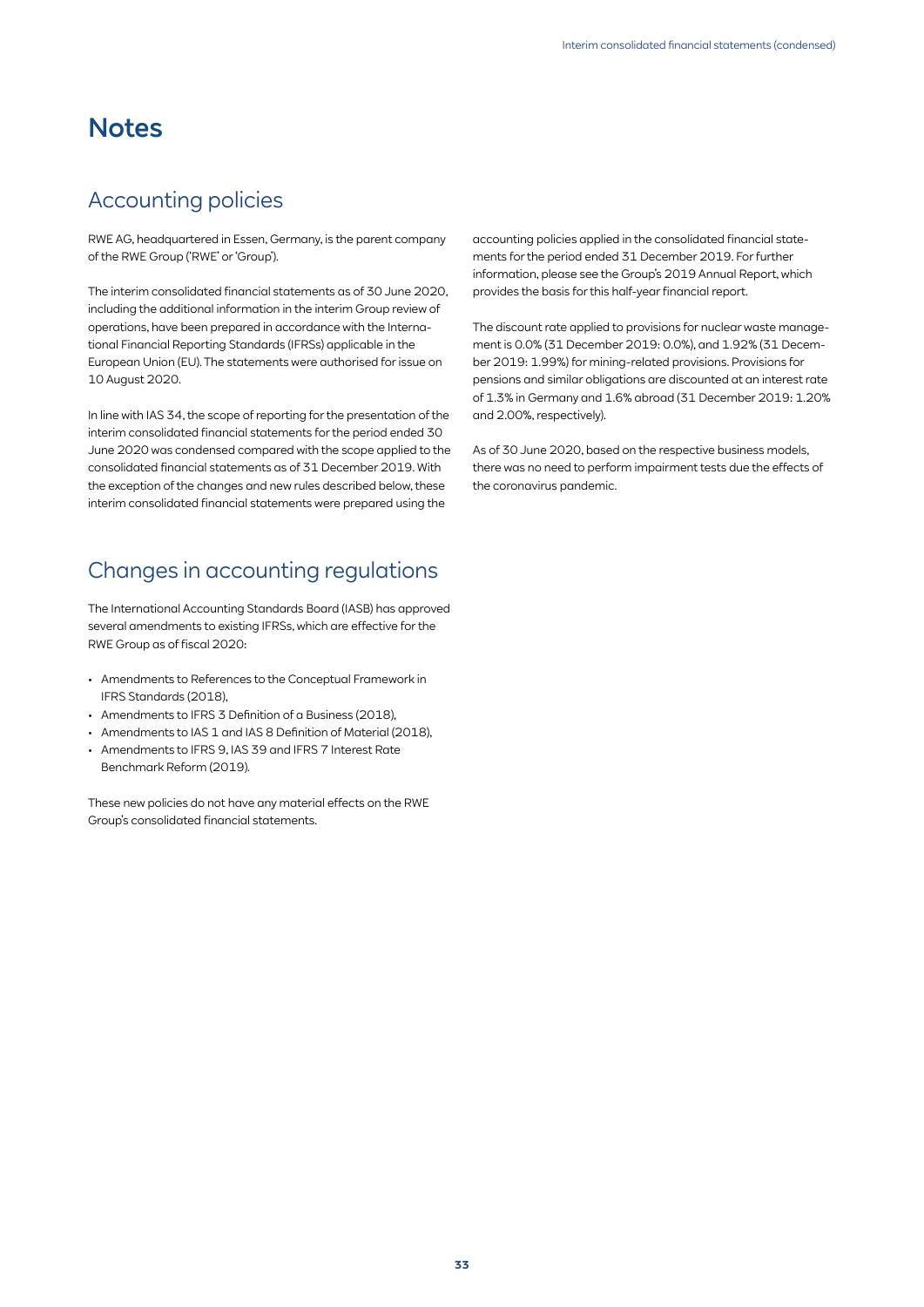# Notes

## Accounting policies

RWE AG, headquartered in Essen, Germany, is the parent company of the RWE Group ('RWE' or 'Group').

The interim consolidated financial statements as of 30 June 2020, including the additional information in the interim Group review of operations, have been prepared in accordance with the International Financial Reporting Standards (IFRSs) applicable in the European Union (EU). The statements were authorised for issue on 10 August 2020.

In line with IAS 34, the scope of reporting for the presentation of the interim consolidated financial statements for the period ended 30 June 2020 was condensed compared with the scope applied to the consolidated financial statements as of 31 December 2019. With the exception of the changes and new rules described below, these interim consolidated financial statements were prepared using the accounting policies applied in the consolidated financial statements for the period ended 31 December 2019. For further information, please see the Group's 2019 Annual Report, which provides the basis for this half-year financial report.

The discount rate applied to provisions for nuclear waste management is 0.0% (31 December 2019: 0.0%), and 1.92% (31 December 2019: 1.99%) for mining-related provisions. Provisions for pensions and similar obligations are discounted at an interest rate of 1.3% in Germany and 1.6% abroad (31 December 2019: 1.20% and 2.00%, respectively).

As of 30 June 2020, based on the respective business models, there was no need to perform impairment tests due the effects of the coronavirus pandemic.

## Changes in accounting regulations

The International Accounting Standards Board (IASB) has approved several amendments to existing IFRSs, which are effective for the RWE Group as of fiscal 2020:

- Amendments to References to the Conceptual Framework in IFRS Standards (2018),
- Amendments to IFRS 3 Definition of a Business (2018),
- Amendments to IAS 1 and IAS 8 Definition of Material (2018),
- Amendments to IFRS 9, IAS 39 and IFRS 7 Interest Rate Benchmark Reform (2019).

These new policies do not have any material effects on the RWE Group's consolidated financial statements.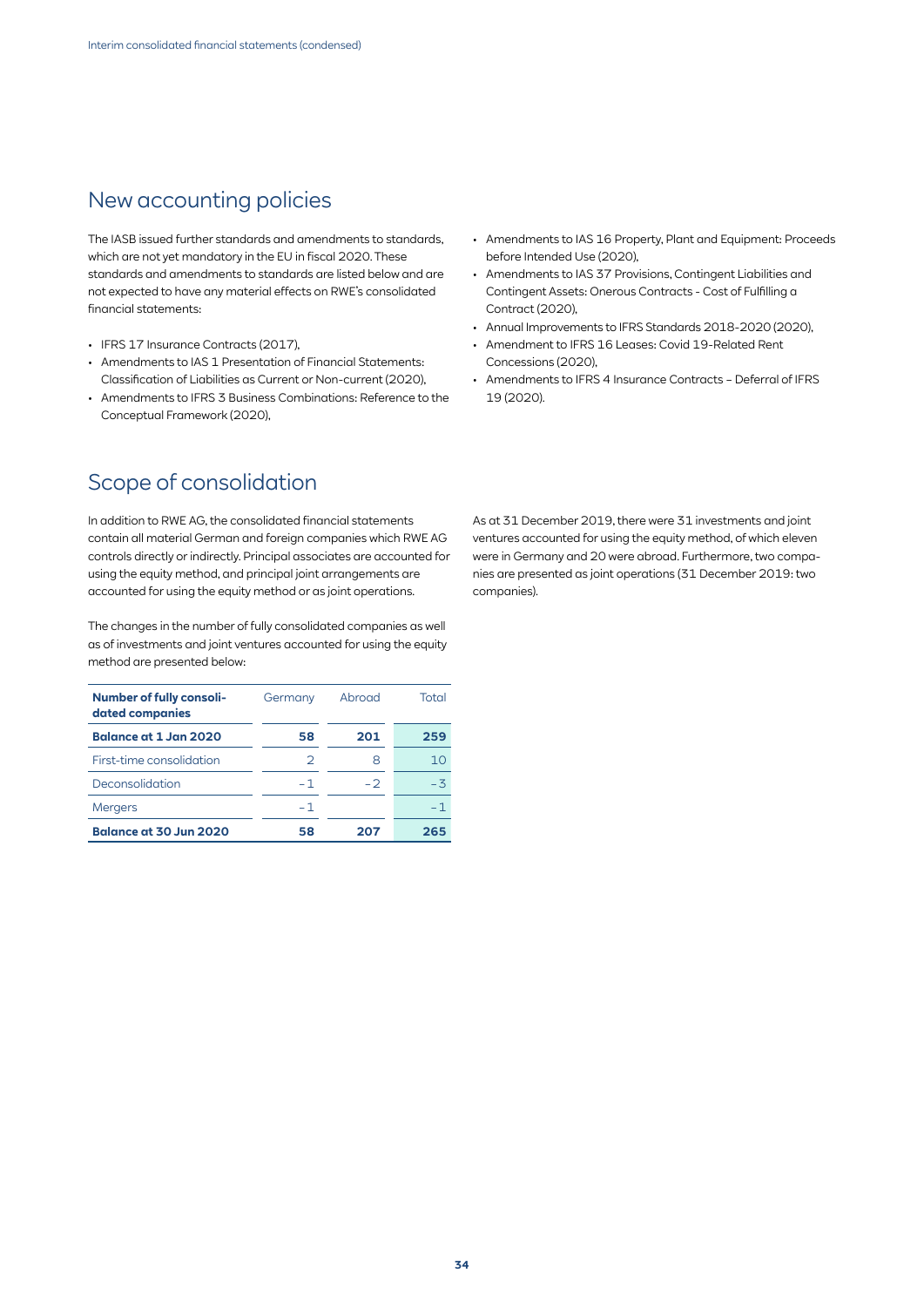## New accounting policies

The IASB issued further standards and amendments to standards, which are not yet mandatory in the EU in fiscal 2020. These standards and amendments to standards are listed below and are not expected to have any material effects on RWE's consolidated financial statements:

- IFRS 17 Insurance Contracts (2017),
- Amendments to IAS 1 Presentation of Financial Statements: Classification of Liabilities as Current or Non-current (2020),
- Amendments to IFRS 3 Business Combinations: Reference to the Conceptual Framework (2020),
- Amendments to IAS 16 Property, Plant and Equipment: Proceeds before Intended Use (2020),
- Amendments to IAS 37 Provisions, Contingent Liabilities and Contingent Assets: Onerous Contracts - Cost of Fulfilling a Contract (2020),
- Annual Improvements to IFRS Standards 2018-2020 (2020),
- Amendment to IFRS 16 Leases: Covid 19-Related Rent Concessions (2020),
- Amendments to IFRS 4 Insurance Contracts – Deferral of IFRS 19 (2020).

## Scope of consolidation

In addition to RWE AG, the consolidated financial statements contain all material German and foreign companies which RWE AG controls directly or indirectly. Principal associates are accounted for using the equity method, and principal joint arrangements are accounted for using the equity method or as joint operations.

The changes in the number of fully consolidated companies as well as of investments and joint ventures accounted for using the equity method are presented below:

| Number of fully consolidated companies | Germany | Abroad | Total |
|---|---|---|---|
| **Balance at 1 Jan 2020** | **58** | **201** | **259** |
| First-time consolidation | 2 | 8 | 10 |
| Deconsolidation | -1 | -2 | -3 |
| Mergers | -1 | | -1 |
| **Balance at 30 Jun 2020** | **58** | **207** | **265** |

As at 31 December 2019, there were 31 investments and joint ventures accounted for using the equity method, of which eleven were in Germany and 20 were abroad. Furthermore, two companies are presented as joint operations (31 December 2019: two companies).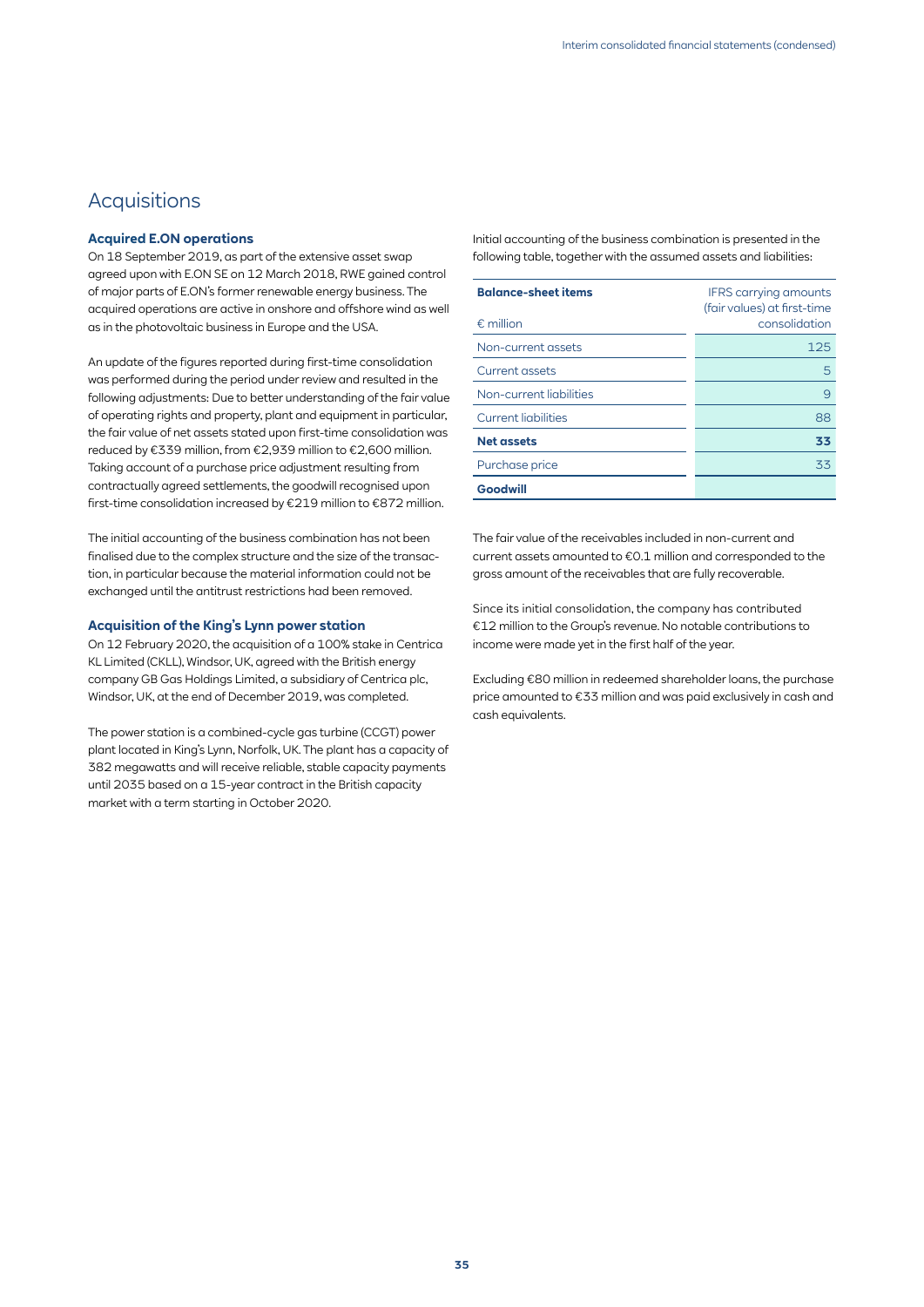## Acquisitions

### Acquired E.ON operations

On 18 September 2019, as part of the extensive asset swap agreed upon with E.ON SE on 12 March 2018, RWE gained control of major parts of E.ON's former renewable energy business. The acquired operations are active in onshore and offshore wind as well as in the photovoltaic business in Europe and the USA.

An update of the figures reported during first-time consolidation was performed during the period under review and resulted in the following adjustments: Due to better understanding of the fair value of operating rights and property, plant and equipment in particular, the fair value of net assets stated upon first-time consolidation was reduced by €339 million, from €2,939 million to €2,600 million. Taking account of a purchase price adjustment resulting from contractually agreed settlements, the goodwill recognised upon first-time consolidation increased by €219 million to €872 million.

The initial accounting of the business combination has not been finalised due to the complex structure and the size of the transaction, in particular because the material information could not be exchanged until the antitrust restrictions had been removed.

### Acquisition of the King's Lynn power station

On 12 February 2020, the acquisition of a 100% stake in Centrica KL Limited (CKLL), Windsor, UK, agreed with the British energy company GB Gas Holdings Limited, a subsidiary of Centrica plc, Windsor, UK, at the end of December 2019, was completed.

The power station is a combined-cycle gas turbine (CCGT) power plant located in King's Lynn, Norfolk, UK. The plant has a capacity of 382 megawatts and will receive reliable, stable capacity payments until 2035 based on a 15-year contract in the British capacity market with a term starting in October 2020.

Initial accounting of the business combination is presented in the following table, together with the assumed assets and liabilities:

| **Balance-sheet items**<br>€ million | IFRS carrying amounts (fair values) at first-time consolidation |
|---|---|
| Non-current assets | 125 |
| Current assets | 5 |
| Non-current liabilities | 9 |
| Current liabilities | 88 |
| **Net assets** | **33** |
| Purchase price | 33 |
| **Goodwill** | |

The fair value of the receivables included in non-current and current assets amounted to €0.1 million and corresponded to the gross amount of the receivables that are fully recoverable.

Since its initial consolidation, the company has contributed €12 million to the Group's revenue. No notable contributions to income were made yet in the first half of the year.

Excluding €80 million in redeemed shareholder loans, the purchase price amounted to €33 million and was paid exclusively in cash and cash equivalents.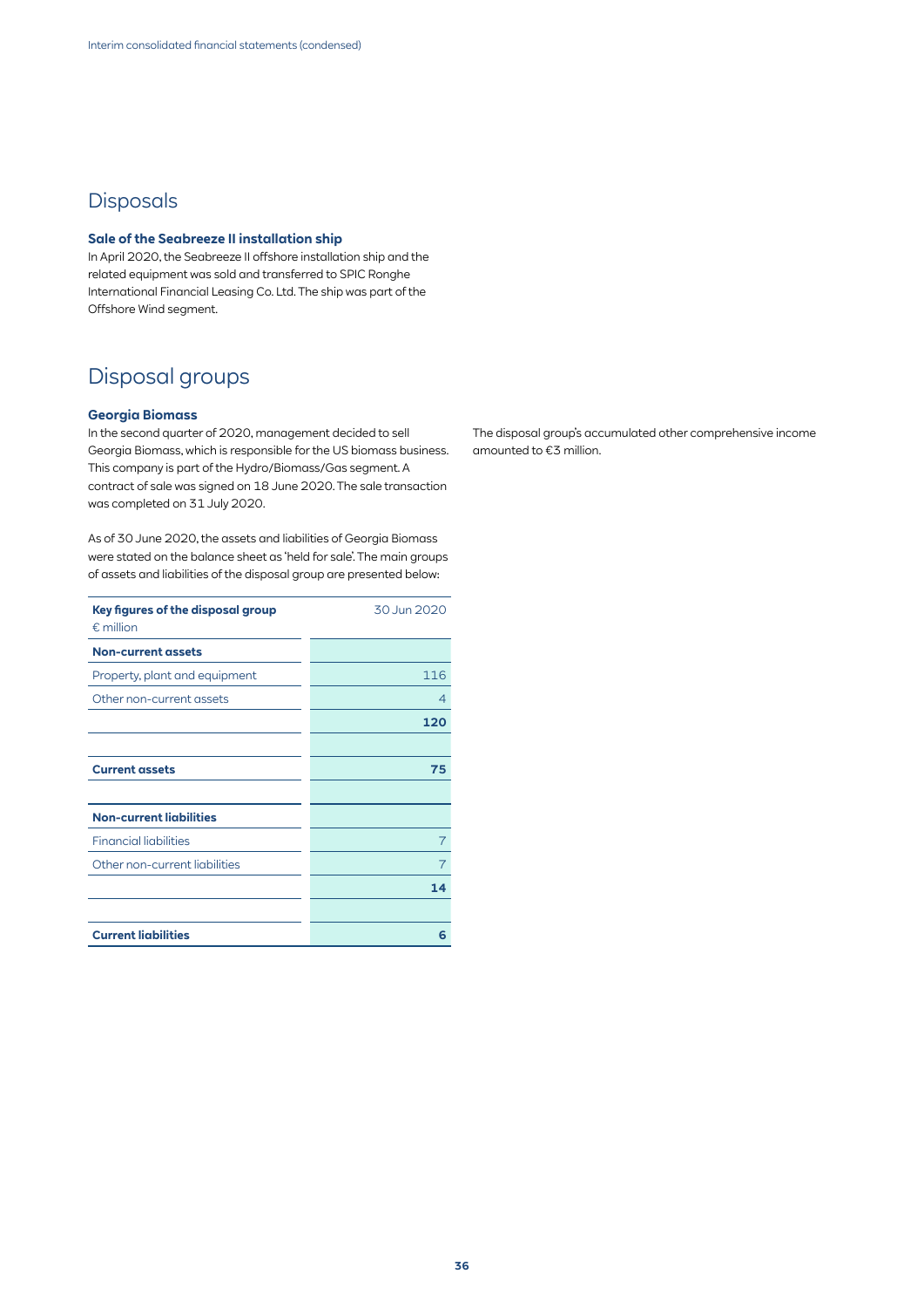# Disposals

### Sale of the Seabreeze II installation ship

In April 2020, the Seabreeze II offshore installation ship and the related equipment was sold and transferred to SPIC Ronghe International Financial Leasing Co. Ltd. The ship was part of the Offshore Wind segment.

# Disposal groups

### Georgia Biomass

In the second quarter of 2020, management decided to sell Georgia Biomass, which is responsible for the US biomass business. This company is part of the Hydro/Biomass/Gas segment. A contract of sale was signed on 18 June 2020. The sale transaction was completed on 31 July 2020.

As of 30 June 2020, the assets and liabilities of Georgia Biomass were stated on the balance sheet as 'held for sale'. The main groups of assets and liabilities of the disposal group are presented below:

| **Key figures of the disposal group**<br>€ million | 30 Jun 2020 |
|---|---|
| **Non-current assets** | |
| Property, plant and equipment | 116 |
| Other non-current assets | 4 |
| | **120** |
| | |
| **Current assets** | **75** |
| | |
| **Non-current liabilities** | |
| Financial liabilities | 7 |
| Other non-current liabilities | 7 |
| | **14** |
| | |
| **Current liabilities** | **6** |

The disposal group's accumulated other comprehensive income amounted to €3 million.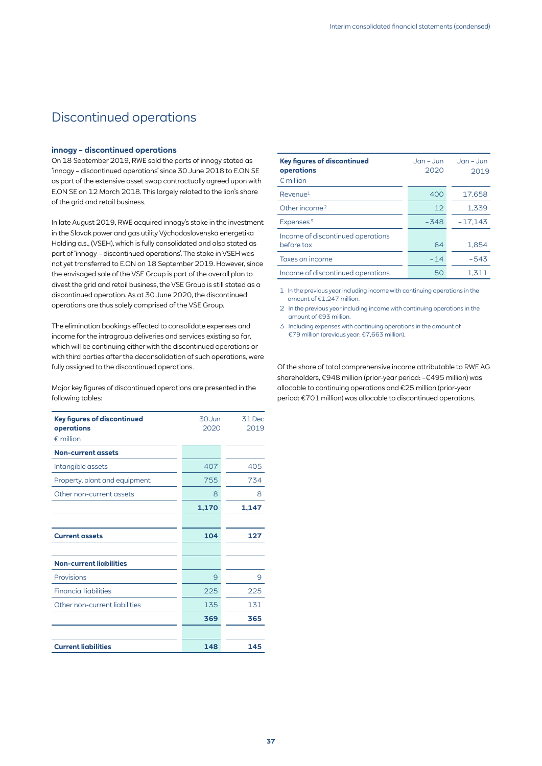# Discontinued operations

### innogy – discontinued operations

On 18 September 2019, RWE sold the parts of innogy stated as 'innogy – discontinued operations' since 30 June 2018 to E.ON SE as part of the extensive asset swap contractually agreed upon with E.ON SE on 12 March 2018. This largely related to the lion's share of the grid and retail business.

In late August 2019, RWE acquired innogy's stake in the investment in the Slovak power and gas utility Východoslovenská energetika Holding a.s., (VSEH), which is fully consolidated and also stated as part of 'innogy – discontinued operations'. The stake in VSEH was not yet transferred to E.ON on 18 September 2019. However, since the envisaged sale of the VSE Group is part of the overall plan to divest the grid and retail business, the VSE Group is still stated as a discontinued operation. As at 30 June 2020, the discontinued operations are thus solely comprised of the VSE Group.

The elimination bookings effected to consolidate expenses and income for the intragroup deliveries and services existing so far, which will be continuing either with the discontinued operations or with third parties after the deconsolidation of such operations, were fully assigned to the discontinued operations.

Major key figures of discontinued operations are presented in the following tables:

| **Key figures of discontinued operations**<br>€ million | 30 Jun 2020 | 31 Dec 2019 |
|---|---|---|
| **Non-current assets** | | |
| Intangible assets | 407 | 405 |
| Property, plant and equipment | 755 | 734 |
| Other non-current assets | 8 | 8 |
| | **1,170** | **1,147** |
| **Current assets** | **104** | **127** |
| **Non-current liabilities** | | |
| Provisions | 9 | 9 |
| Financial liabilities | 225 | 225 |
| Other non-current liabilities | 135 | 131 |
| | **369** | **365** |
| **Current liabilities** | **148** | **145** |

| **Key figures of discontinued operations**<br>€ million | Jan – Jun 2020 | Jan – Jun 2019 |
|---|---|---|
| Revenue[1] | 400 | 17,658 |
| Other income[2] | 12 | 1,339 |
| Expenses[3] | -348 | -17,143 |
| Income of discontinued operations before tax | 64 | 1,854 |
| Taxes on income | -14 | -543 |
| Income of discontinued operations | 50 | 1,311 |

1 In the previous year including income with continuing operations in the amount of €1,247 million.

2 In the previous year including income with continuing operations in the amount of €93 million.

3 Including expenses with continuing operations in the amount of €79 million (previous year: €7,663 million).

Of the share of total comprehensive income attributable to RWE AG shareholders, €948 million (prior-year period: –€495 million) was allocable to continuing operations and €25 million (prior-year period: €701 million) was allocable to discontinued operations.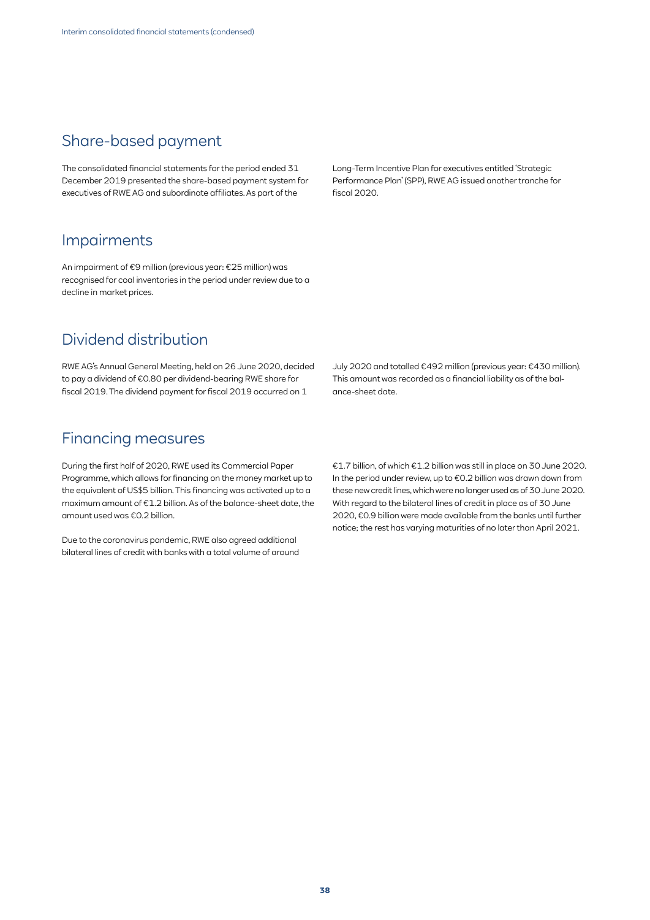## Share-based payment

The consolidated financial statements for the period ended 31 December 2019 presented the share-based payment system for executives of RWE AG and subordinate affiliates. As part of the Long-Term Incentive Plan for executives entitled 'Strategic Performance Plan' (SPP), RWE AG issued another tranche for fiscal 2020.

## Impairments

An impairment of €9 million (previous year: €25 million) was recognised for coal inventories in the period under review due to a decline in market prices.

## Dividend distribution

RWE AG's Annual General Meeting, held on 26 June 2020, decided to pay a dividend of €0.80 per dividend-bearing RWE share for fiscal 2019. The dividend payment for fiscal 2019 occurred on 1 July 2020 and totalled €492 million (previous year: €430 million). This amount was recorded as a financial liability as of the balance-sheet date.

## Financing measures

During the first half of 2020, RWE used its Commercial Paper Programme, which allows for financing on the money market up to the equivalent of US$5 billion. This financing was activated up to a maximum amount of €1.2 billion. As of the balance-sheet date, the amount used was €0.2 billion.

Due to the coronavirus pandemic, RWE also agreed additional bilateral lines of credit with banks with a total volume of around €1.7 billion, of which €1.2 billion was still in place on 30 June 2020. In the period under review, up to €0.2 billion was drawn down from these new credit lines, which were no longer used as of 30 June 2020. With regard to the bilateral lines of credit in place as of 30 June 2020, €0.9 billion were made available from the banks until further notice; the rest has varying maturities of no later than April 2021.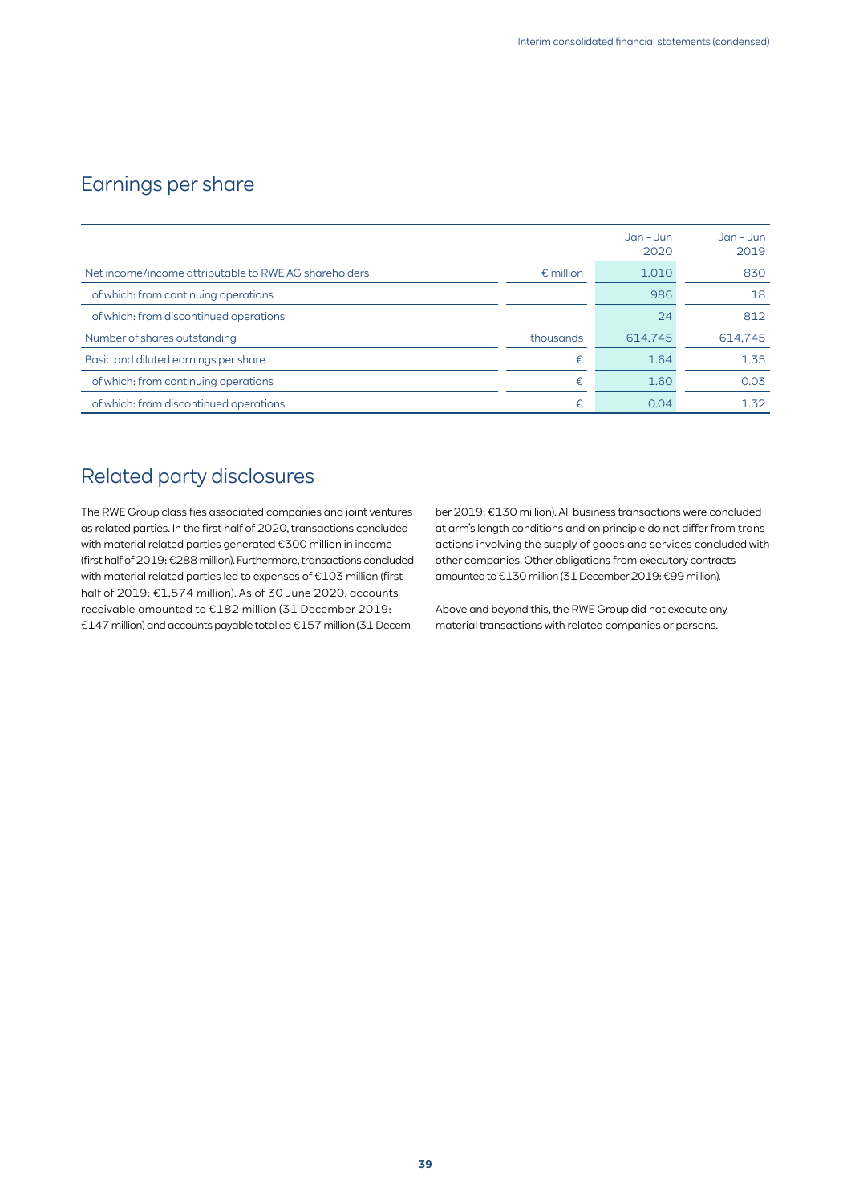## Earnings per share

| | | Jan – Jun 2020 | Jan – Jun 2019 |
|---|---|---|---|
| Net income/income attributable to RWE AG shareholders | € million | 1,010 | 830 |
| of which: from continuing operations | | 986 | 18 |
| of which: from discontinued operations | | 24 | 812 |
| Number of shares outstanding | thousands | 614,745 | 614,745 |
| Basic and diluted earnings per share | € | 1.64 | 1.35 |
| of which: from continuing operations | € | 1.60 | 0.03 |
| of which: from discontinued operations | € | 0.04 | 1.32 |

## Related party disclosures

The RWE Group classifies associated companies and joint ventures as related parties. In the first half of 2020, transactions concluded with material related parties generated €300 million in income (first half of 2019: €288 million). Furthermore, transactions concluded with material related parties led to expenses of €103 million (first half of 2019: €1,574 million). As of 30 June 2020, accounts receivable amounted to €182 million (31 December 2019: €147 million) and accounts payable totalled €157 million (31 December 2019: €130 million). All business transactions were concluded at arm's length conditions and on principle do not differ from transactions involving the supply of goods and services concluded with other companies. Other obligations from executory contracts amounted to €130 million (31 December 2019: €99 million).

Above and beyond this, the RWE Group did not execute any material transactions with related companies or persons.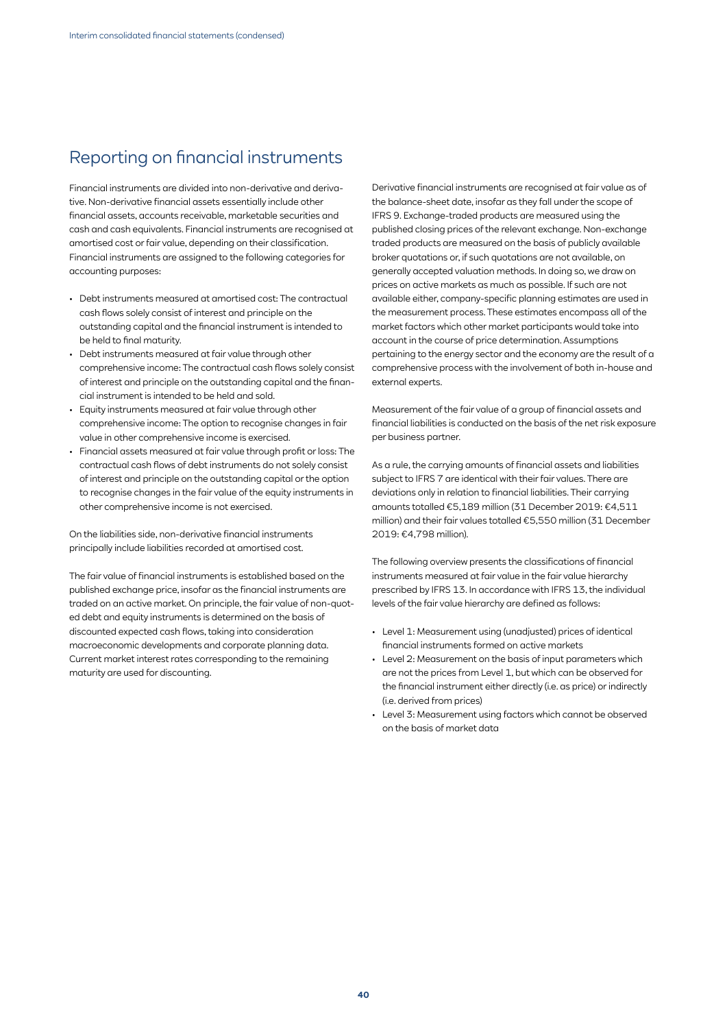## Reporting on financial instruments

Financial instruments are divided into non-derivative and derivative. Non-derivative financial assets essentially include other financial assets, accounts receivable, marketable securities and cash and cash equivalents. Financial instruments are recognised at amortised cost or fair value, depending on their classification. Financial instruments are assigned to the following categories for accounting purposes:

- Debt instruments measured at amortised cost: The contractual cash flows solely consist of interest and principle on the outstanding capital and the financial instrument is intended to be held to final maturity.
- Debt instruments measured at fair value through other comprehensive income: The contractual cash flows solely consist of interest and principle on the outstanding capital and the financial instrument is intended to be held and sold.
- Equity instruments measured at fair value through other comprehensive income: The option to recognise changes in fair value in other comprehensive income is exercised.
- Financial assets measured at fair value through profit or loss: The contractual cash flows of debt instruments do not solely consist of interest and principle on the outstanding capital or the option to recognise changes in the fair value of the equity instruments in other comprehensive income is not exercised.

On the liabilities side, non-derivative financial instruments principally include liabilities recorded at amortised cost.

The fair value of financial instruments is established based on the published exchange price, insofar as the financial instruments are traded on an active market. On principle, the fair value of non-quoted debt and equity instruments is determined on the basis of discounted expected cash flows, taking into consideration macroeconomic developments and corporate planning data. Current market interest rates corresponding to the remaining maturity are used for discounting.

Derivative financial instruments are recognised at fair value as of the balance-sheet date, insofar as they fall under the scope of IFRS 9. Exchange-traded products are measured using the published closing prices of the relevant exchange. Non-exchange traded products are measured on the basis of publicly available broker quotations or, if such quotations are not available, on generally accepted valuation methods. In doing so, we draw on prices on active markets as much as possible. If such are not available either, company-specific planning estimates are used in the measurement process. These estimates encompass all of the market factors which other market participants would take into account in the course of price determination. Assumptions pertaining to the energy sector and the economy are the result of a comprehensive process with the involvement of both in-house and external experts.

Measurement of the fair value of a group of financial assets and financial liabilities is conducted on the basis of the net risk exposure per business partner.

As a rule, the carrying amounts of financial assets and liabilities subject to IFRS 7 are identical with their fair values. There are deviations only in relation to financial liabilities. Their carrying amounts totalled €5,189 million (31 December 2019: €4,511 million) and their fair values totalled €5,550 million (31 December 2019: €4,798 million).

The following overview presents the classifications of financial instruments measured at fair value in the fair value hierarchy prescribed by IFRS 13. In accordance with IFRS 13, the individual levels of the fair value hierarchy are defined as follows:

- Level 1: Measurement using (unadjusted) prices of identical financial instruments formed on active markets
- Level 2: Measurement on the basis of input parameters which are not the prices from Level 1, but which can be observed for the financial instrument either directly (i.e. as price) or indirectly (i.e. derived from prices)
- Level 3: Measurement using factors which cannot be observed on the basis of market data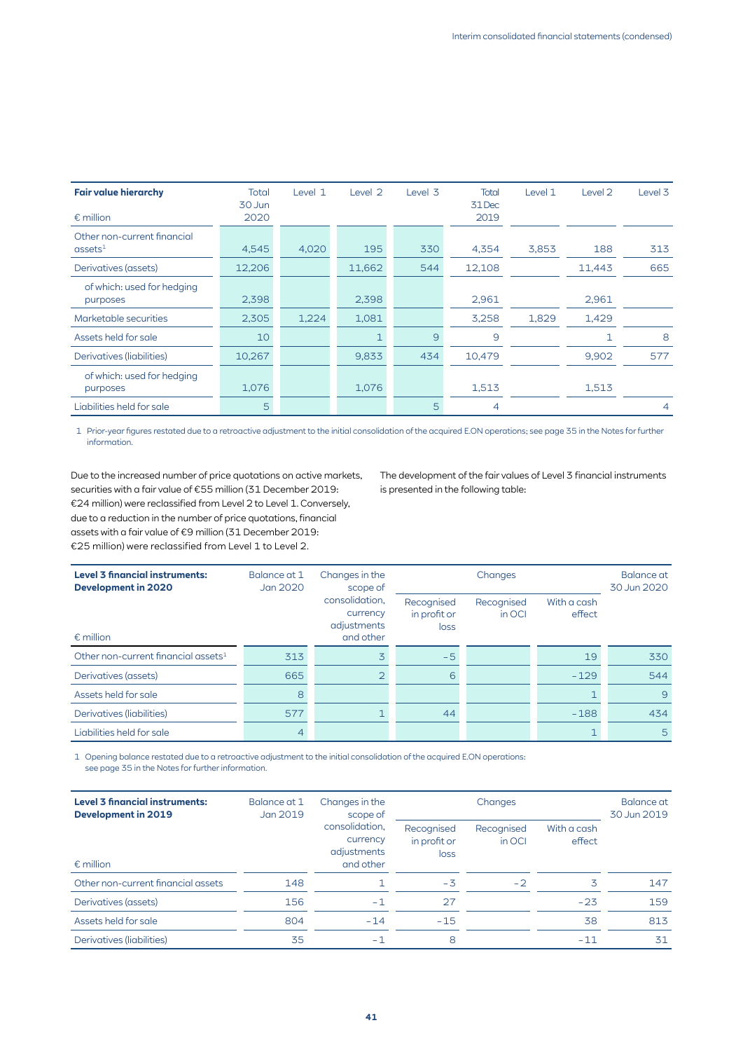| Fair value hierarchy<br><br>€ million | Total 30 Jun 2020 | Level 1 | Level 2 | Level 3 | Total 31 Dec 2019 | Level 1 | Level 2 | Level 3 |
|---|---|---|---|---|---|---|---|---|
| Other non-current financial assets[1] | 4,545 | 4,020 | 195 | 330 | 4,354 | 3,853 | 188 | 313 |
| Derivatives (assets) | 12,206 | | 11,662 | 544 | 12,108 | | 11,443 | 665 |
| of which: used for hedging purposes | 2,398 | | 2,398 | | 2,961 | | 2,961 | |
| Marketable securities | 2,305 | 1,224 | 1,081 | | 3,258 | 1,829 | 1,429 | |
| Assets held for sale | 10 | | 1 | 9 | 9 | | 1 | 8 |
| Derivatives (liabilities) | 10,267 | | 9,833 | 434 | 10,479 | | 9,902 | 577 |
| of which: used for hedging purposes | 1,076 | | 1,076 | | 1,513 | | 1,513 | |
| Liabilities held for sale | 5 | | | 5 | 4 | | | 4 |

1 Prior-year figures restated due to a retroactive adjustment to the initial consolidation of the acquired E.ON operations; see page 35 in the Notes for further information.

Due to the increased number of price quotations on active markets, securities with a fair value of €55 million (31 December 2019: €24 million) were reclassified from Level 2 to Level 1. Conversely, due to a reduction in the number of price quotations, financial assets with a fair value of €9 million (31 December 2019: €25 million) were reclassified from Level 1 to Level 2.

The development of the fair values of Level 3 financial instruments is presented in the following table:

| Level 3 financial instruments: Development in 2020<br><br>€ million | Balance at 1 Jan 2020 | Changes in the scope of consolidation, currency adjustments and other | Changes | | | Balance at 30 Jun 2020 |
|---|---|---|---|---|---|---|
| | | | Recognised in profit or loss | Recognised in OCI | With a cash effect | |
| Other non-current financial assets[1] | 313 | 3 | -5 | | 19 | 330 |
| Derivatives (assets) | 665 | 2 | 6 | | -129 | 544 |
| Assets held for sale | 8 | | | | 1 | 9 |
| Derivatives (liabilities) | 577 | 1 | 44 | | -188 | 434 |
| Liabilities held for sale | 4 | | | | 1 | 5 |

1 Opening balance restated due to a retroactive adjustment to the initial consolidation of the acquired E.ON operations: see page 35 in the Notes for further information.

| Level 3 financial instruments: Development in 2019<br><br>€ million | Balance at 1 Jan 2019 | Changes in the scope of consolidation, currency adjustments and other | Changes | | | Balance at 30 Jun 2019 |
|---|---|---|---|---|---|---|
| | | | Recognised in profit or loss | Recognised in OCI | With a cash effect | |
| Other non-current financial assets | 148 | 1 | -3 | -2 | 3 | 147 |
| Derivatives (assets) | 156 | -1 | 27 | | -23 | 159 |
| Assets held for sale | 804 | -14 | -15 | | 38 | 813 |
| Derivatives (liabilities) | 35 | -1 | 8 | | -11 | 31 |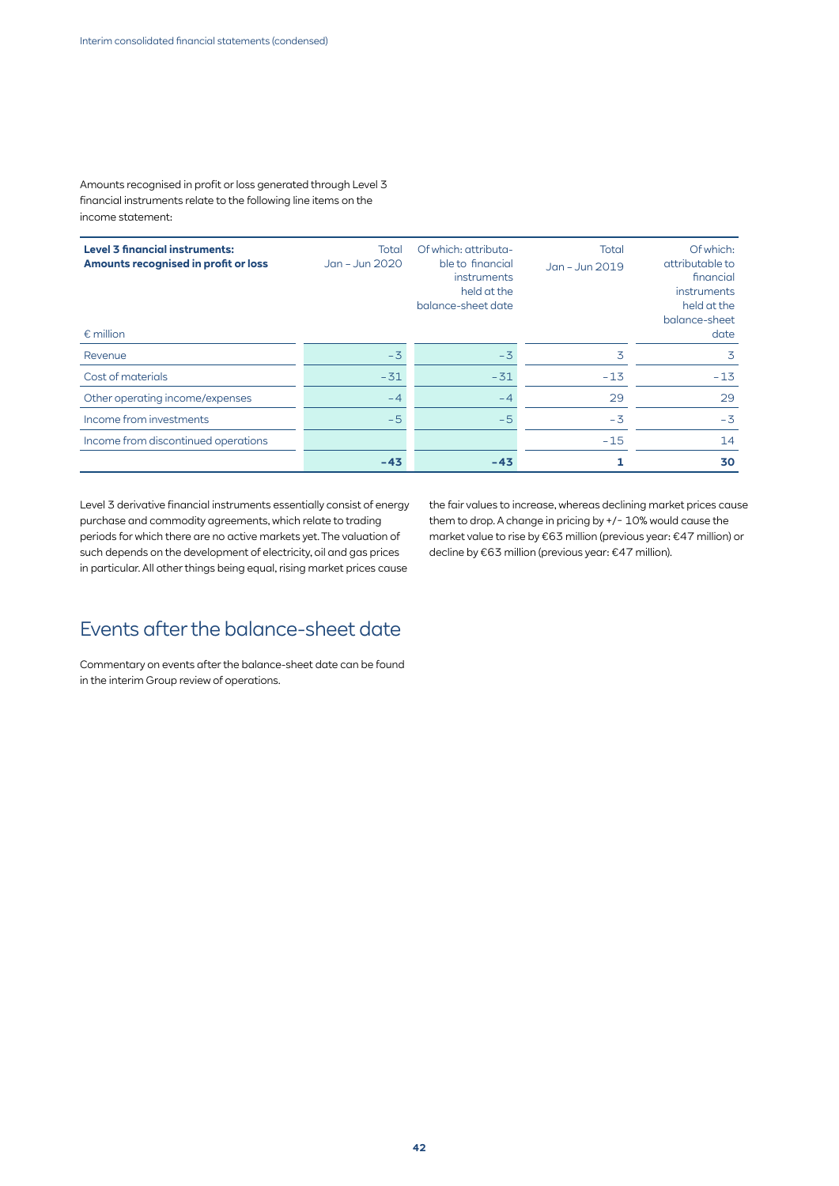Amounts recognised in profit or loss generated through Level 3 financial instruments relate to the following line items on the income statement:

| **Level 3 financial instruments: Amounts recognised in profit or loss** <br> € million | Total Jan – Jun 2020 | Of which: attributable to financial instruments held at the balance-sheet date | Total Jan – Jun 2019 | Of which: attributable to financial instruments held at the balance-sheet date |
|---|---|---|---|---|
| Revenue | -3 | -3 | 3 | 3 |
| Cost of materials | -31 | -31 | -13 | -13 |
| Other operating income/expenses | -4 | -4 | 29 | 29 |
| Income from investments | -5 | -5 | -3 | -3 |
| Income from discontinued operations | | | -15 | 14 |
| | **-43** | **-43** | **1** | **30** |

Level 3 derivative financial instruments essentially consist of energy purchase and commodity agreements, which relate to trading periods for which there are no active markets yet. The valuation of such depends on the development of electricity, oil and gas prices in particular. All other things being equal, rising market prices cause the fair values to increase, whereas declining market prices cause them to drop. A change in pricing by +/- 10% would cause the market value to rise by €63 million (previous year: €47 million) or decline by €63 million (previous year: €47 million).

# Events after the balance-sheet date

Commentary on events after the balance-sheet date can be found in the interim Group review of operations.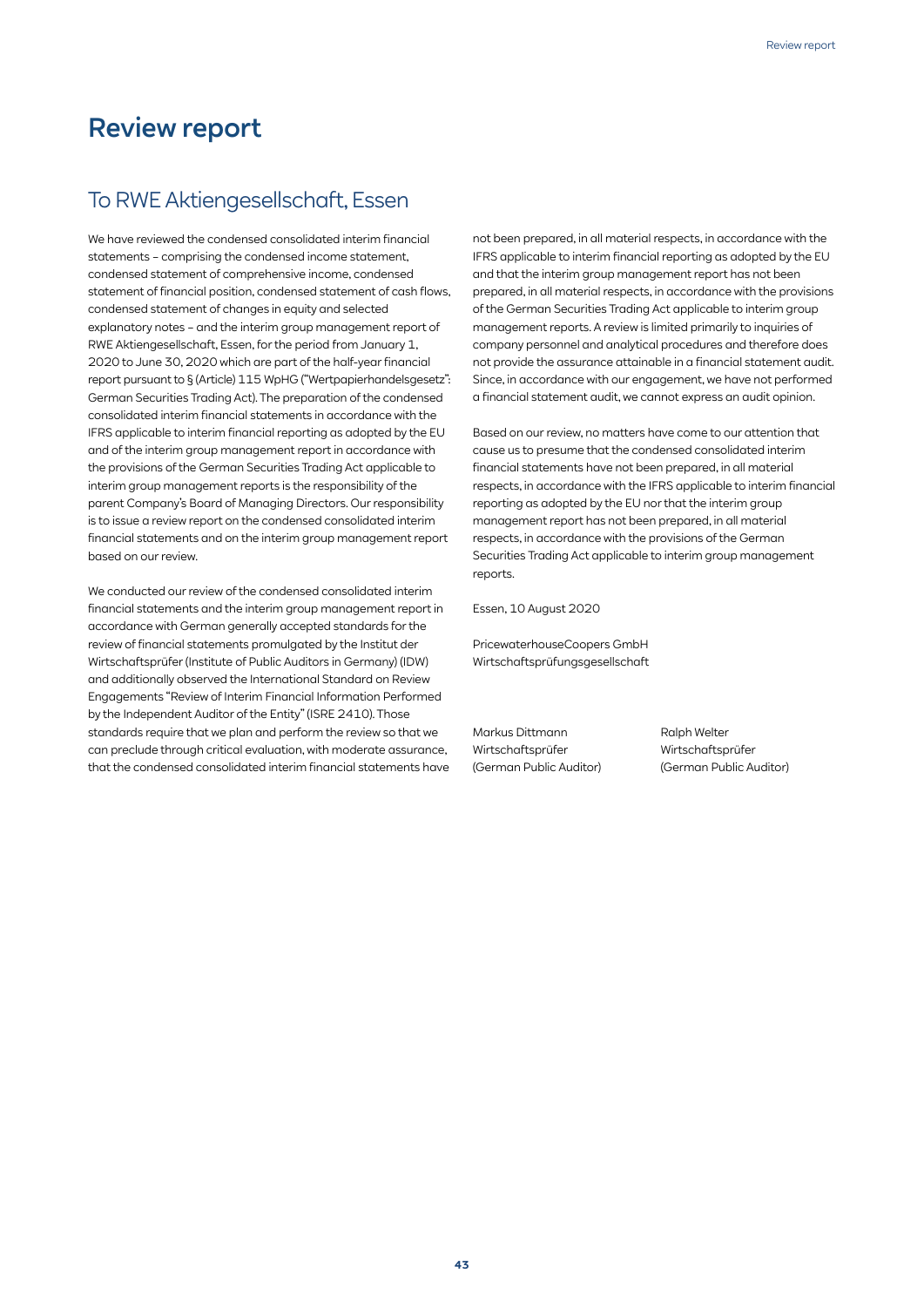# Review report

## To RWE Aktiengesellschaft, Essen

We have reviewed the condensed consolidated interim financial statements – comprising the condensed income statement, condensed statement of comprehensive income, condensed statement of financial position, condensed statement of cash flows, condensed statement of changes in equity and selected explanatory notes – and the interim group management report of RWE Aktiengesellschaft, Essen, for the period from January 1, 2020 to June 30, 2020 which are part of the half-year financial report pursuant to § (Article) 115 WpHG ("Wertpapierhandelsgesetz": German Securities Trading Act). The preparation of the condensed consolidated interim financial statements in accordance with the IFRS applicable to interim financial reporting as adopted by the EU and of the interim group management report in accordance with the provisions of the German Securities Trading Act applicable to interim group management reports is the responsibility of the parent Company's Board of Managing Directors. Our responsibility is to issue a review report on the condensed consolidated interim financial statements and on the interim group management report based on our review.

We conducted our review of the condensed consolidated interim financial statements and the interim group management report in accordance with German generally accepted standards for the review of financial statements promulgated by the Institut der Wirtschaftsprüfer (Institute of Public Auditors in Germany) (IDW) and additionally observed the International Standard on Review Engagements "Review of Interim Financial Information Performed by the Independent Auditor of the Entity" (ISRE 2410). Those standards require that we plan and perform the review so that we can preclude through critical evaluation, with moderate assurance, that the condensed consolidated interim financial statements have not been prepared, in all material respects, in accordance with the IFRS applicable to interim financial reporting as adopted by the EU and that the interim group management report has not been prepared, in all material respects, in accordance with the provisions of the German Securities Trading Act applicable to interim group management reports. A review is limited primarily to inquiries of company personnel and analytical procedures and therefore does not provide the assurance attainable in a financial statement audit. Since, in accordance with our engagement, we have not performed a financial statement audit, we cannot express an audit opinion.

Based on our review, no matters have come to our attention that cause us to presume that the condensed consolidated interim financial statements have not been prepared, in all material respects, in accordance with the IFRS applicable to interim financial reporting as adopted by the EU nor that the interim group management report has not been prepared, in all material respects, in accordance with the provisions of the German Securities Trading Act applicable to interim group management reports.

Essen, 10 August 2020

PricewaterhouseCoopers GmbH
Wirtschaftsprüfungsgesellschaft

Markus Dittmann
Wirtschaftsprüfer
(German Public Auditor)

Ralph Welter
Wirtschaftsprüfer
(German Public Auditor)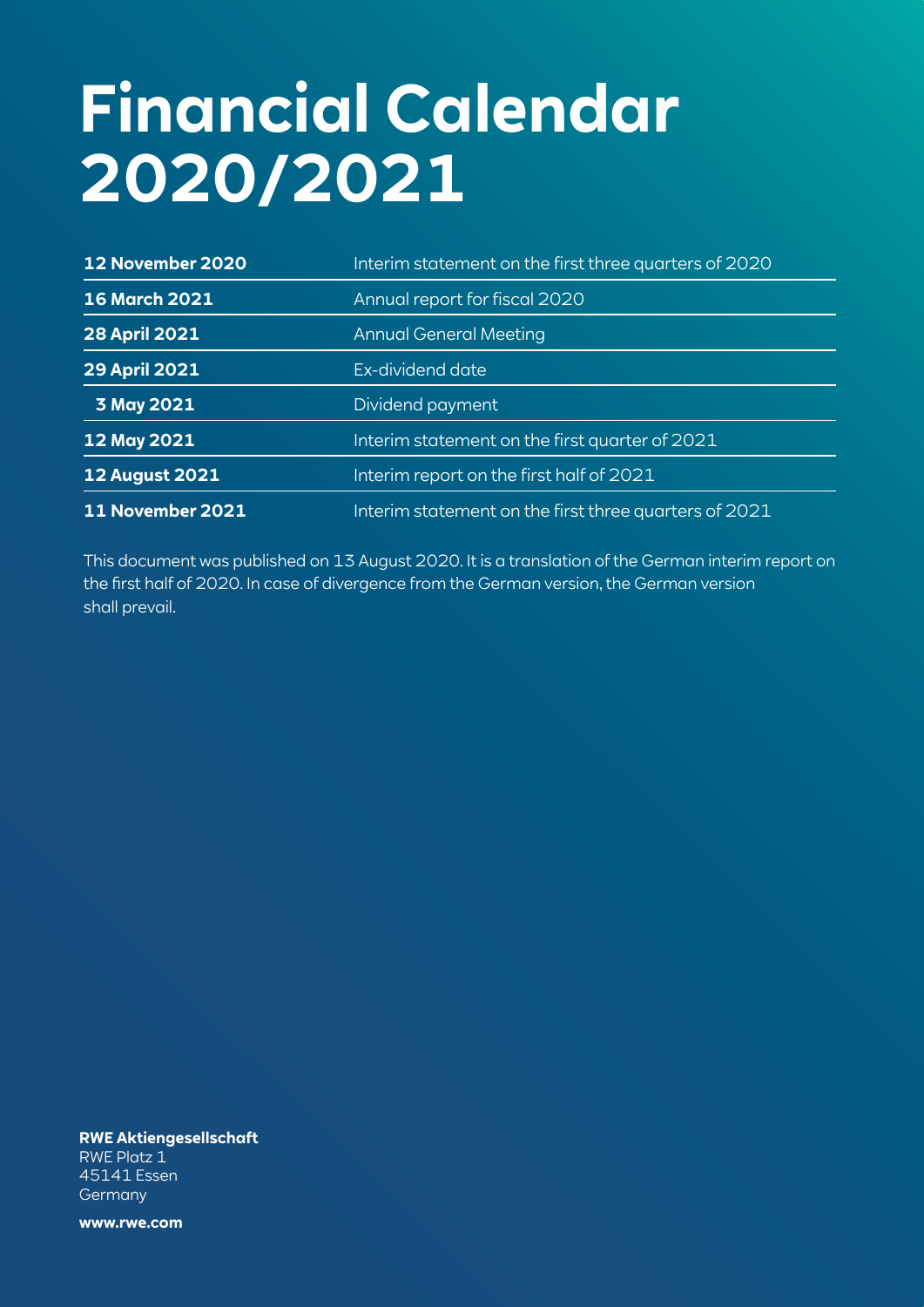# Financial Calendar 2020/2021

| | |
|---|---|
| **12 November 2020** | Interim statement on the first three quarters of 2020 |
| **16 March 2021** | Annual report for fiscal 2020 |
| **28 April 2021** | Annual General Meeting |
| **29 April 2021** | Ex-dividend date |
| **3 May 2021** | Dividend payment |
| **12 May 2021** | Interim statement on the first quarter of 2021 |
| **12 August 2021** | Interim report on the first half of 2021 |
| **11 November 2021** | Interim statement on the first three quarters of 2021 |

This document was published on 13 August 2020. It is a translation of the German interim report on the first half of 2020. In case of divergence from the German version, the German version shall prevail.

**RWE Aktiengesellschaft**
RWE Platz 1
45141 Essen
Germany

**www.rwe.com**